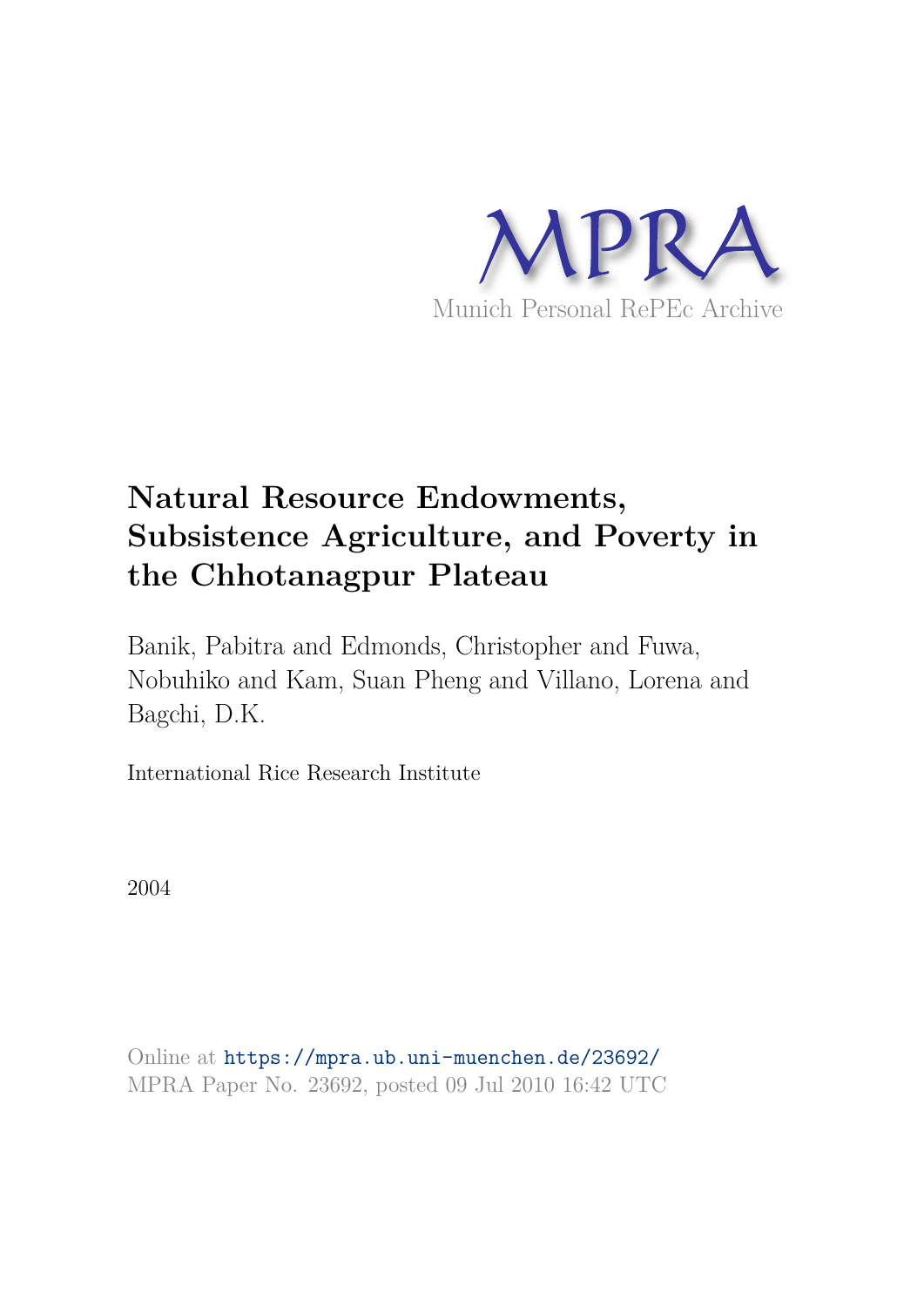MPRA

Munich Personal RePEc Archive

# Natural Resource Endowments, Subsistence Agriculture, and Poverty in the Chhotanagpur Plateau

Banik, Pabitra and Edmonds, Christopher and Fuwa, Nobuhiko and Kam, Suan Pheng and Villano, Lorena and Bagchi, D.K.

International Rice Research Institute

2004

Online at https://mpra.ub.uni-muenchen.de/23692/
MPRA Paper No. 23692, posted 09 Jul 2010 16:42 UTC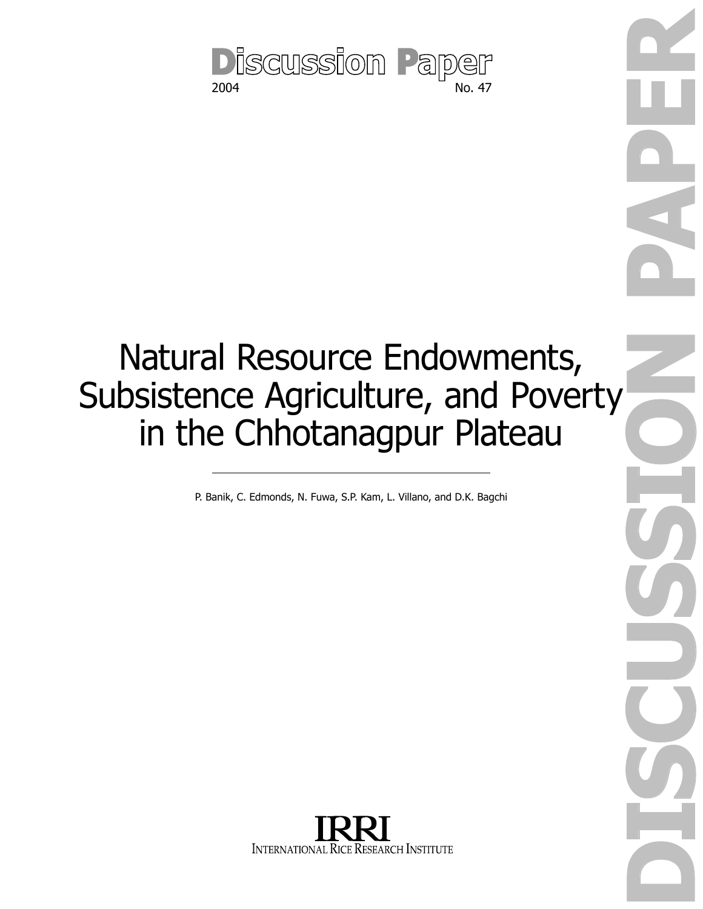# Discussion Paper

2004 No. 47

# Natural Resource Endowments, Subsistence Agriculture, and Poverty in the Chhotanagpur Plateau

P. Banik, C. Edmonds, N. Fuwa, S.P. Kam, L. Villano, and D.K. Bagchi

IRRI

INTERNATIONAL RICE RESEARCH INSTITUTE

DISCUSSION PAPER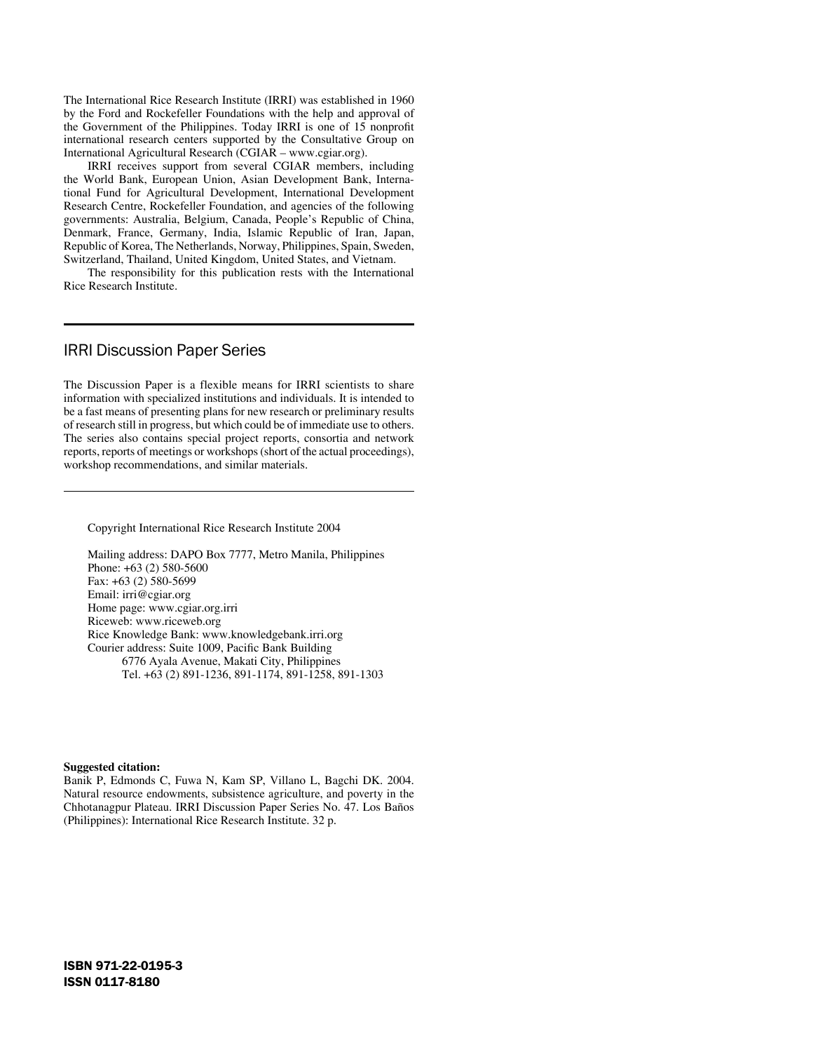The International Rice Research Institute (IRRI) was established in 1960 by the Ford and Rockefeller Foundations with the help and approval of the Government of the Philippines. Today IRRI is one of 15 nonprofit international research centers supported by the Consultative Group on International Agricultural Research (CGIAR – www.cgiar.org).

IRRI receives support from several CGIAR members, including the World Bank, European Union, Asian Development Bank, International Fund for Agricultural Development, International Development Research Centre, Rockefeller Foundation, and agencies of the following governments: Australia, Belgium, Canada, People's Republic of China, Denmark, France, Germany, India, Islamic Republic of Iran, Japan, Republic of Korea, The Netherlands, Norway, Philippines, Spain, Sweden, Switzerland, Thailand, United Kingdom, United States, and Vietnam.

The responsibility for this publication rests with the International Rice Research Institute.

## IRRI Discussion Paper Series

The Discussion Paper is a flexible means for IRRI scientists to share information with specialized institutions and individuals. It is intended to be a fast means of presenting plans for new research or preliminary results of research still in progress, but which could be of immediate use to others. The series also contains special project reports, consortia and network reports, reports of meetings or workshops (short of the actual proceedings), workshop recommendations, and similar materials.

Copyright International Rice Research Institute 2004

Mailing address: DAPO Box 7777, Metro Manila, Philippines
Phone: +63 (2) 580-5600
Fax: +63 (2) 580-5699
Email: irri@cgiar.org
Home page: www.cgiar.org.irri
Riceweb: www.riceweb.org
Rice Knowledge Bank: www.knowledgebank.irri.org
Courier address: Suite 1009, Pacific Bank Building
6776 Ayala Avenue, Makati City, Philippines
Tel. +63 (2) 891-1236, 891-1174, 891-1258, 891-1303

**Suggested citation:**
Banik P, Edmonds C, Fuwa N, Kam SP, Villano L, Bagchi DK. 2004. Natural resource endowments, subsistence agriculture, and poverty in the Chhotanagpur Plateau. IRRI Discussion Paper Series No. 47. Los Baños (Philippines): International Rice Research Institute. 32 p.

**ISBN 971-22-0195-3**
**ISSN 0117-8180**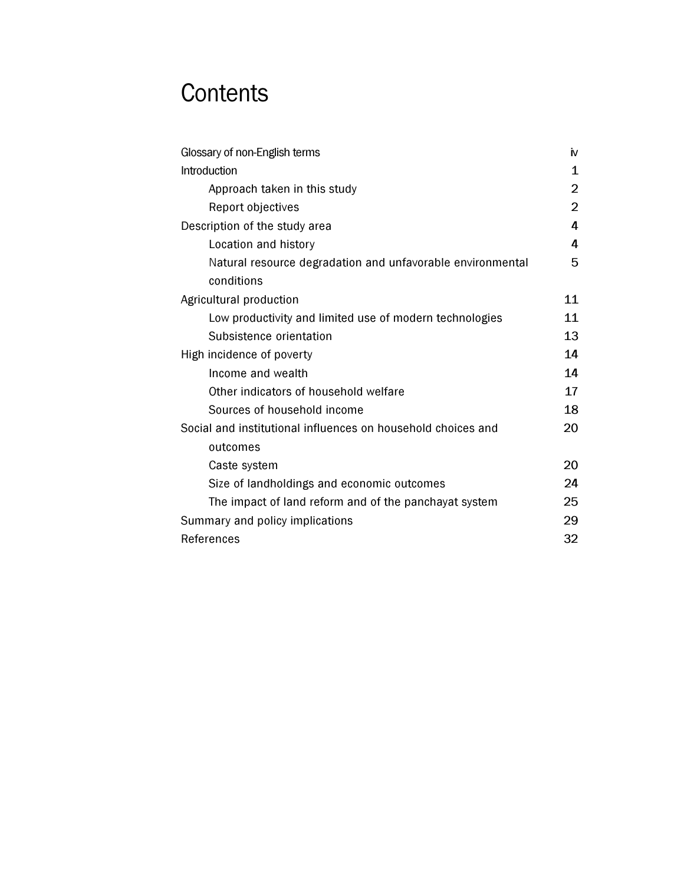# Contents

| | |
|---|---|
| Glossary of non-English terms | iv |
| Introduction | 1 |
| Approach taken in this study | 2 |
| Report objectives | 2 |
| Description of the study area | 4 |
| Location and history | 4 |
| Natural resource degradation and unfavorable environmental conditions | 5 |
| Agricultural production | 11 |
| Low productivity and limited use of modern technologies | 11 |
| Subsistence orientation | 13 |
| High incidence of poverty | 14 |
| Income and wealth | 14 |
| Other indicators of household welfare | 17 |
| Sources of household income | 18 |
| Social and institutional influences on household choices and outcomes | 20 |
| Caste system | 20 |
| Size of landholdings and economic outcomes | 24 |
| The impact of land reform and of the panchayat system | 25 |
| Summary and policy implications | 29 |
| References | 32 |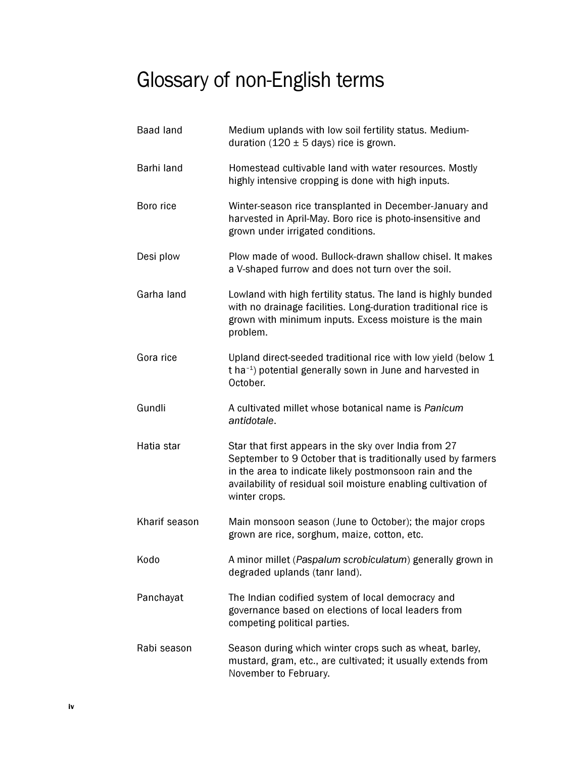# Glossary of non-English terms

| | |
|---|---|
| Baad land | Medium uplands with low soil fertility status. Medium-duration (120 ± 5 days) rice is grown. |
| Barhi land | Homestead cultivable land with water resources. Mostly highly intensive cropping is done with high inputs. |
| Boro rice | Winter-season rice transplanted in December-January and harvested in April-May. Boro rice is photo-insensitive and grown under irrigated conditions. |
| Desi plow | Plow made of wood. Bullock-drawn shallow chisel. It makes a V-shaped furrow and does not turn over the soil. |
| Garha land | Lowland with high fertility status. The land is highly bunded with no drainage facilities. Long-duration traditional rice is grown with minimum inputs. Excess moisture is the main problem. |
| Gora rice | Upland direct-seeded traditional rice with low yield (below 1 t $ha^{-1}$) potential generally sown in June and harvested in October. |
| Gundli | A cultivated millet whose botanical name is *Panicum antidotale*. |
| Hatia star | Star that first appears in the sky over India from 27 September to 9 October that is traditionally used by farmers in the area to indicate likely postmonsoon rain and the availability of residual soil moisture enabling cultivation of winter crops. |
| Kharif season | Main monsoon season (June to October); the major crops grown are rice, sorghum, maize, cotton, etc. |
| Kodo | A minor millet (*Paspalum scrobiculatum*) generally grown in degraded uplands (tanr land). |
| Panchayat | The Indian codified system of local democracy and governance based on elections of local leaders from competing political parties. |
| Rabi season | Season during which winter crops such as wheat, barley, mustard, gram, etc., are cultivated; it usually extends from November to February. |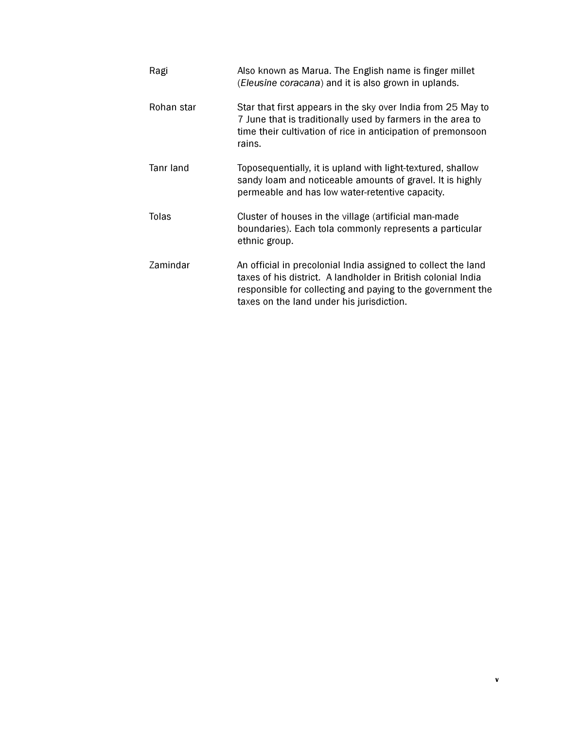| | |
|---|---|
| Ragi | Also known as Marua. The English name is finger millet (*Eleusine coracana*) and it is also grown in uplands. |
| Rohan star | Star that first appears in the sky over India from 25 May to 7 June that is traditionally used by farmers in the area to time their cultivation of rice in anticipation of premonsoon rains. |
| Tanr land | Toposequentially, it is upland with light-textured, shallow sandy loam and noticeable amounts of gravel. It is highly permeable and has low water-retentive capacity. |
| Tolas | Cluster of houses in the village (artificial man-made boundaries). Each tola commonly represents a particular ethnic group. |
| Zamindar | An official in precolonial India assigned to collect the land taxes of his district. A landholder in British colonial India responsible for collecting and paying to the government the taxes on the land under his jurisdiction. |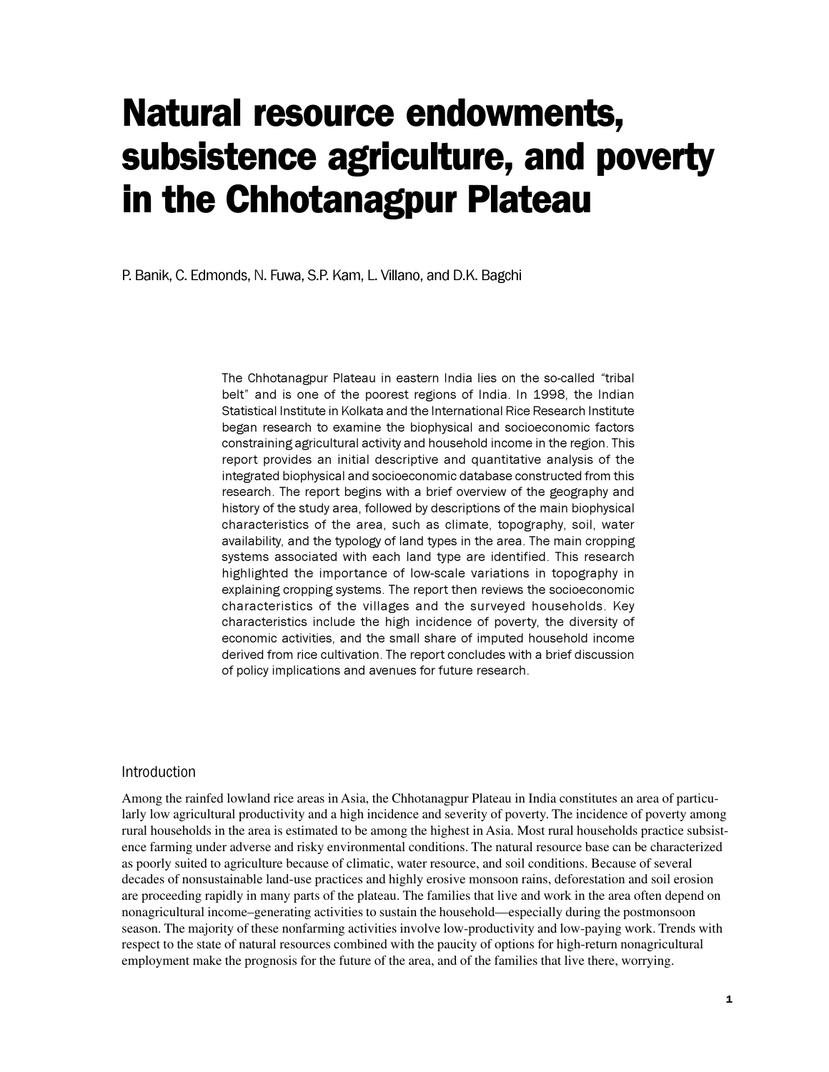# Natural resource endowments, subsistence agriculture, and poverty in the Chhotanagpur Plateau

P. Banik, C. Edmonds, N. Fuwa, S.P. Kam, L. Villano, and D.K. Bagchi

The Chhotanagpur Plateau in eastern India lies on the so-called "tribal belt" and is one of the poorest regions of India. In 1998, the Indian Statistical Institute in Kolkata and the International Rice Research Institute began research to examine the biophysical and socioeconomic factors constraining agricultural activity and household income in the region. This report provides an initial descriptive and quantitative analysis of the integrated biophysical and socioeconomic database constructed from this research. The report begins with a brief overview of the geography and history of the study area, followed by descriptions of the main biophysical characteristics of the area, such as climate, topography, soil, water availability, and the typology of land types in the area. The main cropping systems associated with each land type are identified. This research highlighted the importance of low-scale variations in topography in explaining cropping systems. The report then reviews the socioeconomic characteristics of the villages and the surveyed households. Key characteristics include the high incidence of poverty, the diversity of economic activities, and the small share of imputed household income derived from rice cultivation. The report concludes with a brief discussion of policy implications and avenues for future research.

## Introduction

Among the rainfed lowland rice areas in Asia, the Chhotanagpur Plateau in India constitutes an area of particularly low agricultural productivity and a high incidence and severity of poverty. The incidence of poverty among rural households in the area is estimated to be among the highest in Asia. Most rural households practice subsistence farming under adverse and risky environmental conditions. The natural resource base can be characterized as poorly suited to agriculture because of climatic, water resource, and soil conditions. Because of several decades of nonsustainable land-use practices and highly erosive monsoon rains, deforestation and soil erosion are proceeding rapidly in many parts of the plateau. The families that live and work in the area often depend on nonagricultural income–generating activities to sustain the household—especially during the postmonsoon season. The majority of these nonfarming activities involve low-productivity and low-paying work. Trends with respect to the state of natural resources combined with the paucity of options for high-return nonagricultural employment make the prognosis for the future of the area, and of the families that live there, worrying.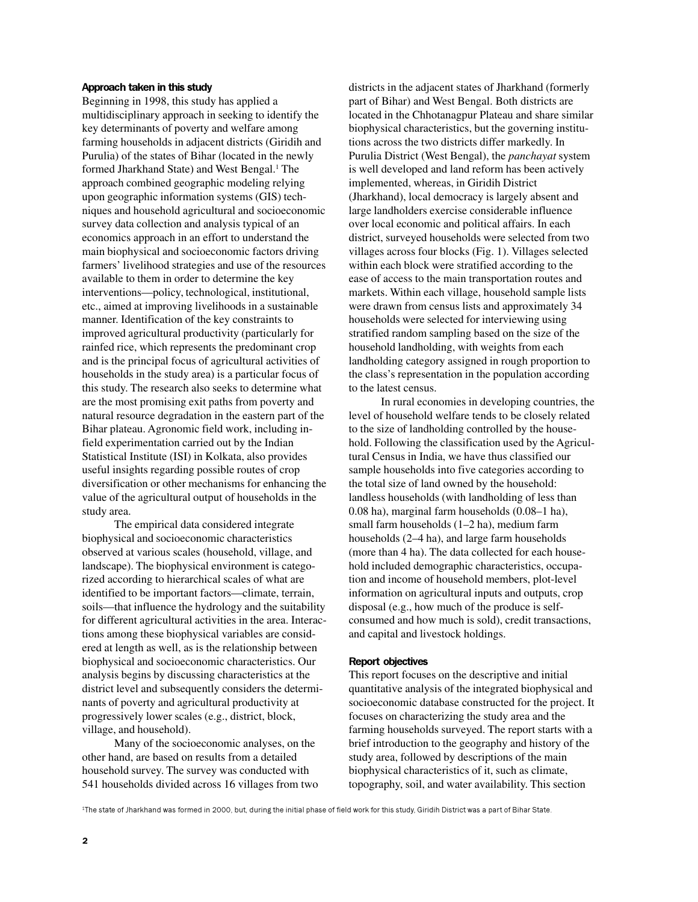### Approach taken in this study

Beginning in 1998, this study has applied a multidisciplinary approach in seeking to identify the key determinants of poverty and welfare among farming households in adjacent districts (Giridih and Purulia) of the states of Bihar (located in the newly formed Jharkhand State) and West Bengal.[1] The approach combined geographic modeling relying upon geographic information systems (GIS) techniques and household agricultural and socioeconomic survey data collection and analysis typical of an economics approach in an effort to understand the main biophysical and socioeconomic factors driving farmers' livelihood strategies and use of the resources available to them in order to determine the key interventions—policy, technological, institutional, etc., aimed at improving livelihoods in a sustainable manner. Identification of the key constraints to improved agricultural productivity (particularly for rainfed rice, which represents the predominant crop and is the principal focus of agricultural activities of households in the study area) is a particular focus of this study. The research also seeks to determine what are the most promising exit paths from poverty and natural resource degradation in the eastern part of the Bihar plateau. Agronomic field work, including in-field experimentation carried out by the Indian Statistical Institute (ISI) in Kolkata, also provides useful insights regarding possible routes of crop diversification or other mechanisms for enhancing the value of the agricultural output of households in the study area.

The empirical data considered integrate biophysical and socioeconomic characteristics observed at various scales (household, village, and landscape). The biophysical environment is categorized according to hierarchical scales of what are identified to be important factors—climate, terrain, soils—that influence the hydrology and the suitability for different agricultural activities in the area. Interactions among these biophysical variables are considered at length as well, as is the relationship between biophysical and socioeconomic characteristics. Our analysis begins by discussing characteristics at the district level and subsequently considers the determinants of poverty and agricultural productivity at progressively lower scales (e.g., district, block, village, and household).

Many of the socioeconomic analyses, on the other hand, are based on results from a detailed household survey. The survey was conducted with 541 households divided across 16 villages from two districts in the adjacent states of Jharkhand (formerly part of Bihar) and West Bengal. Both districts are located in the Chhotanagpur Plateau and share similar biophysical characteristics, but the governing institutions across the two districts differ markedly. In Purulia District (West Bengal), the *panchayat* system is well developed and land reform has been actively implemented, whereas, in Giridih District (Jharkhand), local democracy is largely absent and large landholders exercise considerable influence over local economic and political affairs. In each district, surveyed households were selected from two villages across four blocks (Fig. 1). Villages selected within each block were stratified according to the ease of access to the main transportation routes and markets. Within each village, household sample lists were drawn from census lists and approximately 34 households were selected for interviewing using stratified random sampling based on the size of the household landholding, with weights from each landholding category assigned in rough proportion to the class's representation in the population according to the latest census.

In rural economies in developing countries, the level of household welfare tends to be closely related to the size of landholding controlled by the household. Following the classification used by the Agricultural Census in India, we have thus classified our sample households into five categories according to the total size of land owned by the household: landless households (with landholding of less than 0.08 ha), marginal farm households (0.08–1 ha), small farm households (1–2 ha), medium farm households (2–4 ha), and large farm households (more than 4 ha). The data collected for each household included demographic characteristics, occupation and income of household members, plot-level information on agricultural inputs and outputs, crop disposal (e.g., how much of the produce is self-consumed and how much is sold), credit transactions, and capital and livestock holdings.

### Report objectives

This report focuses on the descriptive and initial quantitative analysis of the integrated biophysical and socioeconomic database constructed for the project. It focuses on characterizing the study area and the farming households surveyed. The report starts with a brief introduction to the geography and history of the study area, followed by descriptions of the main biophysical characteristics of it, such as climate, topography, soil, and water availability. This section

[1]The state of Jharkhand was formed in 2000, but, during the initial phase of field work for this study, Giridih District was a part of Bihar State.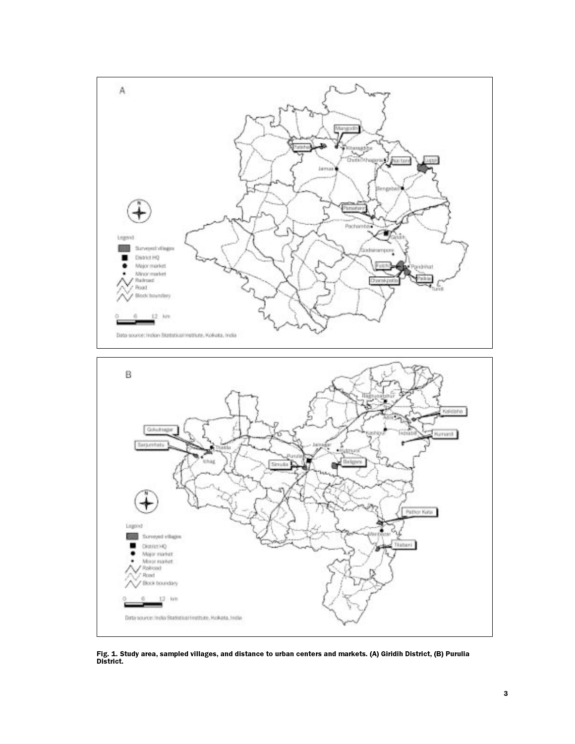Fig. 1. Study area, sampled villages, and distance to urban centers and markets. (A) Giridih District, (B) Purulia District.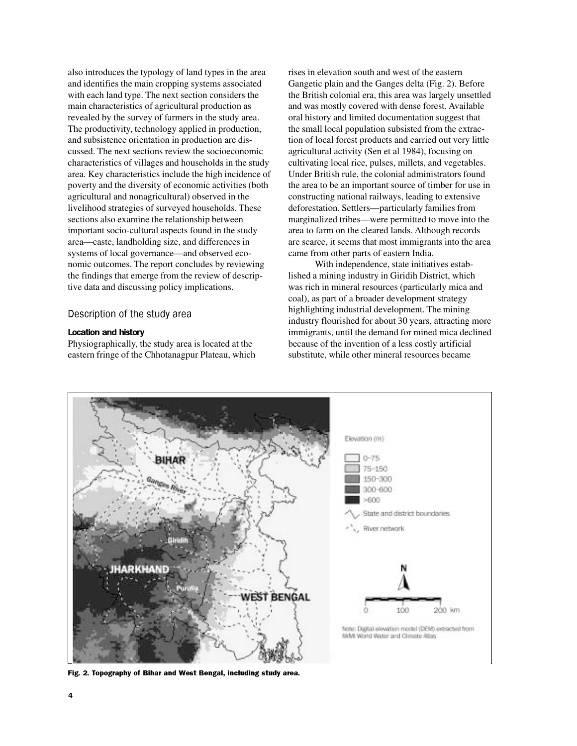also introduces the typology of land types in the area and identifies the main cropping systems associated with each land type. The next section considers the main characteristics of agricultural production as revealed by the survey of farmers in the study area. The productivity, technology applied in production, and subsistence orientation in production are discussed. The next sections review the socioeconomic characteristics of villages and households in the study area. Key characteristics include the high incidence of poverty and the diversity of economic activities (both agricultural and nonagricultural) observed in the livelihood strategies of surveyed households. These sections also examine the relationship between important socio-cultural aspects found in the study area—caste, landholding size, and differences in systems of local governance—and observed economic outcomes. The report concludes by reviewing the findings that emerge from the review of descriptive data and discussing policy implications.

## Description of the study area

### Location and history

Physiographically, the study area is located at the eastern fringe of the Chhotanagpur Plateau, which rises in elevation south and west of the eastern Gangetic plain and the Ganges delta (Fig. 2). Before the British colonial era, this area was largely unsettled and was mostly covered with dense forest. Available oral history and limited documentation suggest that the small local population subsisted from the extraction of local forest products and carried out very little agricultural activity (Sen et al 1984), focusing on cultivating local rice, pulses, millets, and vegetables. Under British rule, the colonial administrators found the area to be an important source of timber for use in constructing national railways, leading to extensive deforestation. Settlers—particularly families from marginalized tribes—were permitted to move into the area to farm on the cleared lands. Although records are scarce, it seems that most immigrants into the area came from other parts of eastern India.

With independence, state initiatives established a mining industry in Giridih District, which was rich in mineral resources (particularly mica and coal), as part of a broader development strategy highlighting industrial development. The mining industry flourished for about 30 years, attracting more immigrants, until the demand for mined mica declined because of the invention of a less costly artificial substitute, while other mineral resources became

**Fig. 2. Topography of Bihar and West Bengal, including study area.**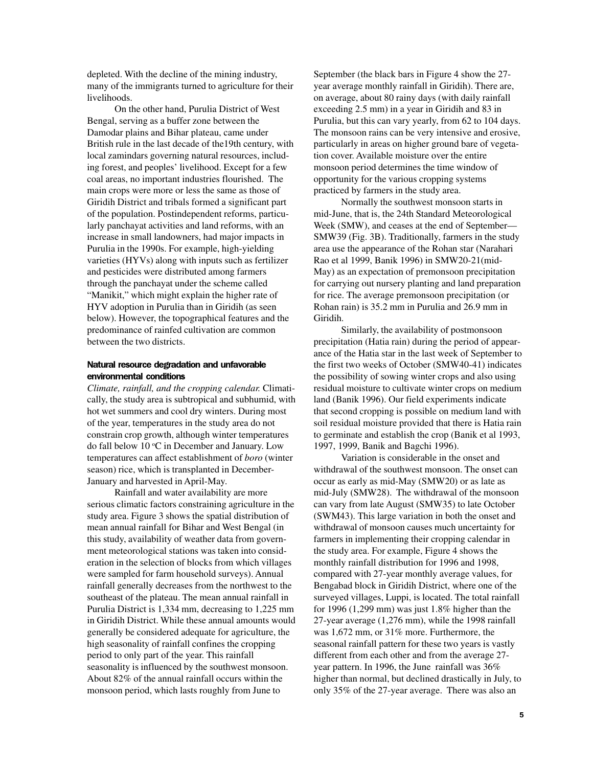depleted. With the decline of the mining industry, many of the immigrants turned to agriculture for their livelihoods.

On the other hand, Purulia District of West Bengal, serving as a buffer zone between the Damodar plains and Bihar plateau, came under British rule in the last decade of the19th century, with local zamindars governing natural resources, including forest, and peoples' livelihood. Except for a few coal areas, no important industries flourished. The main crops were more or less the same as those of Giridih District and tribals formed a significant part of the population. Postindependent reforms, particularly panchayat activities and land reforms, with an increase in small landowners, had major impacts in Purulia in the 1990s. For example, high-yielding varieties (HYVs) along with inputs such as fertilizer and pesticides were distributed among farmers through the panchayat under the scheme called "Manikit," which might explain the higher rate of HYV adoption in Purulia than in Giridih (as seen below). However, the topographical features and the predominance of rainfed cultivation are common between the two districts.

#### Natural resource degradation and unfavorable environmental conditions

*Climate, rainfall, and the cropping calendar.* Climatically, the study area is subtropical and subhumid, with hot wet summers and cool dry winters. During most of the year, temperatures in the study area do not constrain crop growth, although winter temperatures do fall below 10 °C in December and January. Low temperatures can affect establishment of *boro* (winter season) rice, which is transplanted in December-January and harvested in April-May.

Rainfall and water availability are more serious climatic factors constraining agriculture in the study area. Figure 3 shows the spatial distribution of mean annual rainfall for Bihar and West Bengal (in this study, availability of weather data from government meteorological stations was taken into consideration in the selection of blocks from which villages were sampled for farm household surveys). Annual rainfall generally decreases from the northwest to the southeast of the plateau. The mean annual rainfall in Purulia District is 1,334 mm, decreasing to 1,225 mm in Giridih District. While these annual amounts would generally be considered adequate for agriculture, the high seasonality of rainfall confines the cropping period to only part of the year. This rainfall seasonality is influenced by the southwest monsoon. About 82% of the annual rainfall occurs within the monsoon period, which lasts roughly from June to September (the black bars in Figure 4 show the 27-year average monthly rainfall in Giridih). There are, on average, about 80 rainy days (with daily rainfall exceeding 2.5 mm) in a year in Giridih and 83 in Purulia, but this can vary yearly, from 62 to 104 days. The monsoon rains can be very intensive and erosive, particularly in areas on higher ground bare of vegetation cover. Available moisture over the entire monsoon period determines the time window of opportunity for the various cropping systems practiced by farmers in the study area.

Normally the southwest monsoon starts in mid-June, that is, the 24th Standard Meteorological Week (SMW), and ceases at the end of September—SMW39 (Fig. 3B). Traditionally, farmers in the study area use the appearance of the Rohan star (Narahari Rao et al 1999, Banik 1996) in SMW20-21(mid-May) as an expectation of premonsoon precipitation for carrying out nursery planting and land preparation for rice. The average premonsoon precipitation (or Rohan rain) is 35.2 mm in Purulia and 26.9 mm in Giridih.

Similarly, the availability of postmonsoon precipitation (Hatia rain) during the period of appearance of the Hatia star in the last week of September to the first two weeks of October (SMW40-41) indicates the possibility of sowing winter crops and also using residual moisture to cultivate winter crops on medium land (Banik 1996). Our field experiments indicate that second cropping is possible on medium land with soil residual moisture provided that there is Hatia rain to germinate and establish the crop (Banik et al 1993, 1997, 1999, Banik and Bagchi 1996).

Variation is considerable in the onset and withdrawal of the southwest monsoon. The onset can occur as early as mid-May (SMW20) or as late as mid-July (SMW28). The withdrawal of the monsoon can vary from late August (SMW35) to late October (SWM43). This large variation in both the onset and withdrawal of monsoon causes much uncertainty for farmers in implementing their cropping calendar in the study area. For example, Figure 4 shows the monthly rainfall distribution for 1996 and 1998, compared with 27-year monthly average values, for Bengabad block in Giridih District, where one of the surveyed villages, Luppi, is located. The total rainfall for 1996 (1,299 mm) was just 1.8% higher than the 27-year average (1,276 mm), while the 1998 rainfall was 1,672 mm, or 31% more. Furthermore, the seasonal rainfall pattern for these two years is vastly different from each other and from the average 27-year pattern. In 1996, the June rainfall was 36% higher than normal, but declined drastically in July, to only 35% of the 27-year average. There was also an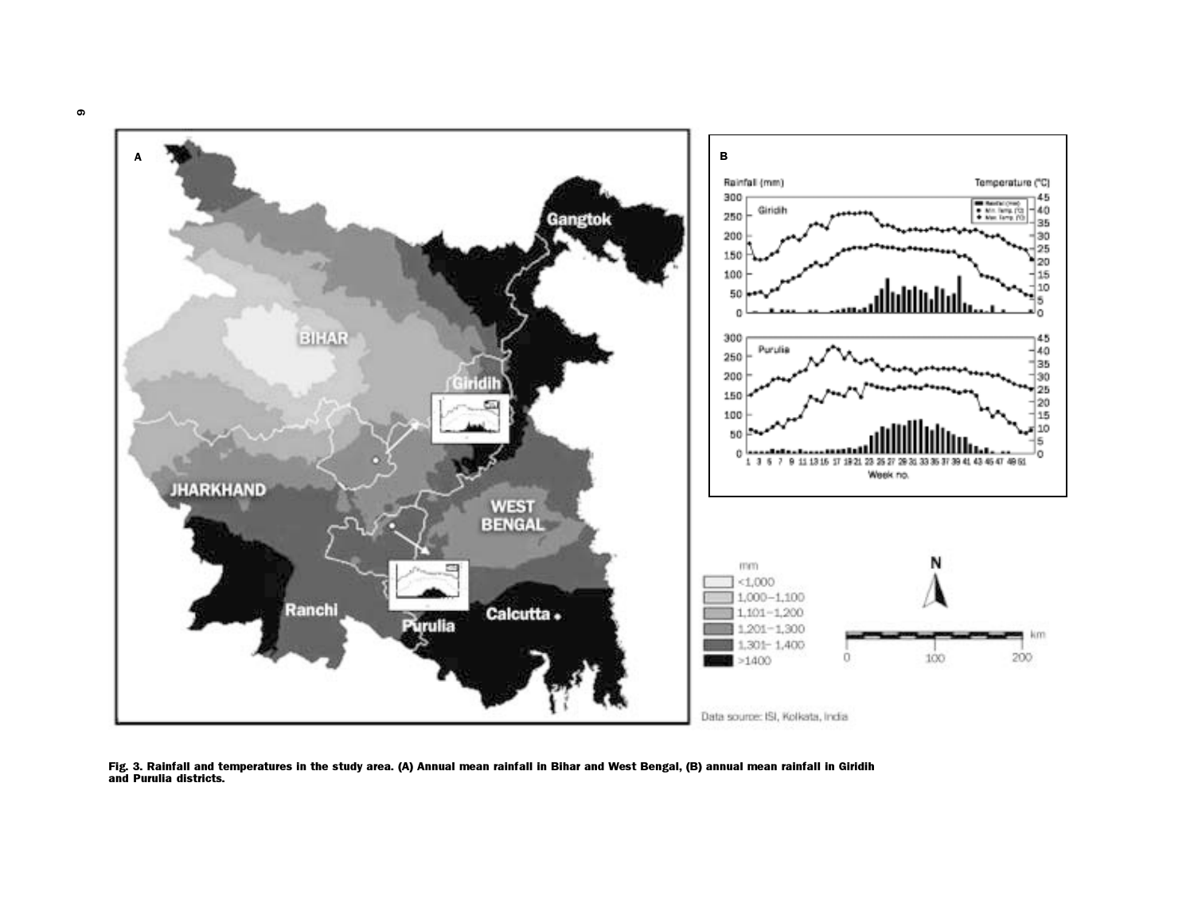Fig. 3. Rainfall and temperatures in the study area. (A) Annual mean rainfall in Bihar and West Bengal, (B) annual mean rainfall in Giridih and Purulia districts.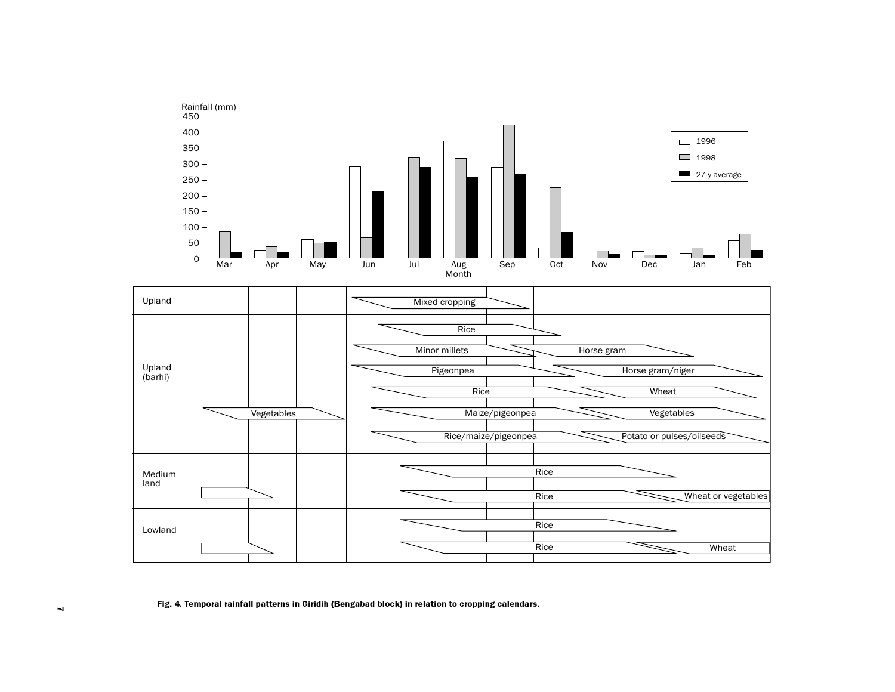Fig. 4. Temporal rainfall patterns in Giridih (Bengabad block) in relation to cropping calendars.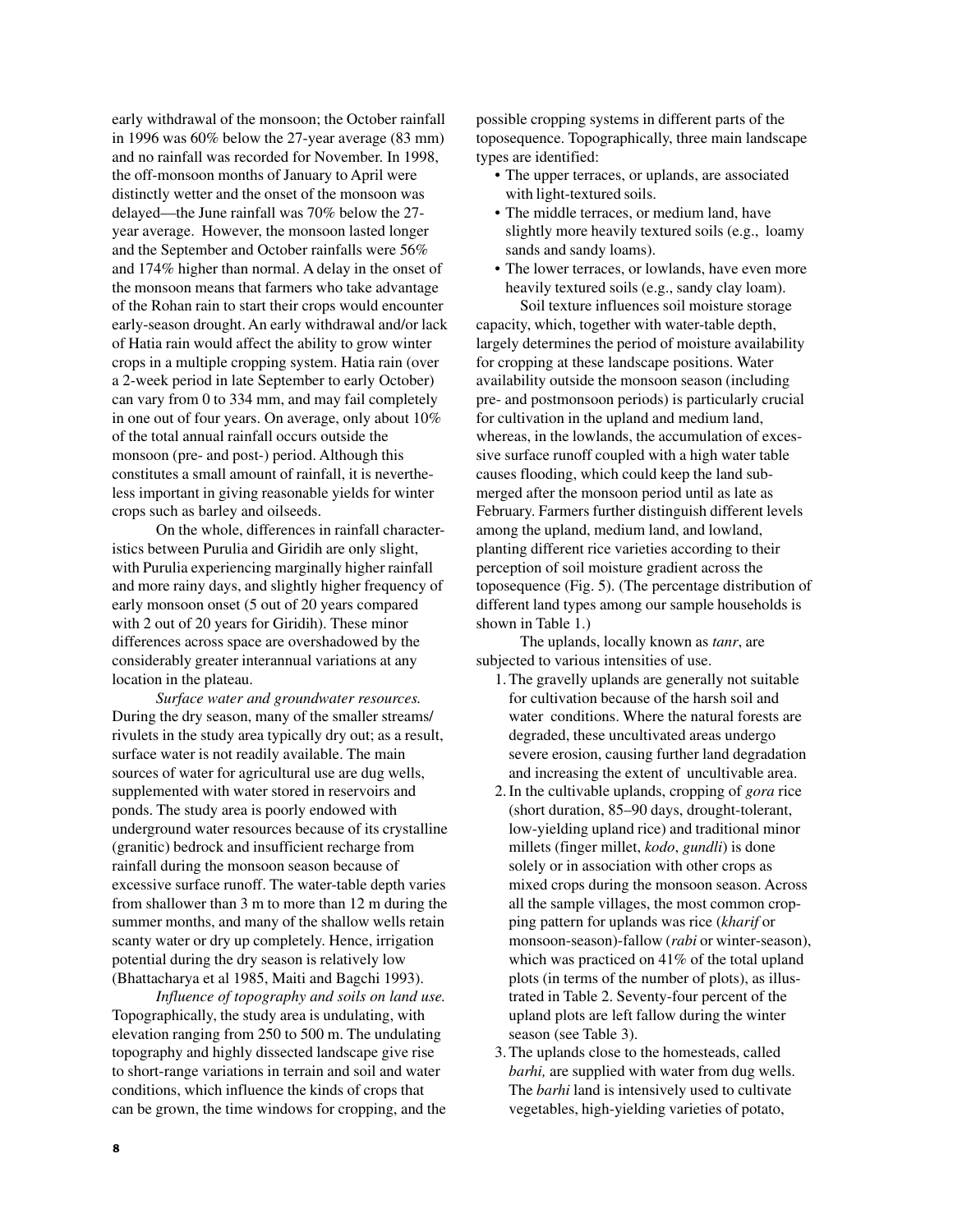early withdrawal of the monsoon; the October rainfall in 1996 was 60% below the 27-year average (83 mm) and no rainfall was recorded for November. In 1998, the off-monsoon months of January to April were distinctly wetter and the onset of the monsoon was delayed—the June rainfall was 70% below the 27-year average. However, the monsoon lasted longer and the September and October rainfalls were 56% and 174% higher than normal. A delay in the onset of the monsoon means that farmers who take advantage of the Rohan rain to start their crops would encounter early-season drought. An early withdrawal and/or lack of Hatia rain would affect the ability to grow winter crops in a multiple cropping system. Hatia rain (over a 2-week period in late September to early October) can vary from 0 to 334 mm, and may fail completely in one out of four years. On average, only about 10% of the total annual rainfall occurs outside the monsoon (pre- and post-) period. Although this constitutes a small amount of rainfall, it is nevertheless important in giving reasonable yields for winter crops such as barley and oilseeds.

On the whole, differences in rainfall characteristics between Purulia and Giridih are only slight, with Purulia experiencing marginally higher rainfall and more rainy days, and slightly higher frequency of early monsoon onset (5 out of 20 years compared with 2 out of 20 years for Giridih). These minor differences across space are overshadowed by the considerably greater interannual variations at any location in the plateau.

*Surface water and groundwater resources.* During the dry season, many of the small streams/rivulets in the study area typically dry out; as a result, surface water is not readily available. The main sources of water for agricultural use are dug wells, supplemented with water stored in reservoirs and ponds. The study area is poorly endowed with underground water resources because of its crystalline (granitic) bedrock and insufficient recharge from rainfall during the monsoon season because of excessive surface runoff. The water-table depth varies from shallower than 3 m to more than 12 m during the summer months, and many of the shallow wells retain scanty water or dry up completely. Hence, irrigation potential during the dry season is relatively low (Bhattacharya et al 1985, Maiti and Bagchi 1993).

*Influence of topography and soils on land use.* Topographically, the study area is undulating, with elevation ranging from 250 to 500 m. The undulating topography and highly dissected landscape give rise to short-range variations in terrain and soil and water conditions, which influence the kinds of crops that can be grown, the time windows for cropping, and the possible cropping systems in different parts of the toposequence. Topographically, three main landscape types are identified:

- The upper terraces, or uplands, are associated with light-textured soils.
- The middle terraces, or medium land, have slightly more heavily textured soils (e.g., loamy sands and sandy loams).
- The lower terraces, or lowlands, have even more heavily textured soils (e.g., sandy clay loam).

Soil texture influences soil moisture storage capacity, which, together with water-table depth, largely determines the period of moisture availability for cropping at these landscape positions. Water availability outside the monsoon season (including pre- and postmonsoon periods) is particularly crucial for cultivation in the upland and medium land, whereas, in the lowlands, the accumulation of excessive surface runoff coupled with a high water table causes flooding, which could keep the land submerged after the monsoon period until as late as February. Farmers further distinguish different levels among the upland, medium land, and lowland, planting different rice varieties according to their perception of soil moisture gradient across the toposequence (Fig. 5). (The percentage distribution of different land types among our sample households is shown in Table 1.)

The uplands, locally known as *tanr*, are subjected to various intensities of use.

1. The gravelly uplands are generally not suitable for cultivation because of the harsh soil and water conditions. Where the natural forests are degraded, these uncultivated areas undergo severe erosion, causing further land degradation and increasing the extent of uncultivable area.
2. In the cultivable uplands, cropping of *gora* rice (short duration, 85–90 days, drought-tolerant, low-yielding upland rice) and traditional minor millets (finger millet, *kodo*, *gundli*) is done solely or in association with other crops as mixed crops during the monsoon season. Across all the sample villages, the most common cropping pattern for uplands was rice (*kharif* or monsoon-season)-fallow (*rabi* or winter-season), which was practiced on 41% of the total upland plots (in terms of the number of plots), as illustrated in Table 2. Seventy-four percent of the upland plots are left fallow during the winter season (see Table 3).
3. The uplands close to the homesteads, called *barhi,* are supplied with water from dug wells. The *barhi* land is intensively used to cultivate vegetables, high-yielding varieties of potato,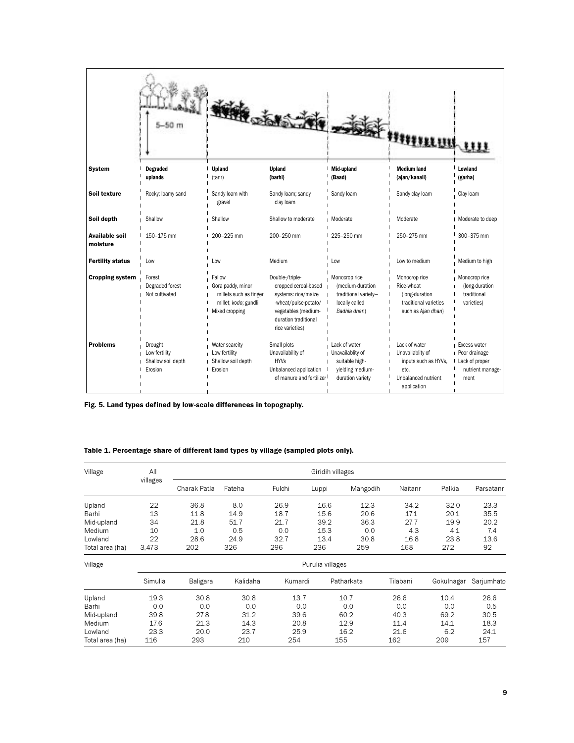| System | Degraded uplands | Upland (tanr) | Upland (barhi) | Mid-upland (Baad) | Medium land (ajan/kanali) | Lowland (garha) |
|---|---|---|---|---|---|---|
| Soil texture | Rocky; loamy sand | Sandy loam with gravel | Sandy loam; sandy clay loam | Sandy loam | Sandy clay loam | Clay loam |
| Soil depth | Shallow | Shallow | Shallow to moderate | Moderate | Moderate | Moderate to deep |
| Available soil moisture | 150–175 mm | 200–225 mm | 200–250 mm | 225–250 mm | 250–275 mm | 300–375 mm |
| Fertility status | Low | Low | Medium | Low | Low to medium | Medium to high |
| Cropping system | Forest<br>Degraded forest<br>Not cultivated | Fallow<br>Gora paddy, minor millets such as finger millet; *kodo*; gundli<br>Mixed cropping | Double-/triple-cropped cereal-based systems: rice/maize -wheat/pulse-potato/ vegetables (medium-duration traditional rice varieties) | Monocrop rice (medium-duration traditional variety—locally called *Badhia dhan*) | Monocrop rice<br>Rice-wheat (long-duration traditional varieties such as *Ajan dhan*) | Monocrop rice (long-duration traditional varieties) |
| Problems | Drought<br>Low fertility<br>Shallow soil depth<br>Erosion | Water scarcity<br>Low fertility<br>Shallow soil depth<br>Erosion | Small plots<br>Unavailability of HYVs<br>Unbalanced application of manure and fertilizer | Lack of water<br>Unavailablity of suitable high-yielding medium-duration variety | Lack of water<br>Unavailablity of inputs such as HYVs, etc.<br>Unbalanced nutrient application | Excess water<br>Poor drainage<br>Lack of proper nutrient manage-ment |

**Fig. 5. Land types defined by low-scale differences in topography.**

**Table 1. Percentage share of different land types by village (sampled plots only).**

| Village | All villages | Giridih villages | | | | | | | |
|---|---|---|---|---|---|---|---|---|---|
| | | Charak Patla | Fateha | Fulchi | Luppi | Mangodih | Naitanr | Palkia | Parsatanr |
| Upland | 22 | 36.8 | 8.0 | 26.9 | 16.6 | 12.3 | 34.2 | 32.0 | 23.3 |
| Barhi | 13 | 11.8 | 14.9 | 18.7 | 15.6 | 20.6 | 17.1 | 20.1 | 35.5 |
| Mid-upland | 34 | 21.8 | 51.7 | 21.7 | 39.2 | 36.3 | 27.7 | 19.9 | 20.2 |
| Medium | 10 | 1.0 | 0.5 | 0.0 | 15.3 | 0.0 | 4.3 | 4.1 | 7.4 |
| Lowland | 22 | 28.6 | 24.9 | 32.7 | 13.4 | 30.8 | 16.8 | 23.8 | 13.6 |
| Total area (ha) | 3,473 | 202 | 326 | 296 | 236 | 259 | 168 | 272 | 92 |

| Village | Purulia villages | | | | | | | |
|---|---|---|---|---|---|---|---|---|
| | Simulia | Baligara | Kalidaha | Kumardi | Patharkata | Tilabani | Gokulnagar | Sarjumhato |
| Upland | 19.3 | 30.8 | 30.8 | 13.7 | 10.7 | 26.6 | 10.4 | 26.6 |
| Barhi | 0.0 | 0.0 | 0.0 | 0.0 | 0.0 | 0.0 | 0.0 | 0.5 |
| Mid-upland | 39.8 | 27.8 | 31.2 | 39.6 | 60.2 | 40.3 | 69.2 | 30.5 |
| Medium | 17.6 | 21.3 | 14.3 | 20.8 | 12.9 | 11.4 | 14.1 | 18.3 |
| Lowland | 23.3 | 20.0 | 23.7 | 25.9 | 16.2 | 21.6 | 6.2 | 24.1 |
| Total area (ha) | 116 | 293 | 210 | 254 | 155 | 162 | 209 | 157 |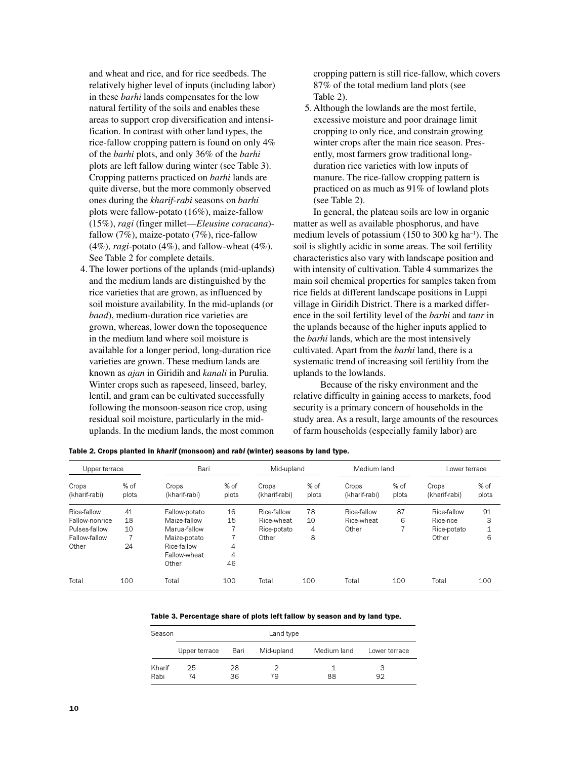and wheat and rice, and for rice seedbeds. The relatively higher level of inputs (including labor) in these *barhi* lands compensates for the low natural fertility of the soils and enables these areas to support crop diversification and intensification. In contrast with other land types, the rice-fallow cropping pattern is found on only 4% of the *barhi* plots, and only 36% of the *barhi* plots are left fallow during winter (see Table 3). Cropping patterns practiced on *barhi* lands are quite diverse, but the more commonly observed ones during the *kharif-rabi* seasons on *barhi* plots were fallow-potato (16%), maize-fallow (15%), *ragi* (finger millet—*Eleusine coracana*)-fallow (7%), maize-potato (7%), rice-fallow (4%), *ragi*-potato (4%), and fallow-wheat (4%). See Table 2 for complete details.

4. The lower portions of the uplands (mid-uplands) and the medium lands are distinguished by the rice varieties that are grown, as influenced by soil moisture availability. In the mid-uplands (or *baad*), medium-duration rice varieties are grown, whereas, lower down the toposequence in the medium land where soil moisture is available for a longer period, long-duration rice varieties are grown. These medium lands are known as *ajan* in Giridih and *kanali* in Purulia. Winter crops such as rapeseed, linseed, barley, lentil, and gram can be cultivated successfully following the monsoon-season rice crop, using residual soil moisture, particularly in the mid-uplands. In the medium lands, the most common cropping pattern is still rice-fallow, which covers 87% of the total medium land plots (see Table 2).
5. Although the lowlands are the most fertile, excessive moisture and poor drainage limit cropping to only rice, and constrain growing winter crops after the main rice season. Presently, most farmers grow traditional long-duration rice varieties with low inputs of manure. The rice-fallow cropping pattern is practiced on as much as 91% of lowland plots (see Table 2).

In general, the plateau soils are low in organic matter as well as available phosphorus, and have medium levels of potassium (150 to 300 kg ha$^{-1}$). The soil is slightly acidic in some areas. The soil fertility characteristics also vary with landscape position and with intensity of cultivation. Table 4 summarizes the main soil chemical properties for samples taken from rice fields at different landscape positions in Luppi village in Giridih District. There is a marked difference in the soil fertility level of the *barhi* and *tanr* in the uplands because of the higher inputs applied to the *barhi* lands, which are the most intensively cultivated. Apart from the *barhi* land, there is a systematic trend of increasing soil fertility from the uplands to the lowlands.

Because of the risky environment and the relative difficulty in gaining access to markets, food security is a primary concern of households in the study area. As a result, large amounts of the resources of farm households (especially family labor) are

**Table 2. Crops planted in *kharif* (monsoon) and *rabi* (winter) seasons by land type.**

| Upper terrace | | Bari | | Mid-upland | | Medium land | | Lower terrace | |
|---|---|---|---|---|---|---|---|---|---|
| Crops (kharif-rabi) | % of plots | Crops (kharif-rabi) | % of plots | Crops (kharif-rabi) | % of plots | Crops (kharif-rabi) | % of plots | Crops (kharif-rabi) | % of plots |
| Rice-fallow | 41 | Fallow-potato | 16 | Rice-fallow | 78 | Rice-fallow | 87 | Rice-fallow | 91 |
| Fallow-nonrice | 18 | Maize-fallow | 15 | Rice-wheat | 10 | Rice-wheat | 6 | Rice-rice | 3 |
| Pulses-fallow | 10 | Marua-fallow | 7 | Rice-potato | 4 | Other | 7 | Rice-potato | 1 |
| Fallow-fallow | 7 | Maize-potato | 7 | Other | 8 | | | Other | 6 |
| Other | 24 | Rice-fallow | 4 | | | | | | |
| | | Fallow-wheat | 4 | | | | | | |
| | | Other | 46 | | | | | | |
| Total | 100 | Total | 100 | Total | 100 | Total | 100 | Total | 100 |

**Table 3. Percentage share of plots left fallow by season and by land type.**

| Season | Land type | | | | |
|---|---|---|---|---|---|
| | Upper terrace | Bari | Mid-upland | Medium land | Lower terrace |
| Kharif | 25 | 28 | 2 | 1 | 3 |
| Rabi | 74 | 36 | 79 | 88 | 92 |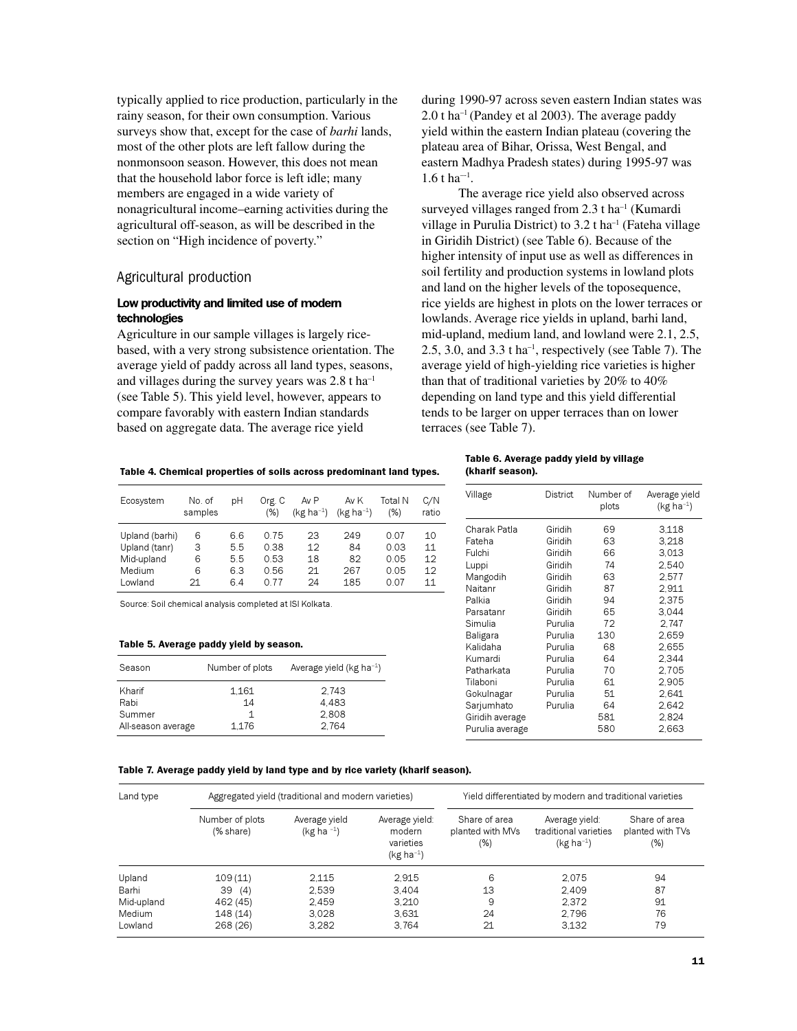typically applied to rice production, particularly in the rainy season, for their own consumption. Various surveys show that, except for the case of *barhi* lands, most of the other plots are left fallow during the nonmonsoon season. However, this does not mean that the household labor force is left idle; many members are engaged in a wide variety of nonagricultural income–earning activities during the agricultural off-season, as will be described in the section on "High incidence of poverty."

## Agricultural production

### Low productivity and limited use of modern technologies

Agriculture in our sample villages is largely rice-based, with a very strong subsistence orientation. The average yield of paddy across all land types, seasons, and villages during the survey years was 2.8 t ha$^{-1}$ (see Table 5). This yield level, however, appears to compare favorably with eastern Indian standards based on aggregate data. The average rice yield during 1990-97 across seven eastern Indian states was 2.0 t ha$^{-1}$ (Pandey et al 2003). The average paddy yield within the eastern Indian plateau (covering the plateau area of Bihar, Orissa, West Bengal, and eastern Madhya Pradesh states) during 1995-97 was 1.6 t ha$^{-1}$.

The average rice yield also observed across surveyed villages ranged from 2.3 t ha$^{-1}$ (Kumardi village in Purulia District) to 3.2 t ha$^{-1}$ (Fateha village in Giridih District) (see Table 6). Because of the higher intensity of input use as well as differences in soil fertility and production systems in lowland plots and land on the higher levels of the toposequence, rice yields are highest in plots on the lower terraces or lowlands. Average rice yields in upland, barhi land, mid-upland, medium land, and lowland were 2.1, 2.5, 2.5, 3.0, and 3.3 t ha$^{-1}$, respectively (see Table 7). The average yield of high-yielding rice varieties is higher than that of traditional varieties by 20% to 40% depending on land type and this yield differential tends to be larger on upper terraces than on lower terraces (see Table 7).

**Table 4. Chemical properties of soils across predominant land types.**

| Ecosystem | No. of samples | pH | Org. C (%) | Av P (kg ha$^{-1}$) | Av K (kg ha$^{-1}$) | Total N (%) | C/N ratio |
|---|---|---|---|---|---|---|---|
| Upland (barhi) | 6 | 6.6 | 0.75 | 23 | 249 | 0.07 | 10 |
| Upland (tanr) | 3 | 5.5 | 0.38 | 12 | 84 | 0.03 | 11 |
| Mid-upland | 6 | 5.5 | 0.53 | 18 | 82 | 0.05 | 12 |
| Medium | 6 | 6.3 | 0.56 | 21 | 267 | 0.05 | 12 |
| Lowland | 21 | 6.4 | 0.77 | 24 | 185 | 0.07 | 11 |

Source: Soil chemical analysis completed at ISI Kolkata.

**Table 5. Average paddy yield by season.**

| Season | Number of plots | Average yield (kg ha$^{-1}$) |
|---|---|---|
| Kharif | 1,161 | 2,743 |
| Rabi | 14 | 4,483 |
| Summer | 1 | 2,808 |
| All-season average | 1,176 | 2,764 |

**Table 6. Average paddy yield by village (kharif season).**

| Village | District | Number of plots | Average yield (kg ha$^{-1}$) |
|---|---|---|---|
| Charak Patla | Giridih | 69 | 3,118 |
| Fateha | Giridih | 63 | 3,218 |
| Fulchi | Giridih | 66 | 3,013 |
| Luppi | Giridih | 74 | 2,540 |
| Mangodih | Giridih | 63 | 2,577 |
| Naitanr | Giridih | 87 | 2,911 |
| Palkia | Giridih | 94 | 2,375 |
| Parsatanr | Giridih | 65 | 3,044 |
| Simulia | Purulia | 72 | 2,747 |
| Baligara | Purulia | 130 | 2,659 |
| Kalidaha | Purulia | 68 | 2,655 |
| Kumardi | Purulia | 64 | 2,344 |
| Patharkata | Purulia | 70 | 2,705 |
| Tilaboni | Purulia | 61 | 2,905 |
| Gokulnagar | Purulia | 51 | 2,641 |
| Sarjumhato | Purulia | 64 | 2,642 |
| Giridih average | | 581 | 2,824 |
| Purulia average | | 580 | 2,663 |

**Table 7. Average paddy yield by land type and by rice variety (kharif season).**

| Land type | Aggregated yield (traditional and modern varieties) | | Yield differentiated by modern and traditional varieties | | | |
|---|---|---|---|---|---|---|
| | Number of plots (% share) | Average yield (kg ha$^{-1}$) | Average yield: modern varieties (kg ha$^{-1}$) | Share of area planted with MVs (%) | Average yield: traditional varieties (kg ha$^{-1}$) | Share of area planted with TVs (%) |
| Upland | 109 (11) | 2,115 | 2,915 | 6 | 2,075 | 94 |
| Barhi | 39 (4) | 2,539 | 3,404 | 13 | 2,409 | 87 |
| Mid-upland | 462 (45) | 2,459 | 3,210 | 9 | 2,372 | 91 |
| Medium | 148 (14) | 3,028 | 3,631 | 24 | 2,796 | 76 |
| Lowland | 268 (26) | 3,282 | 3,764 | 21 | 3,132 | 79 |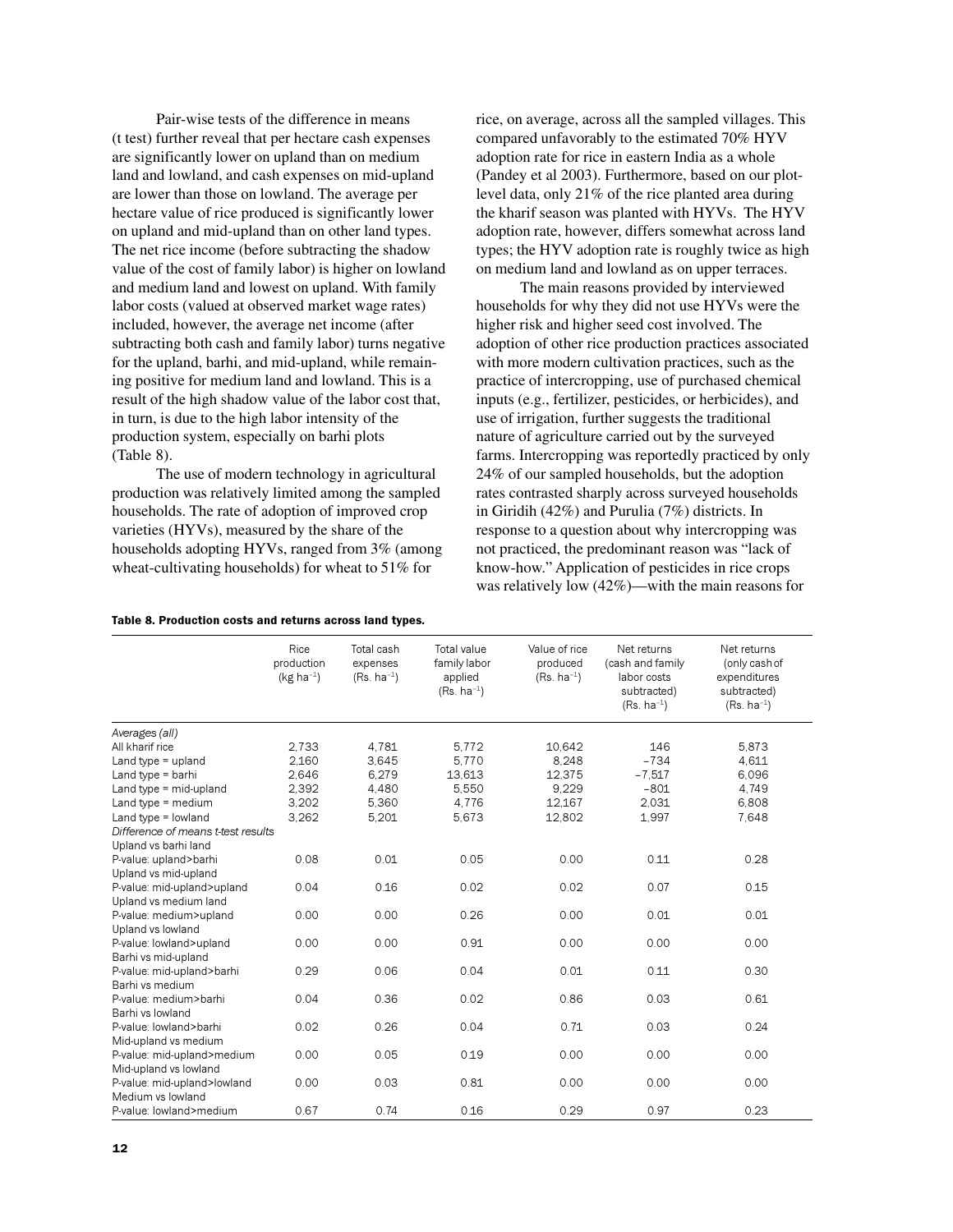Pair-wise tests of the difference in means (t test) further reveal that per hectare cash expenses are significantly lower on upland than on medium land and lowland, and cash expenses on mid-upland are lower than those on lowland. The average per hectare value of rice produced is significantly lower on upland and mid-upland than on other land types. The net rice income (before subtracting the shadow value of the cost of family labor) is higher on lowland and medium land and lowest on upland. With family labor costs (valued at observed market wage rates) included, however, the average net income (after subtracting both cash and family labor) turns negative for the upland, barhi, and mid-upland, while remaining positive for medium land and lowland. This is a result of the high shadow value of the labor cost that, in turn, is due to the high labor intensity of the production system, especially on barhi plots (Table 8).

The use of modern technology in agricultural production was relatively limited among the sampled households. The rate of adoption of improved crop varieties (HYVs), measured by the share of the households adopting HYVs, ranged from 3% (among wheat-cultivating households) for wheat to 51% for rice, on average, across all the sampled villages. This compared unfavorably to the estimated 70% HYV adoption rate for rice in eastern India as a whole (Pandey et al 2003). Furthermore, based on our plot-level data, only 21% of the rice planted area during the kharif season was planted with HYVs. The HYV adoption rate, however, differs somewhat across land types; the HYV adoption rate is roughly twice as high on medium land and lowland as on upper terraces.

The main reasons provided by interviewed households for why they did not use HYVs were the higher risk and higher seed cost involved. The adoption of other rice production practices associated with more modern cultivation practices, such as the practice of intercropping, use of purchased chemical inputs (e.g., fertilizer, pesticides, or herbicides), and use of irrigation, further suggests the traditional nature of agriculture carried out by the surveyed farms. Intercropping was reportedly practiced by only 24% of our sampled households, but the adoption rates contrasted sharply across surveyed households in Giridih (42%) and Purulia (7%) districts. In response to a question about why intercropping was not practiced, the predominant reason was "lack of know-how." Application of pesticides in rice crops was relatively low (42%)—with the main reasons for

**Table 8. Production costs and returns across land types.**

| | Rice production (kg ha$^{-1}$) | Total cash expenses (Rs. ha$^{-1}$) | Total value family labor applied (Rs. ha$^{-1}$) | Value of rice produced (Rs. ha$^{-1}$) | Net returns (cash and family labor costs subtracted) (Rs. ha$^{-1}$) | Net returns (only cash of expenditures subtracted) (Rs. ha$^{-1}$) |
|---|---|---|---|---|---|---|
| *Averages (all)* | | | | | | |
| All kharif rice | 2,733 | 4,781 | 5,772 | 10,642 | 146 | 5,873 |
| Land type = upland | 2,160 | 3,645 | 5,770 | 8,248 | –734 | 4,611 |
| Land type = barhi | 2,646 | 6,279 | 13,613 | 12,375 | –7,517 | 6,096 |
| Land type = mid-upland | 2,392 | 4,480 | 5,550 | 9,229 | –801 | 4,749 |
| Land type = medium | 3,202 | 5,360 | 4,776 | 12,167 | 2,031 | 6,808 |
| Land type = lowland | 3,262 | 5,201 | 5,673 | 12,802 | 1,997 | 7,648 |
| *Difference of means t-test results* | | | | | | |
| Upland vs barhi land | | | | | | |
| P-value: upland>barhi | 0.08 | 0.01 | 0.05 | 0.00 | 0.11 | 0.28 |
| Upland vs mid-upland | | | | | | |
| P-value: mid-upland>upland | 0.04 | 0.16 | 0.02 | 0.02 | 0.07 | 0.15 |
| Upland vs medium land | | | | | | |
| P-value: medium>upland | 0.00 | 0.00 | 0.26 | 0.00 | 0.01 | 0.01 |
| Upland vs lowland | | | | | | |
| P-value: lowland>upland | 0.00 | 0.00 | 0.91 | 0.00 | 0.00 | 0.00 |
| Barhi vs mid-upland | | | | | | |
| P-value: mid-upland>barhi | 0.29 | 0.06 | 0.04 | 0.01 | 0.11 | 0.30 |
| Barhi vs medium | | | | | | |
| P-value: medium>barhi | 0.04 | 0.36 | 0.02 | 0.86 | 0.03 | 0.61 |
| Barhi vs lowland | | | | | | |
| P-value: lowland>barhi | 0.02 | 0.26 | 0.04 | 0.71 | 0.03 | 0.24 |
| Mid-upland vs medium | | | | | | |
| P-value: mid-upland>medium | 0.00 | 0.05 | 0.19 | 0.00 | 0.00 | 0.00 |
| Mid-upland vs lowland | | | | | | |
| P-value: mid-upland>lowland | 0.00 | 0.03 | 0.81 | 0.00 | 0.00 | 0.00 |
| Medium vs lowland | | | | | | |
| P-value: lowland>medium | 0.67 | 0.74 | 0.16 | 0.29 | 0.97 | 0.23 |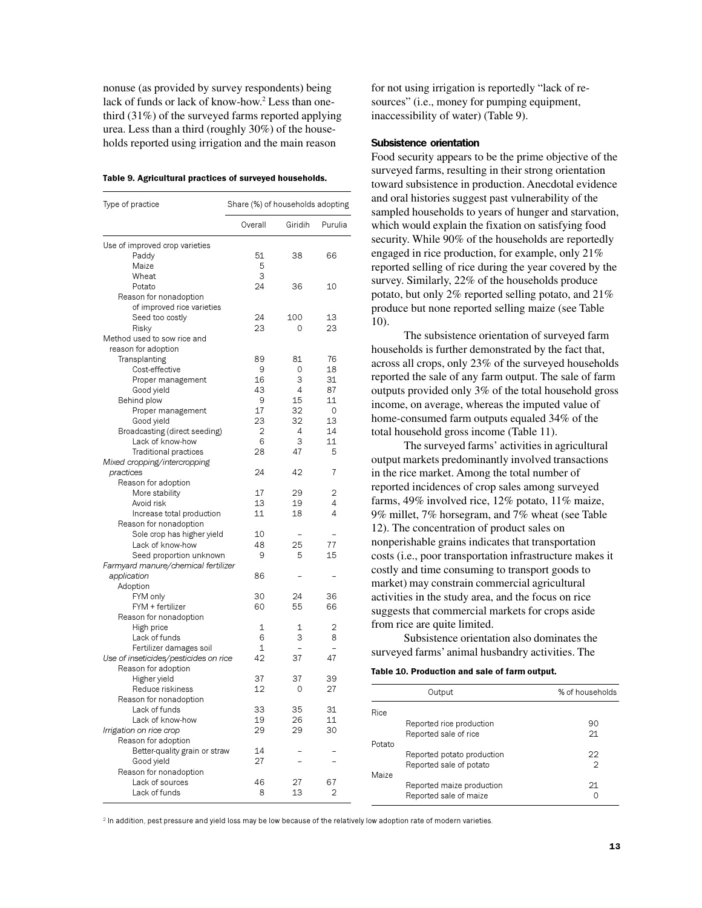nonuse (as provided by survey respondents) being lack of funds or lack of know-how.[2] Less than one-third (31%) of the surveyed farms reported applying urea. Less than a third (roughly 30%) of the households reported using irrigation and the main reason for not using irrigation is reportedly "lack of resources" (i.e., money for pumping equipment, inaccessibility of water) (Table 9).

**Table 9. Agricultural practices of surveyed households.**

| Type of practice | Share (%) of households adopting | | |
|---|---|---|---|
| | Overall | Giridih | Purulia |
| Use of improved crop varieties | | | |
| Paddy | 51 | 38 | 66 |
| Maize | 5 | | |
| Wheat | 3 | | |
| Potato | 24 | 36 | 10 |
| Reason for nonadoption of improved rice varieties | | | |
| Seed too costly | 24 | 100 | 13 |
| Risky | 23 | 0 | 23 |
| Method used to sow rice and reason for adoption | | | |
| Transplanting | 89 | 81 | 76 |
| Cost-effective | 9 | 0 | 18 |
| Proper management | 16 | 3 | 31 |
| Good yield | 43 | 4 | 87 |
| Behind plow | 9 | 15 | 11 |
| Proper management | 17 | 32 | 0 |
| Good yield | 23 | 32 | 13 |
| Broadcasting (direct seeding) | 2 | 4 | 14 |
| Lack of know-how | 6 | 3 | 11 |
| Traditional practices | 28 | 47 | 5 |
| *Mixed cropping/intercropping practices* | 24 | 42 | 7 |
| Reason for adoption | | | |
| More stability | 17 | 29 | 2 |
| Avoid risk | 13 | 19 | 4 |
| Increase total production | 11 | 18 | 4 |
| Reason for nonadoption | | | |
| Sole crop has higher yield | 10 | – | – |
| Lack of know-how | 48 | 25 | 77 |
| Seed proportion unknown | 9 | 5 | 15 |
| *Farmyard manure/chemical fertilizer application* | 86 | – | – |
| Adoption | | | |
| FYM only | 30 | 24 | 36 |
| FYM + fertilizer | 60 | 55 | 66 |
| Reason for nonadoption | | | |
| High price | 1 | 1 | 2 |
| Lack of funds | 6 | 3 | 8 |
| Fertilizer damages soil | 1 | – | – |
| *Use of insecticides/pesticides on rice* | 42 | 37 | 47 |
| Reason for adoption | | | |
| Higher yield | 37 | 37 | 39 |
| Reduce riskiness | 12 | 0 | 27 |
| Reason for nonadoption | | | |
| Lack of funds | 33 | 35 | 31 |
| Lack of know-how | 19 | 26 | 11 |
| *Irrigation on rice crop* | 29 | 29 | 30 |
| Reason for adoption | | | |
| Better-quality grain or straw | 14 | – | – |
| Good yield | 27 | – | – |
| Reason for nonadoption | | | |
| Lack of sources | 46 | 27 | 67 |
| Lack of funds | 8 | 13 | 2 |

### Subsistence orientation

Food security appears to be the prime objective of the surveyed farms, resulting in their strong orientation toward subsistence in production. Anecdotal evidence and oral histories suggest past vulnerability of the sampled households to years of hunger and starvation, which would explain the fixation on satisfying food security. While 90% of the households are reportedly engaged in rice production, for example, only 21% reported selling of rice during the year covered by the survey. Similarly, 22% of the households produce potato, but only 2% reported selling potato, and 21% produce but none reported selling maize (see Table 10).

The subsistence orientation of surveyed farm households is further demonstrated by the fact that, across all crops, only 23% of the surveyed households reported the sale of any farm output. The sale of farm outputs provided only 3% of the total household gross income, on average, whereas the imputed value of home-consumed farm outputs equaled 34% of the total household gross income (Table 11).

The surveyed farms' activities in agricultural output markets predominantly involved transactions in the rice market. Among the total number of reported incidences of crop sales among surveyed farms, 49% involved rice, 12% potato, 11% maize, 9% millet, 7% horsegram, and 7% wheat (see Table 12). The concentration of product sales on nonperishable grains indicates that transportation costs (i.e., poor transportation infrastructure makes it costly and time consuming to transport goods to market) may constrain commercial agricultural activities in the study area, and the focus on rice suggests that commercial markets for crops aside from rice are quite limited.

Subsistence orientation also dominates the surveyed farms' animal husbandry activities. The

**Table 10. Production and sale of farm output.**

| Output | % of households |
|---|---|
| Rice | |
| Reported rice production | 90 |
| Reported sale of rice | 21 |
| Potato | |
| Reported potato production | 22 |
| Reported sale of potato | 2 |
| Maize | |
| Reported maize production | 21 |
| Reported sale of maize | 0 |

[2] In addition, pest pressure and yield loss may be low because of the relatively low adoption rate of modern varieties.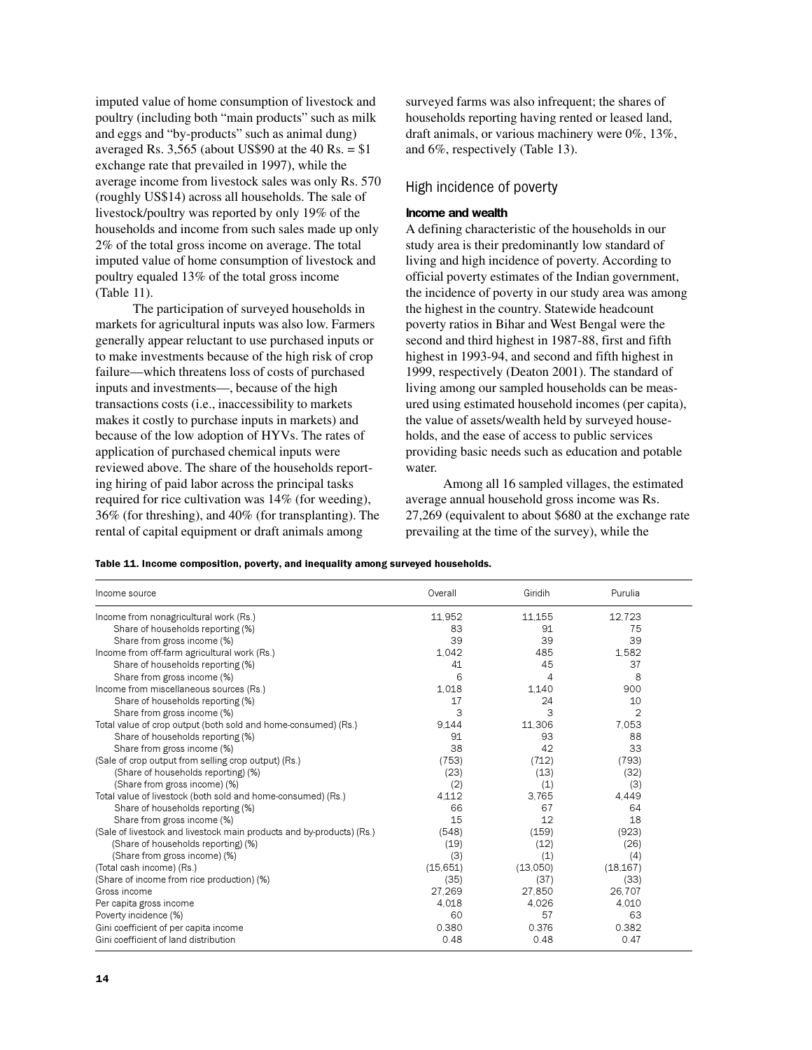imputed value of home consumption of livestock and poultry (including both "main products" such as milk and eggs and "by-products" such as animal dung) averaged Rs. 3,565 (about US$90 at the 40 Rs. = $1 exchange rate that prevailed in 1997), while the average income from livestock sales was only Rs. 570 (roughly US$14) across all households. The sale of livestock/poultry was reported by only 19% of the households and income from such sales made up only 2% of the total gross income on average. The total imputed value of home consumption of livestock and poultry equaled 13% of the total gross income (Table 11).

The participation of surveyed households in markets for agricultural inputs was also low. Farmers generally appear reluctant to use purchased inputs or to make investments because of the high risk of crop failure—which threatens loss of costs of purchased inputs and investments—, because of the high transactions costs (i.e., inaccessibility to markets makes it costly to purchase inputs in markets) and because of the low adoption of HYVs. The rates of application of purchased chemical inputs were reviewed above. The share of the households reporting hiring of paid labor across the principal tasks required for rice cultivation was 14% (for weeding), 36% (for threshing), and 40% (for transplanting). The rental of capital equipment or draft animals among surveyed farms was also infrequent; the shares of households reporting having rented or leased land, draft animals, or various machinery were 0%, 13%, and 6%, respectively (Table 13).

## High incidence of poverty

### Income and wealth

A defining characteristic of the households in our study area is their predominantly low standard of living and high incidence of poverty. According to official poverty estimates of the Indian government, the incidence of poverty in our study area was among the highest in the country. Statewide headcount poverty ratios in Bihar and West Bengal were the second and third highest in 1987-88, first and fifth highest in 1993-94, and second and fifth highest in 1999, respectively (Deaton 2001). The standard of living among our sampled households can be measured using estimated household incomes (per capita), the value of assets/wealth held by surveyed households, and the ease of access to public services providing basic needs such as education and potable water.

Among all 16 sampled villages, the estimated average annual household gross income was Rs. 27,269 (equivalent to about $680 at the exchange rate prevailing at the time of the survey), while the

**Table 11. Income composition, poverty, and inequality among surveyed households.**

| Income source | Overall | Giridih | Purulia |
|---|---|---|---|
| Income from nonagricultural work (Rs.) | 11,952 | 11,155 | 12,723 |
| Share of households reporting (%) | 83 | 91 | 75 |
| Share from gross income (%) | 39 | 39 | 39 |
| Income from off-farm agricultural work (Rs.) | 1,042 | 485 | 1,582 |
| Share of households reporting (%) | 41 | 45 | 37 |
| Share from gross income (%) | 6 | 4 | 8 |
| Income from miscellaneous sources (Rs.) | 1,018 | 1,140 | 900 |
| Share of households reporting (%) | 17 | 24 | 10 |
| Share from gross income (%) | 3 | 3 | 2 |
| Total value of crop output (both sold and home-consumed) (Rs.) | 9,144 | 11,306 | 7,053 |
| Share of households reporting (%) | 91 | 93 | 88 |
| Share from gross income (%) | 38 | 42 | 33 |
| (Sale of crop output from selling crop output) (Rs.) | (753) | (712) | (793) |
| (Share of households reporting) (%) | (23) | (13) | (32) |
| (Share from gross income) (%) | (2) | (1) | (3) |
| Total value of livestock (both sold and home-consumed) (Rs.) | 4,112 | 3,765 | 4,449 |
| Share of households reporting (%) | 66 | 67 | 64 |
| Share from gross income (%) | 15 | 12 | 18 |
| (Sale of livestock and livestock main products and by-products) (Rs.) | (548) | (159) | (923) |
| (Share of households reporting) (%) | (19) | (12) | (26) |
| (Share from gross income) (%) | (3) | (1) | (4) |
| (Total cash income) (Rs.) | (15,651) | (13,050) | (18,167) |
| (Share of income from rice production) (%) | (35) | (37) | (33) |
| Gross income | 27,269 | 27,850 | 26,707 |
| Per capita gross income | 4,018 | 4,026 | 4,010 |
| Poverty incidence (%) | 60 | 57 | 63 |
| Gini coefficient of per capita income | 0.380 | 0.376 | 0.382 |
| Gini coefficient of land distribution | 0.48 | 0.48 | 0.47 |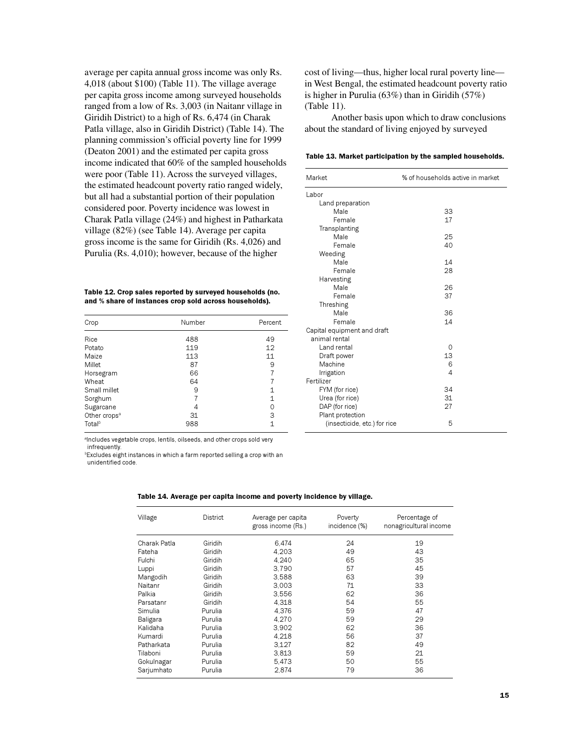average per capita annual gross income was only Rs. 4,018 (about $100) (Table 11). The village average per capita gross income among surveyed households ranged from a low of Rs. 3,003 (in Naitanr village in Giridih District) to a high of Rs. 6,474 (in Charak Patla village, also in Giridih District) (Table 14). The planning commission's official poverty line for 1999 (Deaton 2001) and the estimated per capita gross income indicated that 60% of the sampled households were poor (Table 11). Across the surveyed villages, the estimated headcount poverty ratio ranged widely, but all had a substantial portion of their population considered poor. Poverty incidence was lowest in Charak Patla village (24%) and highest in Patharkata village (82%) (see Table 14). Average per capita gross income is the same for Giridih (Rs. 4,026) and Purulia (Rs. 4,010); however, because of the higher cost of living—thus, higher local rural poverty line—in West Bengal, the estimated headcount poverty ratio is higher in Purulia (63%) than in Giridih (57%) (Table 11).

Another basis upon which to draw conclusions about the standard of living enjoyed by surveyed

**Table 12. Crop sales reported by surveyed households (no. and % share of instances crop sold across households).**

| Crop | Number | Percent |
|---|---|---|
| Rice | 488 | 49 |
| Potato | 119 | 12 |
| Maize | 113 | 11 |
| Millet | 87 | 9 |
| Horsegram | 66 | 7 |
| Wheat | 64 | 7 |
| Small millet | 9 | 1 |
| Sorghum | 7 | 1 |
| Sugarcane | 4 | 0 |
| Other crops[a] | 31 | 3 |
| Total[b] | 988 | 1 |

[a]Includes vegetable crops, lentils, oilseeds, and other crops sold very infrequently.
[b]Excludes eight instances in which a farm reported selling a crop with an unidentified code.

**Table 13. Market participation by the sampled households.**

| Market | % of households active in market |
|---|---|
| Labor | |
| Land preparation | |
| Male | 33 |
| Female | 17 |
| Transplanting | |
| Male | 25 |
| Female | 40 |
| Weeding | |
| Male | 14 |
| Female | 28 |
| Harvesting | |
| Male | 26 |
| Female | 37 |
| Threshing | |
| Male | 36 |
| Female | 14 |
| Capital equipment and draft animal rental | |
| Land rental | 0 |
| Draft power | 13 |
| Machine | 6 |
| Irrigation | 4 |
| Fertilizer | |
| FYM (for rice) | 34 |
| Urea (for rice) | 31 |
| DAP (for rice) | 27 |
| Plant protection (insecticide, etc.) for rice | 5 |

**Table 14. Average per capita income and poverty incidence by village.**

| Village | District | Average per capita gross income (Rs.) | Poverty incidence (%) | Percentage of nonagricultural income |
|---|---|---|---|---|
| Charak Patla | Giridih | 6,474 | 24 | 19 |
| Fateha | Giridih | 4,203 | 49 | 43 |
| Fulchi | Giridih | 4,240 | 65 | 35 |
| Luppi | Giridih | 3,790 | 57 | 45 |
| Mangodih | Giridih | 3,588 | 63 | 39 |
| Naitanr | Giridih | 3,003 | 71 | 33 |
| Palkia | Giridih | 3,556 | 62 | 36 |
| Parsatanr | Giridih | 4,318 | 54 | 55 |
| Simulia | Purulia | 4,376 | 59 | 47 |
| Baligara | Purulia | 4,270 | 59 | 29 |
| Kalidaha | Purulia | 3,902 | 62 | 36 |
| Kumardi | Purulia | 4,218 | 56 | 37 |
| Patharkata | Purulia | 3,127 | 82 | 49 |
| Tilaboni | Purulia | 3,813 | 59 | 21 |
| Gokulnagar | Purulia | 5,473 | 50 | 55 |
| Sarjumhato | Purulia | 2,874 | 79 | 36 |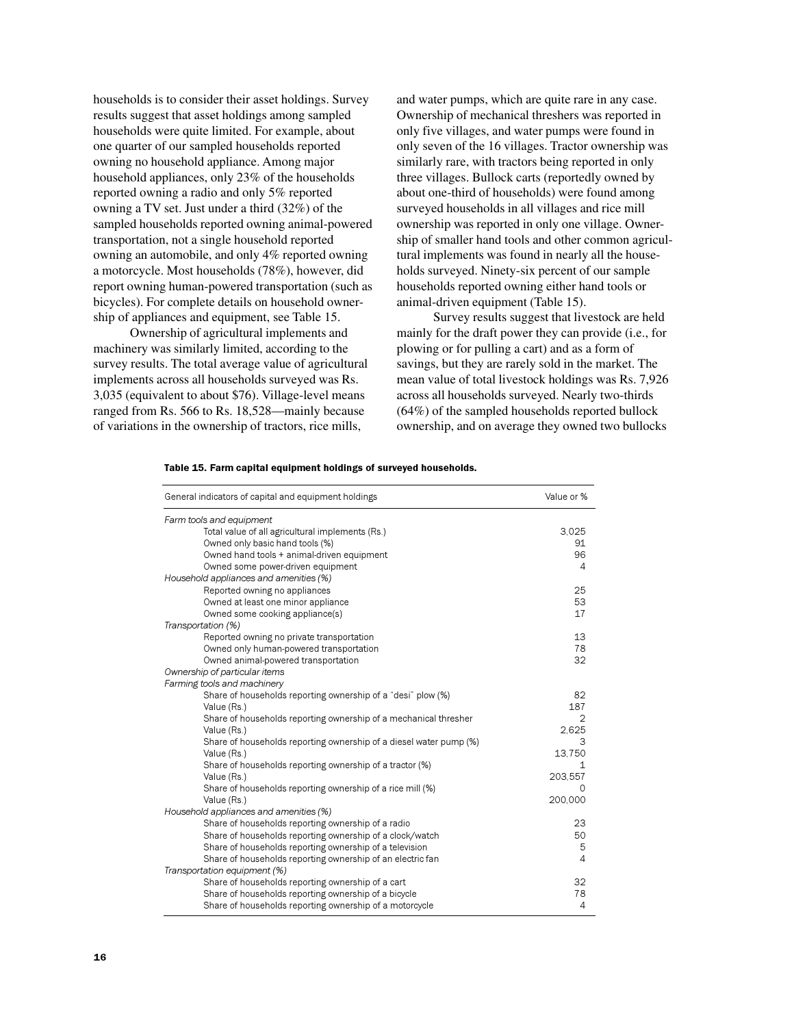households is to consider their asset holdings. Survey results suggest that asset holdings among sampled households were quite limited. For example, about one quarter of our sampled households reported owning no household appliance. Among major household appliances, only 23% of the households reported owning a radio and only 5% reported owning a TV set. Just under a third (32%) of the sampled households reported owning animal-powered transportation, not a single household reported owning an automobile, and only 4% reported owning a motorcycle. Most households (78%), however, did report owning human-powered transportation (such as bicycles). For complete details on household ownership of appliances and equipment, see Table 15.

Ownership of agricultural implements and machinery was similarly limited, according to the survey results. The total average value of agricultural implements across all households surveyed was Rs. 3,035 (equivalent to about $76). Village-level means ranged from Rs. 566 to Rs. 18,528—mainly because of variations in the ownership of tractors, rice mills, and water pumps, which are quite rare in any case. Ownership of mechanical threshers was reported in only five villages, and water pumps were found in only seven of the 16 villages. Tractor ownership was similarly rare, with tractors being reported in only three villages. Bullock carts (reportedly owned by about one-third of households) were found among surveyed households in all villages and rice mill ownership was reported in only one village. Ownership of smaller hand tools and other common agricultural implements was found in nearly all the households surveyed. Ninety-six percent of our sample households reported owning either hand tools or animal-driven equipment (Table 15).

Survey results suggest that livestock are held mainly for the draft power they can provide (i.e., for plowing or for pulling a cart) and as a form of savings, but they are rarely sold in the market. The mean value of total livestock holdings was Rs. 7,926 across all households surveyed. Nearly two-thirds (64%) of the sampled households reported bullock ownership, and on average they owned two bullocks

**Table 15. Farm capital equipment holdings of surveyed households.**

| General indicators of capital and equipment holdings | Value or % |
|---|---|
| *Farm tools and equipment* | |
| Total value of all agricultural implements (Rs.) | 3,025 |
| Owned only basic hand tools (%) | 91 |
| Owned hand tools + animal-driven equipment | 96 |
| Owned some power-driven equipment | 4 |
| *Household appliances and amenities (%)* | |
| Reported owning no appliances | 25 |
| Owned at least one minor appliance | 53 |
| Owned some cooking appliance(s) | 17 |
| *Transportation (%)* | |
| Reported owning no private transportation | 13 |
| Owned only human-powered transportation | 78 |
| Owned animal-powered transportation | 32 |
| *Ownership of particular items* | |
| *Farming tools and machinery* | |
| Share of households reporting ownership of a "desi" plow (%) | 82 |
| Value (Rs.) | 187 |
| Share of households reporting ownership of a mechanical thresher | 2 |
| Value (Rs.) | 2,625 |
| Share of households reporting ownership of a diesel water pump (%) | 3 |
| Value (Rs.) | 13,750 |
| Share of households reporting ownership of a tractor (%) | 1 |
| Value (Rs.) | 203,557 |
| Share of households reporting ownership of a rice mill (%) | 0 |
| Value (Rs.) | 200,000 |
| *Household appliances and amenities (%)* | |
| Share of households reporting ownership of a radio | 23 |
| Share of households reporting ownership of a clock/watch | 50 |
| Share of households reporting ownership of a television | 5 |
| Share of households reporting ownership of an electric fan | 4 |
| *Transportation equipment (%)* | |
| Share of households reporting ownership of a cart | 32 |
| Share of households reporting ownership of a bicycle | 78 |
| Share of households reporting ownership of a motorcycle | 4 |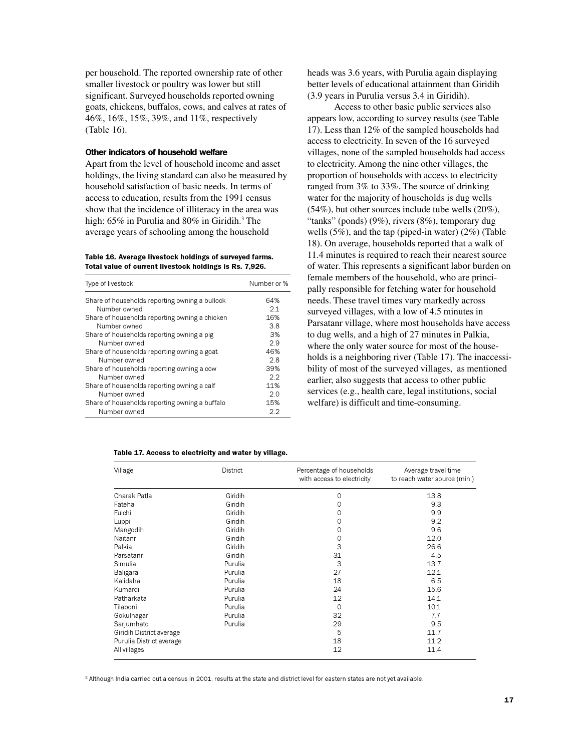per household. The reported ownership rate of other smaller livestock or poultry was lower but still significant. Surveyed households reported owning goats, chickens, buffalos, cows, and calves at rates of 46%, 16%, 15%, 39%, and 11%, respectively (Table 16).

### Other indicators of household welfare

Apart from the level of household income and asset holdings, the living standard can also be measured by household satisfaction of basic needs. In terms of access to education, results from the 1991 census show that the incidence of illiteracy in the area was high: 65% in Purulia and 80% in Giridih.[3] The average years of schooling among the household heads was 3.6 years, with Purulia again displaying better levels of educational attainment than Giridih (3.9 years in Purulia versus 3.4 in Giridih).

**Table 16. Average livestock holdings of surveyed farms. Total value of current livestock holdings is Rs. 7,926.**

| Type of livestock | Number or % |
|---|---|
| Share of households reporting owning a bullock | 64% |
| Number owned | 2.1 |
| Share of households reporting owning a chicken | 16% |
| Number owned | 3.8 |
| Share of households reporting owning a pig | 3% |
| Number owned | 2.9 |
| Share of households reporting owning a goat | 46% |
| Number owned | 2.8 |
| Share of households reporting owning a cow | 39% |
| Number owned | 2.2 |
| Share of households reporting owning a calf | 11% |
| Number owned | 2.0 |
| Share of households reporting owning a buffalo | 15% |
| Number owned | 2.2 |

Access to other basic public services also appears low, according to survey results (see Table 17). Less than 12% of the sampled households had access to electricity. In seven of the 16 surveyed villages, none of the sampled households had access to electricity. Among the nine other villages, the proportion of households with access to electricity ranged from 3% to 33%. The source of drinking water for the majority of households is dug wells (54%), but other sources include tube wells (20%), "tanks" (ponds) (9%), rivers (8%), temporary dug wells (5%), and the tap (piped-in water) (2%) (Table 18). On average, households reported that a walk of 11.4 minutes is required to reach their nearest source of water. This represents a significant labor burden on female members of the household, who are principally responsible for fetching water for household needs. These travel times vary markedly across surveyed villages, with a low of 4.5 minutes in Parsatanr village, where most households have access to dug wells, and a high of 27 minutes in Palkia, where the only water source for most of the households is a neighboring river (Table 17). The inaccessibility of most of the surveyed villages, as mentioned earlier, also suggests that access to other public services (e.g., health care, legal institutions, social welfare) is difficult and time-consuming.

**Table 17. Access to electricity and water by village.**

| Village | District | Percentage of households with access to electricity | Average travel time to reach water source (min.) |
|---|---|---|---|
| Charak Patla | Giridih | 0 | 13.8 |
| Fateha | Giridih | 0 | 9.3 |
| Fulchi | Giridih | 0 | 9.9 |
| Luppi | Giridih | 0 | 9.2 |
| Mangodih | Giridih | 0 | 9.6 |
| Naitanr | Giridih | 0 | 12.0 |
| Palkia | Giridih | 3 | 26.6 |
| Parsatanr | Giridih | 31 | 4.5 |
| Simulia | Purulia | 3 | 13.7 |
| Baligara | Purulia | 27 | 12.1 |
| Kalidaha | Purulia | 18 | 6.5 |
| Kumardi | Purulia | 24 | 15.6 |
| Patharkata | Purulia | 12 | 14.1 |
| Tilaboni | Purulia | 0 | 10.1 |
| Gokulnagar | Purulia | 32 | 7.7 |
| Sarjumhato | Purulia | 29 | 9.5 |
| Giridih District average | | 5 | 11.7 |
| Purulia District average | | 18 | 11.2 |
| All villages | | 12 | 11.4 |

[3] Although India carried out a census in 2001, results at the state and district level for eastern states are not yet available.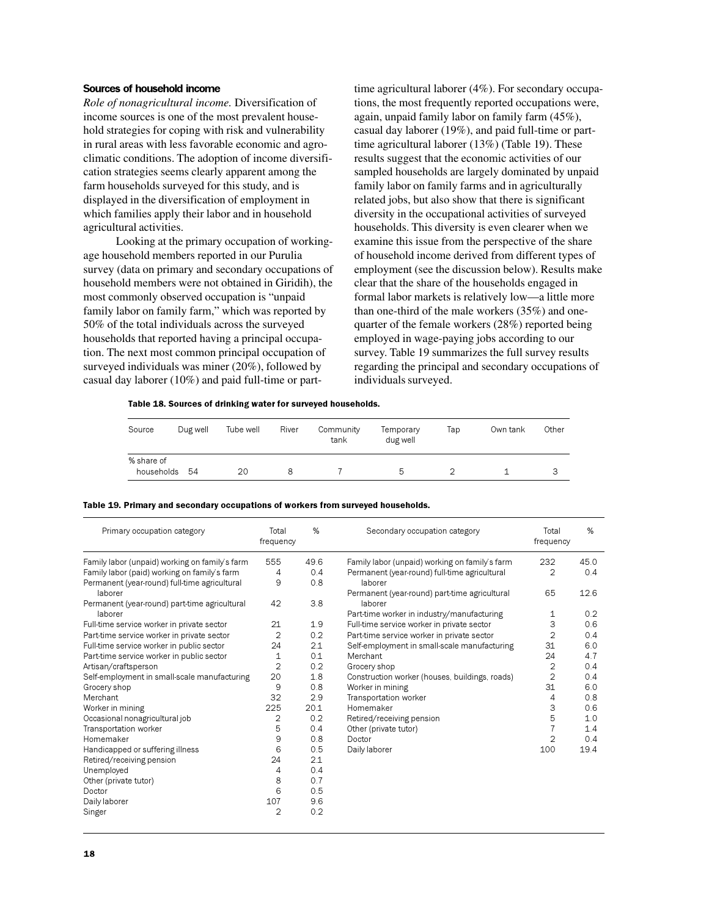### Sources of household income

*Role of nonagricultural income.* Diversification of income sources is one of the most prevalent household strategies for coping with risk and vulnerability in rural areas with less favorable economic and agroclimatic conditions. The adoption of income diversification strategies seems clearly apparent among the farm households surveyed for this study, and is displayed in the diversification of employment in which families apply their labor and in household agricultural activities.

Looking at the primary occupation of working-age household members reported in our Purulia survey (data on primary and secondary occupations of household members were not obtained in Giridih), the most commonly observed occupation is "unpaid family labor on family farm," which was reported by 50% of the total individuals across the surveyed households that reported having a principal occupation. The next most common principal occupation of surveyed individuals was miner (20%), followed by casual day laborer (10%) and paid full-time or part-time agricultural laborer (4%). For secondary occupations, the most frequently reported occupations were, again, unpaid family labor on family farm (45%), casual day laborer (19%), and paid full-time or part-time agricultural laborer (13%) (Table 19). These results suggest that the economic activities of our sampled households are largely dominated by unpaid family labor on family farms and in agriculturally related jobs, but also show that there is significant diversity in the occupational activities of surveyed households. This diversity is even clearer when we examine this issue from the perspective of the share of household income derived from different types of employment (see the discussion below). Results make clear that the share of the households engaged in formal labor markets is relatively low—a little more than one-third of the male workers (35%) and one-quarter of the female workers (28%) reported being employed in wage-paying jobs according to our survey. Table 19 summarizes the full survey results regarding the principal and secondary occupations of individuals surveyed.

**Table 18. Sources of drinking water for surveyed households.**

| Source | Dug well | Tube well | River | Community tank | Temporary dug well | Tap | Own tank | Other |
|---|---|---|---|---|---|---|---|---|
| % share of households | 54 | 20 | 8 | 7 | 5 | 2 | 1 | 3 |

**Table 19. Primary and secondary occupations of workers from surveyed households.**

| Primary occupation category | Total frequency | % | Secondary occupation category | Total frequency | % |
|---|---|---|---|---|---|
| Family labor (unpaid) working on family's farm | 555 | 49.6 | Family labor (unpaid) working on family's farm | 232 | 45.0 |
| Family labor (paid) working on family's farm | 4 | 0.4 | Permanent (year-round) full-time agricultural laborer | 2 | 0.4 |
| Permanent (year-round) full-time agricultural laborer | 9 | 0.8 | Permanent (year-round) part-time agricultural laborer | 65 | 12.6 |
| Permanent (year-round) part-time agricultural laborer | 42 | 3.8 | Part-time worker in industry/manufacturing | 1 | 0.2 |
| Full-time service worker in private sector | 21 | 1.9 | Full-time service worker in private sector | 3 | 0.6 |
| Part-time service worker in private sector | 2 | 0.2 | Part-time service worker in private sector | 2 | 0.4 |
| Full-time service worker in public sector | 24 | 2.1 | Self-employment in small-scale manufacturing | 31 | 6.0 |
| Part-time service worker in public sector | 1 | 0.1 | Merchant | 24 | 4.7 |
| Artisan/craftsperson | 2 | 0.2 | Grocery shop | 2 | 0.4 |
| Self-employment in small-scale manufacturing | 20 | 1.8 | Construction worker (houses, buildings, roads) | 2 | 0.4 |
| Grocery shop | 9 | 0.8 | Worker in mining | 31 | 6.0 |
| Merchant | 32 | 2.9 | Transportation worker | 4 | 0.8 |
| Worker in mining | 225 | 20.1 | Homemaker | 3 | 0.6 |
| Occasional nonagricultural job | 2 | 0.2 | Retired/receiving pension | 5 | 1.0 |
| Transportation worker | 5 | 0.4 | Other (private tutor) | 7 | 1.4 |
| Homemaker | 9 | 0.8 | Doctor | 2 | 0.4 |
| Handicapped or suffering illness | 6 | 0.5 | Daily laborer | 100 | 19.4 |
| Retired/receiving pension | 24 | 2.1 | | | |
| Unemployed | 4 | 0.4 | | | |
| Other (private tutor) | 8 | 0.7 | | | |
| Doctor | 6 | 0.5 | | | |
| Daily laborer | 107 | 9.6 | | | |
| Singer | 2 | 0.2 | | | |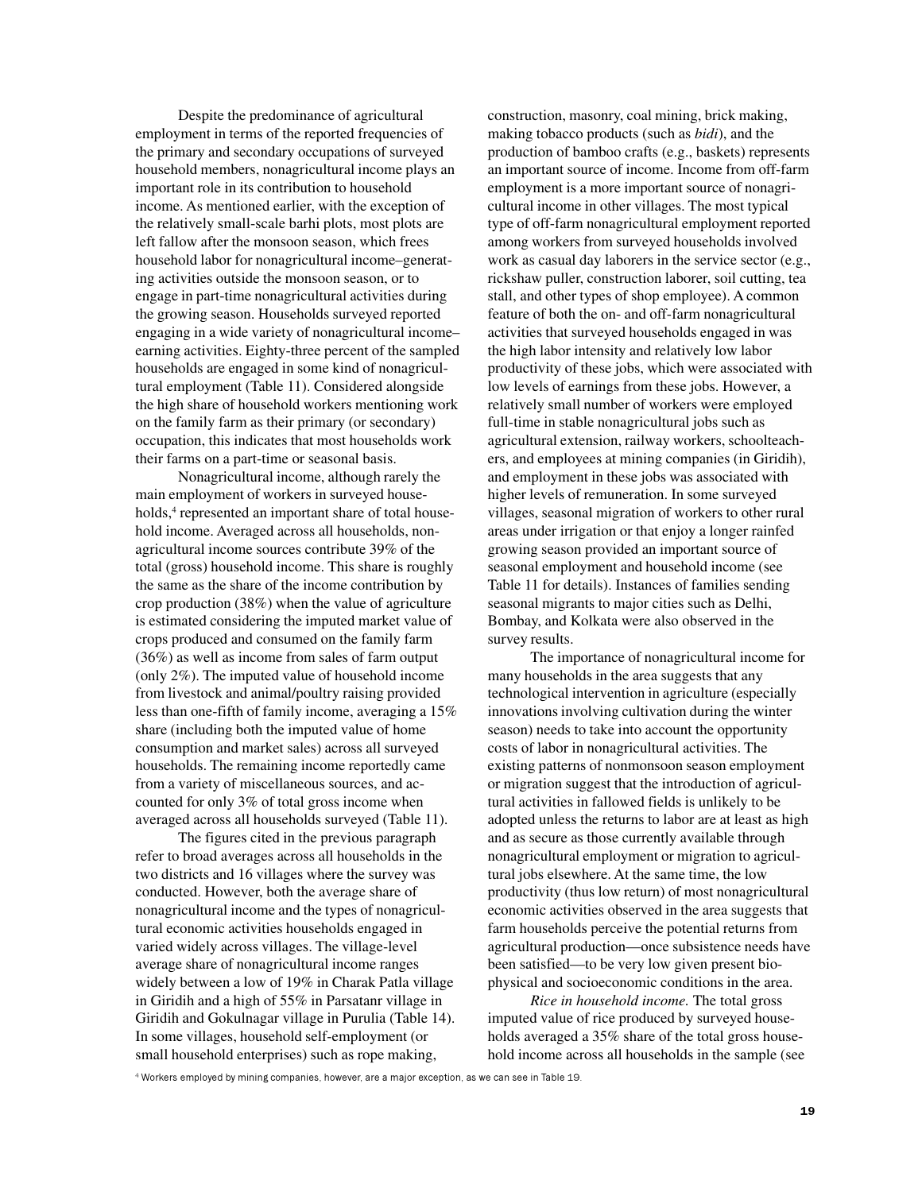Despite the predominance of agricultural employment in terms of the reported frequencies of the primary and secondary occupations of surveyed household members, nonagricultural income plays an important role in its contribution to household income. As mentioned earlier, with the exception of the relatively small-scale barhi plots, most plots are left fallow after the monsoon season, which frees household labor for nonagricultural income–generating activities outside the monsoon season, or to engage in part-time nonagricultural activities during the growing season. Households surveyed reported engaging in a wide variety of nonagricultural income–earning activities. Eighty-three percent of the sampled households are engaged in some kind of nonagricultural employment (Table 11). Considered alongside the high share of household workers mentioning work on the family farm as their primary (or secondary) occupation, this indicates that most households work their farms on a part-time or seasonal basis.

Nonagricultural income, although rarely the main employment of workers in surveyed households,[4] represented an important share of total household income. Averaged across all households, nonagricultural income sources contribute 39% of the total (gross) household income. This share is roughly the same as the share of the income contribution by crop production (38%) when the value of agriculture is estimated considering the imputed market value of crops produced and consumed on the family farm (36%) as well as income from sales of farm output (only 2%). The imputed value of household income from livestock and animal/poultry raising provided less than one-fifth of family income, averaging a 15% share (including both the imputed value of home consumption and market sales) across all surveyed households. The remaining income reportedly came from a variety of miscellaneous sources, and accounted for only 3% of total gross income when averaged across all households surveyed (Table 11).

The figures cited in the previous paragraph refer to broad averages across all households in the two districts and 16 villages where the survey was conducted. However, both the average share of nonagricultural income and the types of nonagricultural economic activities households engaged in varied widely across villages. The village-level average share of nonagricultural income ranges widely between a low of 19% in Charak Patla village in Giridih and a high of 55% in Parsatanr village in Giridih and Gokulnagar village in Purulia (Table 14). In some villages, household self-employment (or small household enterprises) such as rope making, construction, masonry, coal mining, brick making, making tobacco products (such as *bidi*), and the production of bamboo crafts (e.g., baskets) represents an important source of income. Income from off-farm employment is a more important source of nonagricultural income in other villages. The most typical type of off-farm nonagricultural employment reported among workers from surveyed households involved work as casual day laborers in the service sector (e.g., rickshaw puller, construction laborer, soil cutting, tea stall, and other types of shop employee). A common feature of both the on- and off-farm nonagricultural activities that surveyed households engaged in was the high labor intensity and relatively low labor productivity of these jobs, which were associated with low levels of earnings from these jobs. However, a relatively small number of workers were employed full-time in stable nonagricultural jobs such as agricultural extension, railway workers, schoolteachers, and employees at mining companies (in Giridih), and employment in these jobs was associated with higher levels of remuneration. In some surveyed villages, seasonal migration of workers to other rural areas under irrigation or that enjoy a longer rainfed growing season provided an important source of seasonal employment and household income (see Table 11 for details). Instances of families sending seasonal migrants to major cities such as Delhi, Bombay, and Kolkata were also observed in the survey results.

The importance of nonagricultural income for many households in the area suggests that any technological intervention in agriculture (especially innovations involving cultivation during the winter season) needs to take into account the opportunity costs of labor in nonagricultural activities. The existing patterns of nonmonsoon season employment or migration suggest that the introduction of agricultural activities in fallowed fields is unlikely to be adopted unless the returns to labor are at least as high and as secure as those currently available through nonagricultural employment or migration to agricultural jobs elsewhere. At the same time, the low productivity (thus low return) of most nonagricultural economic activities observed in the area suggests that farm households perceive the potential returns from agricultural production—once subsistence needs have been satisfied—to be very low given present biophysical and socioeconomic conditions in the area.

*Rice in household income.* The total gross imputed value of rice produced by surveyed households averaged a 35% share of the total gross household income across all households in the sample (see

[4] Workers employed by mining companies, however, are a major exception, as we can see in Table 19.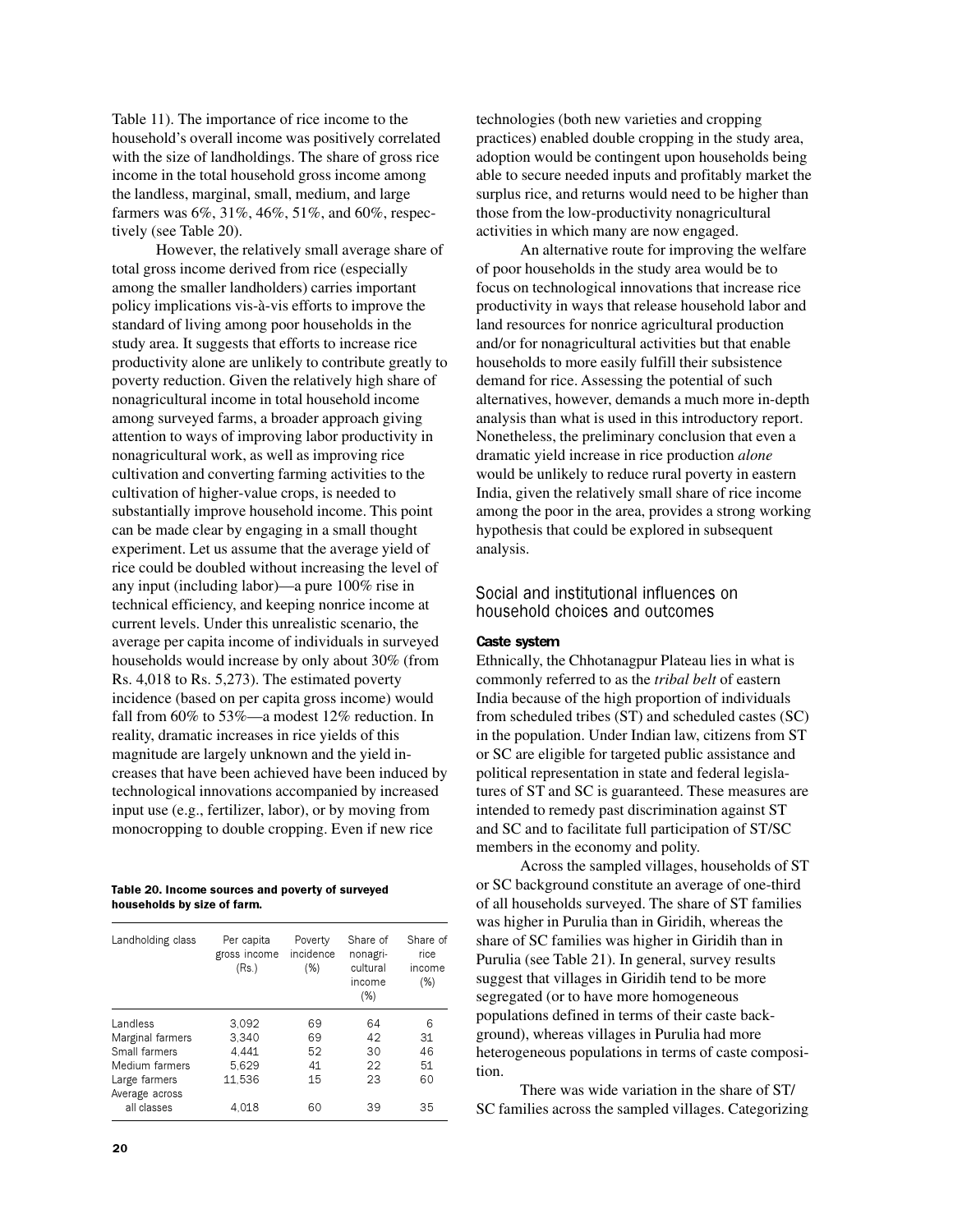Table 11). The importance of rice income to the household's overall income was positively correlated with the size of landholdings. The share of gross rice income in the total household gross income among the landless, marginal, small, medium, and large farmers was 6%, 31%, 46%, 51%, and 60%, respectively (see Table 20).

However, the relatively small average share of total gross income derived from rice (especially among the smaller landholders) carries important policy implications vis-à-vis efforts to improve the standard of living among poor households in the study area. It suggests that efforts to increase rice productivity alone are unlikely to contribute greatly to poverty reduction. Given the relatively high share of nonagricultural income in total household income among surveyed farms, a broader approach giving attention to ways of improving labor productivity in nonagricultural work, as well as improving rice cultivation and converting farming activities to the cultivation of higher-value crops, is needed to substantially improve household income. This point can be made clear by engaging in a small thought experiment. Let us assume that the average yield of rice could be doubled without increasing the level of any input (including labor)—a pure 100% rise in technical efficiency, and keeping nonrice income at current levels. Under this unrealistic scenario, the average per capita income of individuals in surveyed households would increase by only about 30% (from Rs. 4,018 to Rs. 5,273). The estimated poverty incidence (based on per capita gross income) would fall from 60% to 53%—a modest 12% reduction. In reality, dramatic increases in rice yields of this magnitude are largely unknown and the yield increases that have been achieved have been induced by technological innovations accompanied by increased input use (e.g., fertilizer, labor), or by moving from monocropping to double cropping. Even if new rice technologies (both new varieties and cropping practices) enabled double cropping in the study area, adoption would be contingent upon households being able to secure needed inputs and profitably market the surplus rice, and returns would need to be higher than those from the low-productivity nonagricultural activities in which many are now engaged.

**Table 20. Income sources and poverty of surveyed households by size of farm.**

| Landholding class | Per capita gross income (Rs.) | Poverty incidence (%) | Share of nonagricultural income (%) | Share of rice income (%) |
|---|---|---|---|---|
| Landless | 3,092 | 69 | 64 | 6 |
| Marginal farmers | 3,340 | 69 | 42 | 31 |
| Small farmers | 4,441 | 52 | 30 | 46 |
| Medium farmers | 5,629 | 41 | 22 | 51 |
| Large farmers | 11,536 | 15 | 23 | 60 |
| Average across all classes | 4,018 | 60 | 39 | 35 |

An alternative route for improving the welfare of poor households in the study area would be to focus on technological innovations that increase rice productivity in ways that release household labor and land resources for nonrice agricultural production and/or for nonagricultural activities but that enable households to more easily fulfill their subsistence demand for rice. Assessing the potential of such alternatives, however, demands a much more in-depth analysis than what is used in this introductory report. Nonetheless, the preliminary conclusion that even a dramatic yield increase in rice production *alone* would be unlikely to reduce rural poverty in eastern India, given the relatively small share of rice income among the poor in the area, provides a strong working hypothesis that could be explored in subsequent analysis.

## Social and institutional influences on household choices and outcomes

### Caste system

Ethnically, the Chhotanagpur Plateau lies in what is commonly referred to as the *tribal belt* of eastern India because of the high proportion of individuals from scheduled tribes (ST) and scheduled castes (SC) in the population. Under Indian law, citizens from ST or SC are eligible for targeted public assistance and political representation in state and federal legislatures of ST and SC is guaranteed. These measures are intended to remedy past discrimination against ST and SC and to facilitate full participation of ST/SC members in the economy and polity.

Across the sampled villages, households of ST or SC background constitute an average of one-third of all households surveyed. The share of ST families was higher in Purulia than in Giridih, whereas the share of SC families was higher in Giridih than in Purulia (see Table 21). In general, survey results suggest that villages in Giridih tend to be more segregated (or to have more homogeneous populations defined in terms of their caste background), whereas villages in Purulia had more heterogeneous populations in terms of caste composition.

There was wide variation in the share of ST/SC families across the sampled villages. Categorizing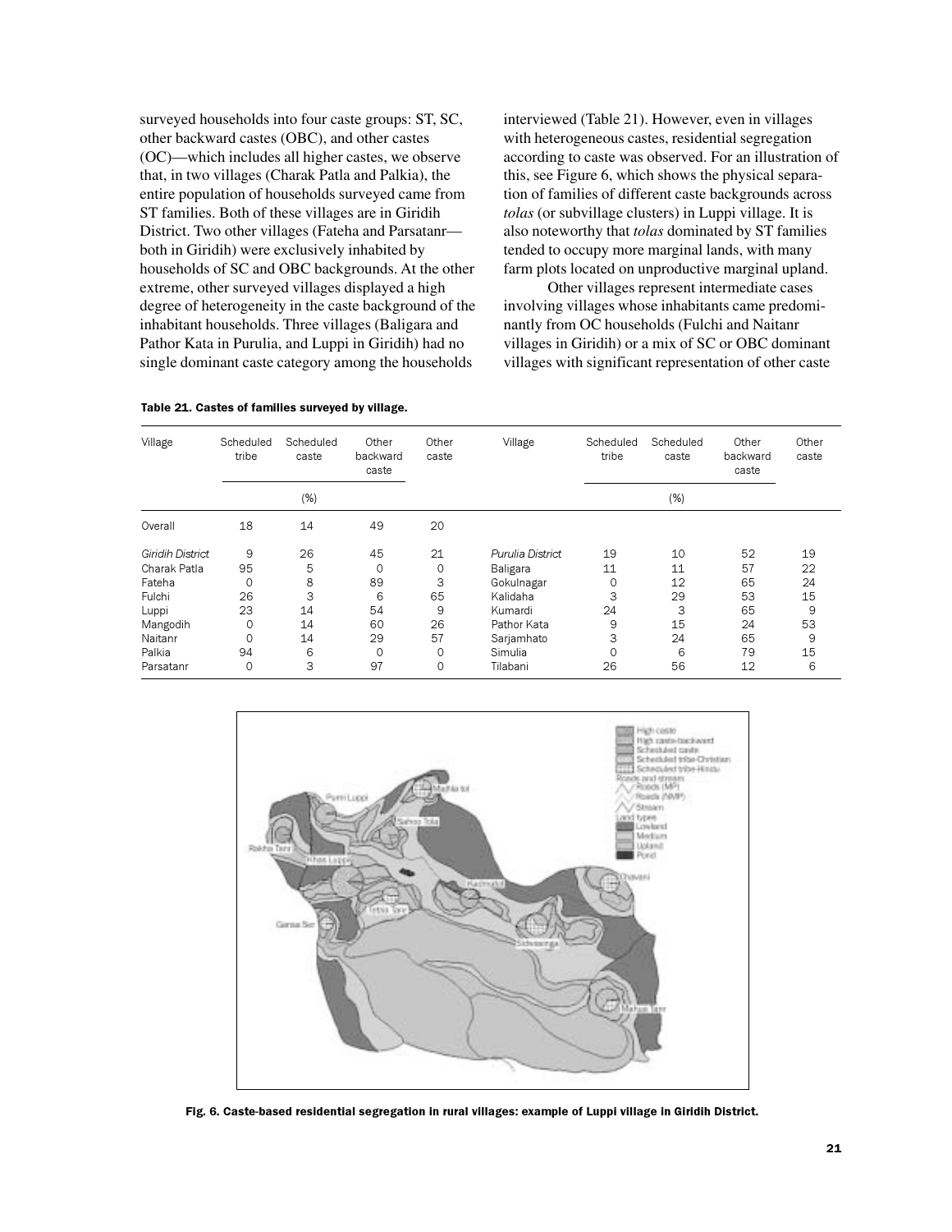surveyed households into four caste groups: ST, SC, other backward castes (OBC), and other castes (OC)—which includes all higher castes, we observe that, in two villages (Charak Patla and Palkia), the entire population of households surveyed came from ST families. Both of these villages are in Giridih District. Two other villages (Fateha and Parsatanr—both in Giridih) were exclusively inhabited by households of SC and OBC backgrounds. At the other extreme, other surveyed villages displayed a high degree of heterogeneity in the caste background of the inhabitant households. Three villages (Baligara and Pathor Kata in Purulia, and Luppi in Giridih) had no single dominant caste category among the households interviewed (Table 21). However, even in villages with heterogeneous castes, residential segregation according to caste was observed. For an illustration of this, see Figure 6, which shows the physical separation of families of different caste backgrounds across *tolas* (or subvillage clusters) in Luppi village. It is also noteworthy that *tolas* dominated by ST families tended to occupy more marginal lands, with many farm plots located on unproductive marginal upland.

Other villages represent intermediate cases involving villages whose inhabitants came predominantly from OC households (Fulchi and Naitanr villages in Giridih) or a mix of SC or OBC dominant villages with significant representation of other caste

**Table 21. Castes of families surveyed by village.**

| Village | Scheduled tribe | Scheduled caste | Other backward caste | Other caste | Village | Scheduled tribe | Scheduled caste | Other backward caste | Other caste |
|---|---|---|---|---|---|---|---|---|---|
| | (%) | | | | | (%) | | | |
| Overall | 18 | 14 | 49 | 20 | | | | | |
| *Giridih District* | 9 | 26 | 45 | 21 | *Purulia District* | 19 | 10 | 52 | 19 |
| Charak Patla | 95 | 5 | 0 | 0 | Baligara | 11 | 11 | 57 | 22 |
| Fateha | 0 | 8 | 89 | 3 | Gokulnagar | 0 | 12 | 65 | 24 |
| Fulchi | 26 | 3 | 6 | 65 | Kalidaha | 3 | 29 | 53 | 15 |
| Luppi | 23 | 14 | 54 | 9 | Kumardi | 24 | 3 | 65 | 9 |
| Mangodih | 0 | 14 | 60 | 26 | Pathor Kata | 9 | 15 | 24 | 53 |
| Naitanr | 0 | 14 | 29 | 57 | Sarjamhato | 3 | 24 | 65 | 9 |
| Palkia | 94 | 6 | 0 | 0 | Simulia | 0 | 6 | 79 | 15 |
| Parsatanr | 0 | 3 | 97 | 0 | Tilabani | 26 | 56 | 12 | 6 |

**Fig. 6. Caste-based residential segregation in rural villages: example of Luppi village in Giridih District.**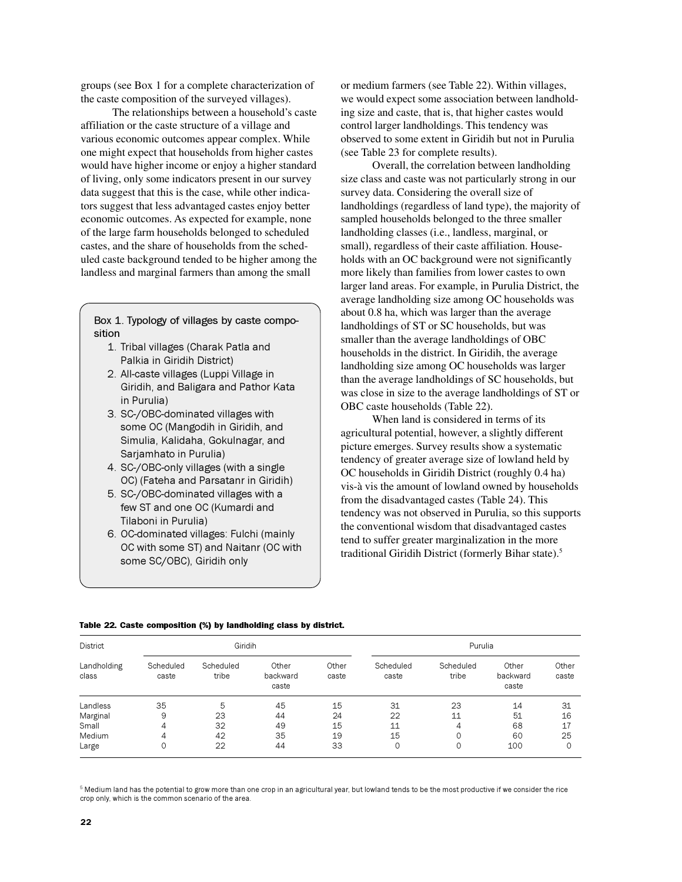groups (see Box 1 for a complete characterization of the caste composition of the surveyed villages).

The relationships between a household's caste affiliation or the caste structure of a village and various economic outcomes appear complex. While one might expect that households from higher castes would have higher income or enjoy a higher standard of living, only some indicators present in our survey data suggest that this is the case, while other indicators suggest that less advantaged castes enjoy better economic outcomes. As expected for example, none of the large farm households belonged to scheduled castes, and the share of households from the scheduled caste background tended to be higher among the landless and marginal farmers than among the small or medium farmers (see Table 22). Within villages, we would expect some association between landholding size and caste, that is, that higher castes would control larger landholdings. This tendency was observed to some extent in Giridih but not in Purulia (see Table 23 for complete results).

Overall, the correlation between landholding size class and caste was not particularly strong in our survey data. Considering the overall size of landholdings (regardless of land type), the majority of sampled households belonged to the three smaller landholding classes (i.e., landless, marginal, or small), regardless of their caste affiliation. Households with an OC background were not significantly more likely than families from lower castes to own larger land areas. For example, in Purulia District, the average landholding size among OC households was about 0.8 ha, which was larger than the average landholdings of ST or SC households, but was smaller than the average landholdings of OBC households in the district. In Giridih, the average landholding size among OC households was larger than the average landholdings of SC households, but was close in size to the average landholdings of ST or OBC caste households (Table 22).

When land is considered in terms of its agricultural potential, however, a slightly different picture emerges. Survey results show a systematic tendency of greater average size of lowland held by OC households in Giridih District (roughly 0.4 ha) vis-à vis the amount of lowland owned by households from the disadvantaged castes (Table 24). This tendency was not observed in Purulia, so this supports the conventional wisdom that disadvantaged castes tend to suffer greater marginalization in the more traditional Giridih District (formerly Bihar state).[5]

> **Box 1. Typology of villages by caste composition**
>
> 1. Tribal villages (Charak Patla and Palkia in Giridih District)
> 2. All-caste villages (Luppi Village in Giridih, and Baligara and Pathor Kata in Purulia)
> 3. SC-/OBC-dominated villages with some OC (Mangodih in Giridih, and Simulia, Kalidaha, Gokulnagar, and Sarjamhato in Purulia)
> 4. SC-/OBC-only villages (with a single OC) (Fateha and Parsatanr in Giridih)
> 5. SC-/OBC-dominated villages with a few ST and one OC (Kumardi and Tilaboni in Purulia)
> 6. OC-dominated villages: Fulchi (mainly OC with some ST) and Naitanr (OC with some SC/OBC), Giridih only

**Table 22. Caste composition (%) by landholding class by district.**

| District | Giridih | | | | Purulia | | | |
|---|---|---|---|---|---|---|---|---|
| Landholding class | Scheduled caste | Scheduled tribe | Other backward caste | Other caste | Scheduled caste | Scheduled tribe | Other backward caste | Other caste |
| Landless | 35 | 5 | 45 | 15 | 31 | 23 | 14 | 31 |
| Marginal | 9 | 23 | 44 | 24 | 22 | 11 | 51 | 16 |
| Small | 4 | 32 | 49 | 15 | 11 | 4 | 68 | 17 |
| Medium | 4 | 42 | 35 | 19 | 15 | 0 | 60 | 25 |
| Large | 0 | 22 | 44 | 33 | 0 | 0 | 100 | 0 |

[5] Medium land has the potential to grow more than one crop in an agricultural year, but lowland tends to be the most productive if we consider the rice crop only, which is the common scenario of the area.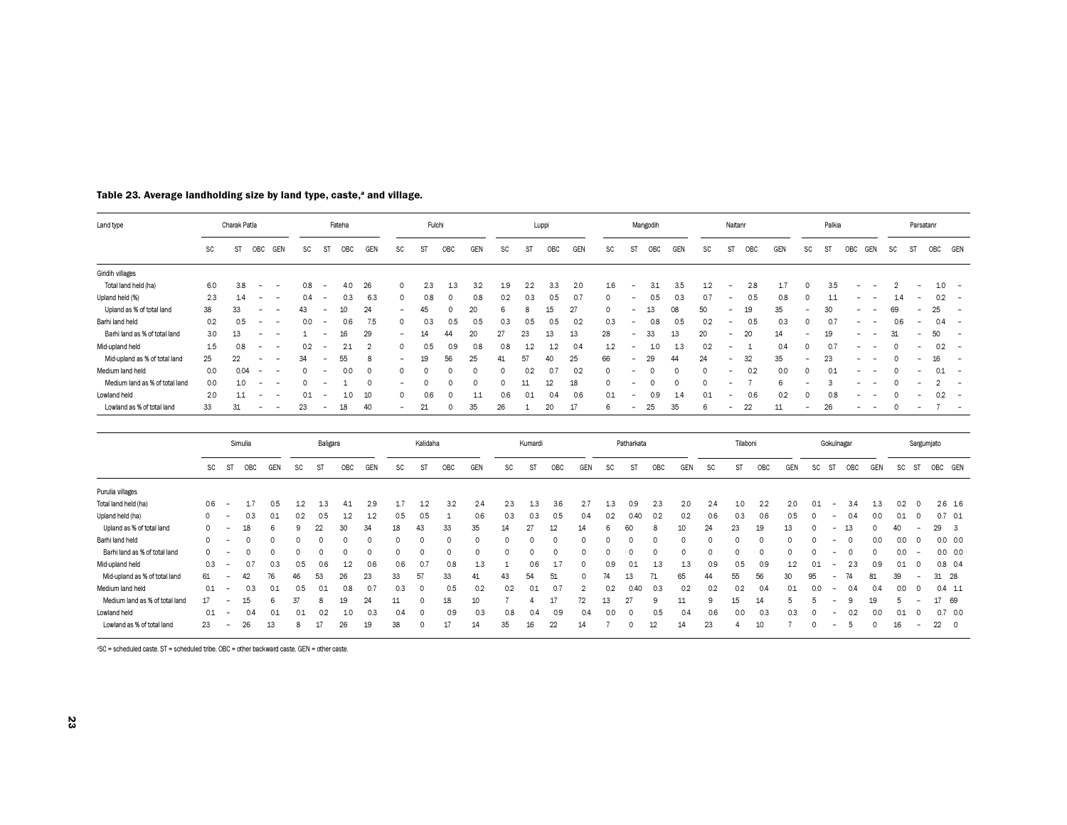### Table 23. Average landholding size by land type, caste,[a] and village.

| Land type | Charak Patla | | | | Fateha | | | | Fulchi | | | | Luppi | | | | Mangodih | | | | Naitanr | | | | Palkia | | | | Parsatanr | | | |
|---|---|---|---|---|---|---|---|---|---|---|---|---|---|---|---|---|---|---|---|---|---|---|---|---|---|---|---|---|---|---|---|---|
| | SC | ST | OBC | GEN | SC | ST | OBC | GEN | SC | ST | OBC | GEN | SC | ST | OBC | GEN | SC | ST | OBC | GEN | SC | ST | OBC | GEN | SC | ST | OBC | GEN | SC | ST | OBC | GEN |
| Giridih villages | | | | | | | | | | | | | | | | | | | | | | | | | | | | | | | | |
| Total land held (ha) | 6.0 | 3.8 | – | – | 0.8 | – | 4.0 | 26 | 0 | 2.3 | 1.3 | 3.2 | 1.9 | 2.2 | 3.3 | 2.0 | 1.6 | – | 3.1 | 3.5 | 1.2 | – | 2.8 | 1.7 | 0 | 3.5 | – | – | 2 | – | 1.0 | – |
| Upland held (%) | 2.3 | 1.4 | – | – | 0.4 | – | 0.3 | 6.3 | 0 | 0.8 | 0 | 0.8 | 0.2 | 0.3 | 0.5 | 0.7 | 0 | – | 0.5 | 0.3 | 0.7 | – | 0.5 | 0.8 | 0 | 1.1 | – | – | 1.4 | – | 0.2 | – |
| Upland as % of total land | 38 | 33 | – | – | 43 | – | 10 | 24 | – | 45 | 0 | 20 | 6 | 8 | 15 | 27 | 0 | – | 13 | 08 | 50 | – | 19 | 35 | – | 30 | – | – | 69 | – | 25 | – |
| Barhi land held | 0.2 | 0.5 | – | – | 0.0 | – | 0.6 | 7.5 | 0 | 0.3 | 0.5 | 0.5 | 0.3 | 0.5 | 0.5 | 0.2 | 0.3 | – | 0.8 | 0.5 | 0.2 | – | 0.5 | 0.3 | 0 | 0.7 | – | – | 0.6 | – | 0.4 | – |
| Barhi land as % of total land | 3.0 | 13 | – | – | 1 | – | 16 | 29 | – | 14 | 44 | 20 | 27 | 23 | 13 | 13 | 28 | – | 33 | 13 | 20 | – | 20 | 14 | – | 19 | – | – | 31 | – | 50 | – |
| Mid-upland held | 1.5 | 0.8 | – | – | 0.2 | – | 2.1 | 2 | 0 | 0.5 | 0.9 | 0.8 | 0.8 | 1.2 | 1.2 | 0.4 | 1.2 | – | 1.0 | 1.3 | 0.2 | – | 1 | 0.4 | 0 | 0.7 | – | – | 0 | – | 0.2 | – |
| Mid-upland as % of total land | 25 | 22 | – | – | 34 | – | 55 | 8 | – | 19 | 56 | 25 | 41 | 57 | 40 | 25 | 66 | – | 29 | 44 | 24 | – | 32 | 35 | – | 23 | – | – | 0 | – | 16 | – |
| Medium land held | 0.0 | 0.04 | – | – | 0 | – | 0.0 | 0 | 0 | 0 | 0 | 0 | 0 | 0.2 | 0.7 | 0.2 | 0 | – | 0 | 0 | 0 | – | 0.2 | 0.0 | 0 | 0.1 | – | – | 0 | – | 0.1 | – |
| Medium land as % of total land | 0.0 | 1.0 | – | – | 0 | – | 1 | 0 | – | 0 | 0 | 0 | 0 | 11 | 12 | 18 | 0 | – | 0 | 0 | 0 | – | 7 | 6 | – | 3 | – | – | 0 | – | 2 | – |
| Lowland held | 2.0 | 1.1 | – | – | 0.1 | – | 1.0 | 10 | 0 | 0.6 | 0 | 1.1 | 0.6 | 0.1 | 0.4 | 0.6 | 0.1 | – | 0.9 | 1.4 | 0.1 | – | 0.6 | 0.2 | 0 | 0.8 | – | – | 0 | – | 0.2 | – |
| Lowland as % of total land | 33 | 31 | – | – | 23 | – | 18 | 40 | – | 21 | 0 | 35 | 26 | 1 | 20 | 17 | 6 | – | 25 | 35 | 6 | – | 22 | 11 | – | 26 | – | – | 0 | – | 7 | – |

| | Simulia | | | | Baligara | | | | Kalidaha | | | | Kumardi | | | | Patharkata | | | | Tilaboni | | | | Gokulnagar | | | | Sargumjato | | | |
|---|---|---|---|---|---|---|---|---|---|---|---|---|---|---|---|---|---|---|---|---|---|---|---|---|---|---|---|---|---|---|---|---|
| | SC | ST | OBC | GEN | SC | ST | OBC | GEN | SC | ST | OBC | GEN | SC | ST | OBC | GEN | SC | ST | OBC | GEN | SC | ST | OBC | GEN | SC | ST | OBC | GEN | SC | ST | OBC | GEN |
| Purulia villages | | | | | | | | | | | | | | | | | | | | | | | | | | | | | | | | |
| Total land held (ha) | 0.6 | – | 1.7 | 0.5 | 1.2 | 1.3 | 4.1 | 2.9 | 1.7 | 1.2 | 3.2 | 2.4 | 2.3 | 1.3 | 3.6 | 2.7 | 1.3 | 0.9 | 2.3 | 2.0 | 2.4 | 1.0 | 2.2 | 2.0 | 0.1 | – | 3.4 | 1.3 | 0.2 | 0 | 2.6 | 1.6 |
| Upland held (ha) | 0 | – | 0.3 | 0.1 | 0.2 | 0.5 | 1.2 | 1.2 | 0.5 | 0.5 | 1 | 0.6 | 0.3 | 0.3 | 0.5 | 0.4 | 0.2 | 0.40 | 0.2 | 0.2 | 0.6 | 0.3 | 0.6 | 0.5 | 0 | – | 0.4 | 0.0 | 0.1 | 0 | 0.7 | 0.1 |
| Upland as % of total land | 0 | – | 18 | 6 | 9 | 22 | 30 | 34 | 18 | 43 | 33 | 35 | 14 | 27 | 12 | 14 | 6 | 60 | 8 | 10 | 24 | 23 | 19 | 13 | 0 | – | 13 | 0 | 40 | – | 29 | 3 |
| Barhi land held | 0 | – | 0 | 0 | 0 | 0 | 0 | 0 | 0 | 0 | 0 | 0 | 0 | 0 | 0 | 0 | 0 | 0 | 0 | 0 | 0 | 0 | 0 | 0 | 0 | – | 0 | 0.0 | 0.0 | 0 | 0.0 | 0.0 |
| Barhi land as % of total land | 0 | – | 0 | 0 | 0 | 0 | 0 | 0 | 0 | 0 | 0 | 0 | 0 | 0 | 0 | 0 | 0 | 0 | 0 | 0 | 0 | 0 | 0 | 0 | 0 | – | 0 | 0 | 0.0 | – | 0.0 | 0.0 |
| Mid-upland held | 0.3 | – | 0.7 | 0.3 | 0.5 | 0.6 | 1.2 | 0.6 | 0.6 | 0.7 | 0.8 | 1.3 | 1 | 0.6 | 1.7 | 0 | 0.9 | 0.1 | 1.3 | 1.3 | 0.9 | 0.5 | 0.9 | 1.2 | 0.1 | – | 2.3 | 0.9 | 0.1 | 0 | 0.8 | 0.4 |
| Mid-upland as % of total land | 61 | – | 42 | 76 | 46 | 53 | 26 | 23 | 33 | 57 | 33 | 41 | 43 | 54 | 51 | 0 | 74 | 13 | 71 | 65 | 44 | 55 | 56 | 30 | 95 | – | 74 | 81 | 39 | – | 31 | 28 |
| Medium land held | 0.1 | – | 0.3 | 0.1 | 0.5 | 0.1 | 0.8 | 0.7 | 0.3 | 0 | 0.5 | 0.2 | 0.2 | 0.1 | 0.7 | 2 | 0.2 | 0.40 | 0.3 | 0.2 | 0.2 | 0.2 | 0.4 | 0.1 | 0.0 | – | 0.4 | 0.4 | 0.0 | 0 | 0.4 | 1.1 |
| Medium land as % of total land | 17 | – | 15 | 6 | 37 | 8 | 19 | 24 | 11 | 0 | 18 | 10 | 7 | 4 | 17 | 72 | 13 | 27 | 9 | 11 | 9 | 15 | 14 | 5 | 5 | – | 9 | 19 | 5 | – | 17 | 69 |
| Lowland held | 0.1 | – | 0.4 | 0.1 | 0.1 | 0.2 | 1.0 | 0.3 | 0.4 | 0 | 0.9 | 0.3 | 0.8 | 0.4 | 0.9 | 0.4 | 0.0 | 0 | 0.5 | 0.4 | 0.6 | 0.0 | 0.3 | 0.3 | 0 | – | 0.2 | 0.0 | 0.1 | 0 | 0.7 | 0.0 |
| Lowland as % of total land | 23 | – | 26 | 13 | 8 | 17 | 26 | 19 | 38 | 0 | 17 | 14 | 35 | 16 | 22 | 14 | 7 | 0 | 12 | 14 | 23 | 4 | 10 | 7 | 0 | – | 5 | 0 | 16 | – | 22 | 0 |

[a]SC = scheduled caste, ST = scheduled tribe, OBC = other backward caste, GEN = other caste.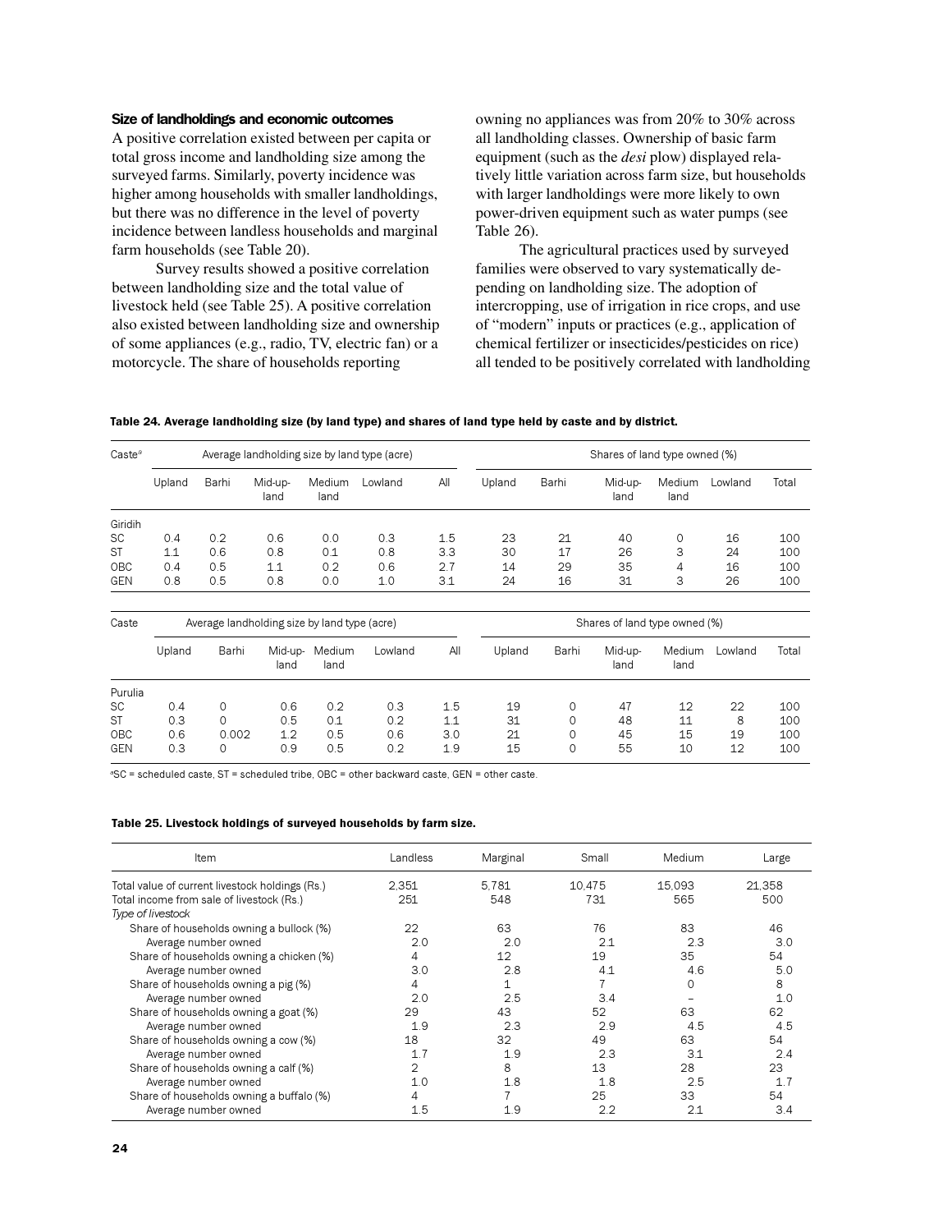### Size of landholdings and economic outcomes

A positive correlation existed between per capita or total gross income and landholding size among the surveyed farms. Similarly, poverty incidence was higher among households with smaller landholdings, but there was no difference in the level of poverty incidence between landless households and marginal farm households (see Table 20).

Survey results showed a positive correlation between landholding size and the total value of livestock held (see Table 25). A positive correlation also existed between landholding size and ownership of some appliances (e.g., radio, TV, electric fan) or a motorcycle. The share of households reporting owning no appliances was from 20% to 30% across all landholding classes. Ownership of basic farm equipment (such as the *desi* plow) displayed relatively little variation across farm size, but households with larger landholdings were more likely to own power-driven equipment such as water pumps (see Table 26).

The agricultural practices used by surveyed families were observed to vary systematically depending on landholding size. The adoption of intercropping, use of irrigation in rice crops, and use of "modern" inputs or practices (e.g., application of chemical fertilizer or insecticides/pesticides on rice) all tended to be positively correlated with landholding

**Table 24. Average landholding size (by land type) and shares of land type held by caste and by district.**

| Caste[a] | Average landholding size by land type (acre) | | | | | | Shares of land type owned (%) | | | | | |
|---|---|---|---|---|---|---|---|---|---|---|---|---|
| | Upland | Barhi | Mid-up-land | Medium land | Lowland | All | Upland | Barhi | Mid-up-land | Medium land | Lowland | Total |
| Giridih | | | | | | | | | | | | |
| SC | 0.4 | 0.2 | 0.6 | 0.0 | 0.3 | 1.5 | 23 | 21 | 40 | 0 | 16 | 100 |
| ST | 1.1 | 0.6 | 0.8 | 0.1 | 0.8 | 3.3 | 30 | 17 | 26 | 3 | 24 | 100 |
| OBC | 0.4 | 0.5 | 1.1 | 0.2 | 0.6 | 2.7 | 14 | 29 | 35 | 4 | 16 | 100 |
| GEN | 0.8 | 0.5 | 0.8 | 0.0 | 1.0 | 3.1 | 24 | 16 | 31 | 3 | 26 | 100 |
| Purulia | | | | | | | | | | | | |
| SC | 0.4 | 0 | 0.6 | 0.2 | 0.3 | 1.5 | 19 | 0 | 47 | 12 | 22 | 100 |
| ST | 0.3 | 0 | 0.5 | 0.1 | 0.2 | 1.1 | 31 | 0 | 48 | 11 | 8 | 100 |
| OBC | 0.6 | 0.002 | 1.2 | 0.5 | 0.6 | 3.0 | 21 | 0 | 45 | 15 | 19 | 100 |
| GEN | 0.3 | 0 | 0.9 | 0.5 | 0.2 | 1.9 | 15 | 0 | 55 | 10 | 12 | 100 |

[a]SC = scheduled caste, ST = scheduled tribe, OBC = other backward caste, GEN = other caste.

**Table 25. Livestock holdings of surveyed households by farm size.**

| Item | Landless | Marginal | Small | Medium | Large |
|---|---|---|---|---|---|
| Total value of current livestock holdings (Rs.) | 2,351 | 5,781 | 10,475 | 15,093 | 21,358 |
| Total income from sale of livestock (Rs.) | 251 | 548 | 731 | 565 | 500 |
| *Type of livestock* | | | | | |
| Share of households owning a bullock (%) | 22 | 63 | 76 | 83 | 46 |
| Average number owned | 2.0 | 2.0 | 2.1 | 2.3 | 3.0 |
| Share of households owning a chicken (%) | 4 | 12 | 19 | 35 | 54 |
| Average number owned | 3.0 | 2.8 | 4.1 | 4.6 | 5.0 |
| Share of households owning a pig (%) | 4 | 1 | 7 | 0 | 8 |
| Average number owned | 2.0 | 2.5 | 3.4 | – | 1.0 |
| Share of households owning a goat (%) | 29 | 43 | 52 | 63 | 62 |
| Average number owned | 1.9 | 2.3 | 2.9 | 4.5 | 4.5 |
| Share of households owning a cow (%) | 18 | 32 | 49 | 63 | 54 |
| Average number owned | 1.7 | 1.9 | 2.3 | 3.1 | 2.4 |
| Share of households owning a calf (%) | 2 | 8 | 13 | 28 | 23 |
| Average number owned | 1.0 | 1.8 | 1.8 | 2.5 | 1.7 |
| Share of households owning a buffalo (%) | 4 | 7 | 25 | 33 | 54 |
| Average number owned | 1.5 | 1.9 | 2.2 | 2.1 | 3.4 |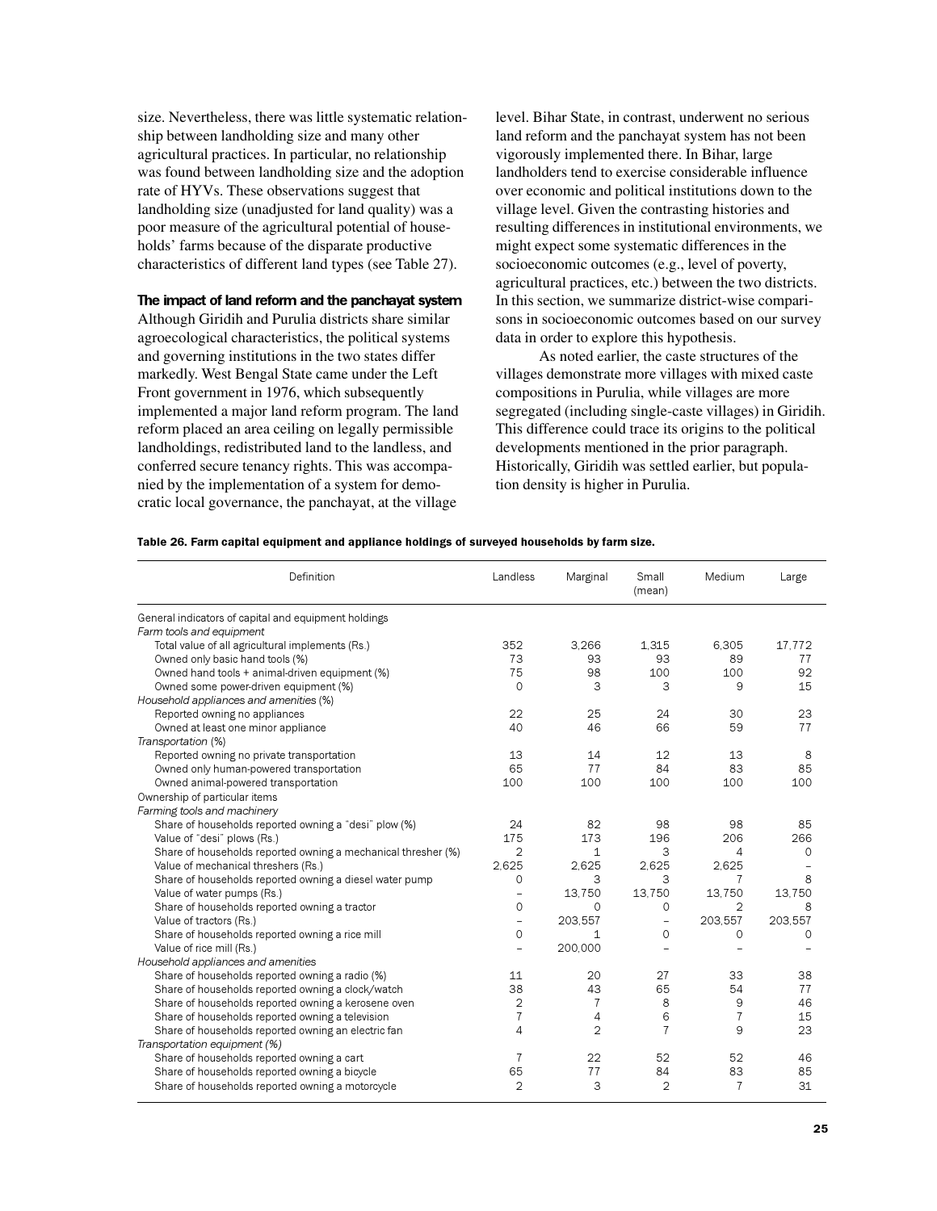size. Nevertheless, there was little systematic relationship between landholding size and many other agricultural practices. In particular, no relationship was found between landholding size and the adoption rate of HYVs. These observations suggest that landholding size (unadjusted for land quality) was a poor measure of the agricultural potential of households' farms because of the disparate productive characteristics of different land types (see Table 27).

**The impact of land reform and the panchayat system**

Although Giridih and Purulia districts share similar agroecological characteristics, the political systems and governing institutions in the two states differ markedly. West Bengal State came under the Left Front government in 1976, which subsequently implemented a major land reform program. The land reform placed an area ceiling on legally permissible landholdings, redistributed land to the landless, and conferred secure tenancy rights. This was accompanied by the implementation of a system for democratic local governance, the panchayat, at the village level. Bihar State, in contrast, underwent no serious land reform and the panchayat system has not been vigorously implemented there. In Bihar, large landholders tend to exercise considerable influence over economic and political institutions down to the village level. Given the contrasting histories and resulting differences in institutional environments, we might expect some systematic differences in the socioeconomic outcomes (e.g., level of poverty, agricultural practices, etc.) between the two districts. In this section, we summarize district-wise comparisons in socioeconomic outcomes based on our survey data in order to explore this hypothesis.

As noted earlier, the caste structures of the villages demonstrate more villages with mixed caste compositions in Purulia, while villages are more segregated (including single-caste villages) in Giridih. This difference could trace its origins to the political developments mentioned in the prior paragraph. Historically, Giridih was settled earlier, but population density is higher in Purulia.

**Table 26. Farm capital equipment and appliance holdings of surveyed households by farm size.**

| Definition | Landless | Marginal | Small (mean) | Medium | Large |
|---|---|---|---|---|---|
| General indicators of capital and equipment holdings | | | | | |
| *Farm tools and equipment* | | | | | |
| Total value of all agricultural implements (Rs.) | 352 | 3,266 | 1,315 | 6,305 | 17,772 |
| Owned only basic hand tools (%) | 73 | 93 | 93 | 89 | 77 |
| Owned hand tools + animal-driven equipment (%) | 75 | 98 | 100 | 100 | 92 |
| Owned some power-driven equipment (%) | 0 | 3 | 3 | 9 | 15 |
| *Household appliances and amenities* (%) | | | | | |
| Reported owning no appliances | 22 | 25 | 24 | 30 | 23 |
| Owned at least one minor appliance | 40 | 46 | 66 | 59 | 77 |
| *Transportation* (%) | | | | | |
| Reported owning no private transportation | 13 | 14 | 12 | 13 | 8 |
| Owned only human-powered transportation | 65 | 77 | 84 | 83 | 85 |
| Owned animal-powered transportation | 100 | 100 | 100 | 100 | 100 |
| Ownership of particular items | | | | | |
| *Farming tools and machinery* | | | | | |
| Share of households reported owning a "desi" plow (%) | 24 | 82 | 98 | 98 | 85 |
| Value of "desi" plows (Rs.) | 175 | 173 | 196 | 206 | 266 |
| Share of households reported owning a mechanical thresher (%) | 2 | 1 | 3 | 4 | 0 |
| Value of mechanical threshers (Rs.) | 2,625 | 2,625 | 2,625 | 2,625 | – |
| Share of households reported owning a diesel water pump | 0 | 3 | 3 | 7 | 8 |
| Value of water pumps (Rs.) | – | 13,750 | 13,750 | 13,750 | 13,750 |
| Share of households reported owning a tractor | 0 | 0 | 0 | 2 | 8 |
| Value of tractors (Rs.) | – | 203,557 | – | 203,557 | 203,557 |
| Share of households reported owning a rice mill | 0 | 1 | 0 | 0 | 0 |
| Value of rice mill (Rs.) | – | 200,000 | – | – | – |
| *Household appliances and amenities* | | | | | |
| Share of households reported owning a radio (%) | 11 | 20 | 27 | 33 | 38 |
| Share of households reported owning a clock/watch | 38 | 43 | 65 | 54 | 77 |
| Share of households reported owning a kerosene oven | 2 | 7 | 8 | 9 | 46 |
| Share of households reported owning a television | 7 | 4 | 6 | 7 | 15 |
| Share of households reported owning an electric fan | 4 | 2 | 7 | 9 | 23 |
| *Transportation equipment (%)* | | | | | |
| Share of households reported owning a cart | 7 | 22 | 52 | 52 | 46 |
| Share of households reported owning a bicycle | 65 | 77 | 84 | 83 | 85 |
| Share of households reported owning a motorcycle | 2 | 3 | 2 | 7 | 31 |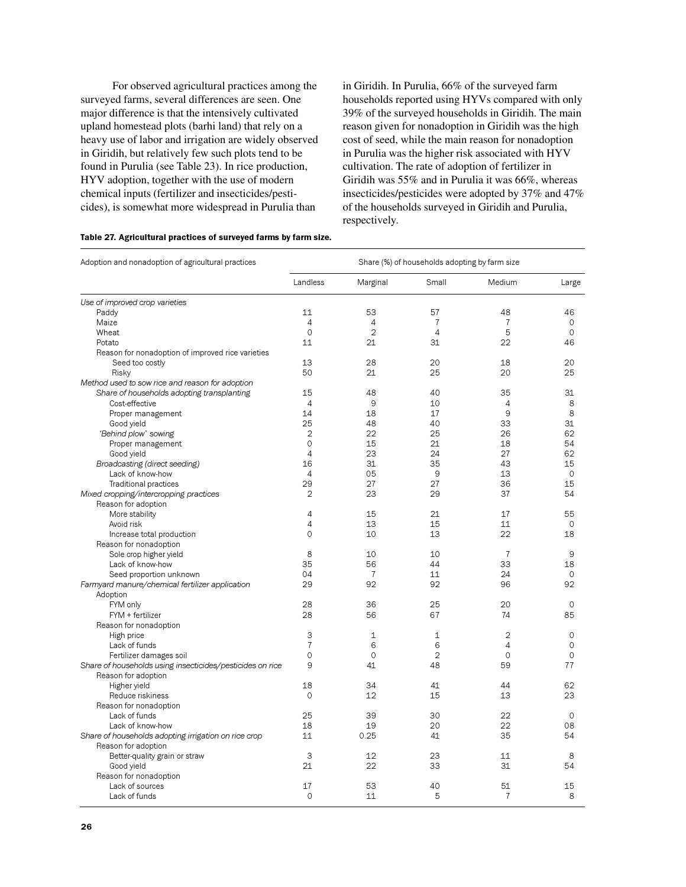For observed agricultural practices among the surveyed farms, several differences are seen. One major difference is that the intensively cultivated upland homestead plots (barhi land) that rely on a heavy use of labor and irrigation are widely observed in Giridih, but relatively few such plots tend to be found in Purulia (see Table 23). In rice production, HYV adoption, together with the use of modern chemical inputs (fertilizer and insecticides/pesticides), is somewhat more widespread in Purulia than in Giridih. In Purulia, 66% of the surveyed farm households reported using HYVs compared with only 39% of the surveyed households in Giridih. The main reason given for nonadoption in Giridih was the high cost of seed, while the main reason for nonadoption in Purulia was the higher risk associated with HYV cultivation. The rate of adoption of fertilizer in Giridih was 55% and in Purulia it was 66%, whereas insecticides/pesticides were adopted by 37% and 47% of the households surveyed in Giridih and Purulia, respectively.

**Table 27. Agricultural practices of surveyed farms by farm size.**

| Adoption and nonadoption of agricultural practices | Share (%) of households adopting by farm size | | | | |
|---|---|---|---|---|---|
| | Landless | Marginal | Small | Medium | Large |
| *Use of improved crop varieties* | | | | | |
| Paddy | 11 | 53 | 57 | 48 | 46 |
| Maize | 4 | 4 | 7 | 7 | 0 |
| Wheat | 0 | 2 | 4 | 5 | 0 |
| Potato | 11 | 21 | 31 | 22 | 46 |
| Reason for nonadoption of improved rice varieties | | | | | |
| Seed too costly | 13 | 28 | 20 | 18 | 20 |
| Risky | 50 | 21 | 25 | 20 | 25 |
| *Method used to sow rice and reason for adoption* | | | | | |
| *Share of households adopting transplanting* | 15 | 48 | 40 | 35 | 31 |
| Cost-effective | 4 | 9 | 10 | 4 | 8 |
| Proper management | 14 | 18 | 17 | 9 | 8 |
| Good yield | 25 | 48 | 40 | 33 | 31 |
| *"Behind plow" sowing* | 2 | 22 | 25 | 26 | 62 |
| Proper management | 0 | 15 | 21 | 18 | 54 |
| Good yield | 4 | 23 | 24 | 27 | 62 |
| *Broadcasting (direct seeding)* | 16 | 31 | 35 | 43 | 15 |
| Lack of know-how | 4 | 05 | 9 | 13 | 0 |
| Traditional practices | 29 | 27 | 27 | 36 | 15 |
| *Mixed cropping/intercropping practices* | 2 | 23 | 29 | 37 | 54 |
| Reason for adoption | | | | | |
| More stability | 4 | 15 | 21 | 17 | 55 |
| Avoid risk | 4 | 13 | 15 | 11 | 0 |
| Increase total production | 0 | 10 | 13 | 22 | 18 |
| Reason for nonadoption | | | | | |
| Sole crop higher yield | 8 | 10 | 10 | 7 | 9 |
| Lack of know-how | 35 | 56 | 44 | 33 | 18 |
| Seed proportion unknown | 04 | 7 | 11 | 24 | 0 |
| *Farmyard manure/chemical fertilizer application* | 29 | 92 | 92 | 96 | 92 |
| Adoption | | | | | |
| FYM only | 28 | 36 | 25 | 20 | 0 |
| FYM + fertilizer | 28 | 56 | 67 | 74 | 85 |
| Reason for nonadoption | | | | | |
| High price | 3 | 1 | 1 | 2 | 0 |
| Lack of funds | 7 | 6 | 6 | 4 | 0 |
| Fertilizer damages soil | 0 | 0 | 2 | 0 | 0 |
| *Share of households using insecticides/pesticides on rice* | 9 | 41 | 48 | 59 | 77 |
| Reason for adoption | | | | | |
| Higher yield | 18 | 34 | 41 | 44 | 62 |
| Reduce riskiness | 0 | 12 | 15 | 13 | 23 |
| Reason for nonadoption | | | | | |
| Lack of funds | 25 | 39 | 30 | 22 | 0 |
| Lack of know-how | 18 | 19 | 20 | 22 | 08 |
| *Share of households adopting irrigation on rice crop* | 11 | 0.25 | 41 | 35 | 54 |
| Reason for adoption | | | | | |
| Better-quality grain or straw | 3 | 12 | 23 | 11 | 8 |
| Good yield | 21 | 22 | 33 | 31 | 54 |
| Reason for nonadoption | | | | | |
| Lack of sources | 17 | 53 | 40 | 51 | 15 |
| Lack of funds | 0 | 11 | 5 | 7 | 8 |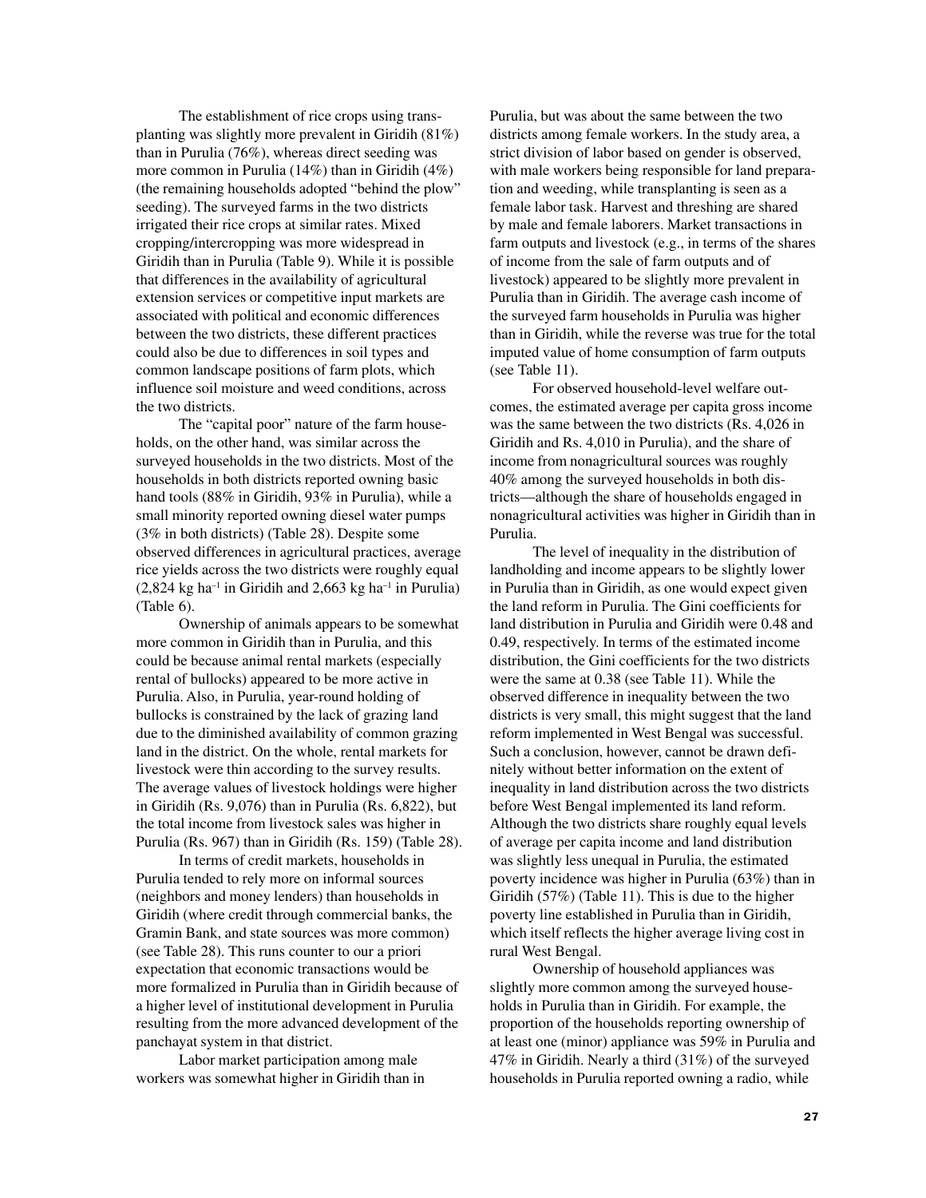The establishment of rice crops using transplanting was slightly more prevalent in Giridih (81%) than in Purulia (76%), whereas direct seeding was more common in Purulia (14%) than in Giridih (4%) (the remaining households adopted "behind the plow" seeding). The surveyed farms in the two districts irrigated their rice crops at similar rates. Mixed cropping/intercropping was more widespread in Giridih than in Purulia (Table 9). While it is possible that differences in the availability of agricultural extension services or competitive input markets are associated with political and economic differences between the two districts, these different practices could also be due to differences in soil types and common landscape positions of farm plots, which influence soil moisture and weed conditions, across the two districts.

The "capital poor" nature of the farm households, on the other hand, was similar across the surveyed households in the two districts. Most of the households in both districts reported owning basic hand tools (88% in Giridih, 93% in Purulia), while a small minority reported owning diesel water pumps (3% in both districts) (Table 28). Despite some observed differences in agricultural practices, average rice yields across the two districts were roughly equal (2,824 kg ha$^{-1}$ in Giridih and 2,663 kg ha$^{-1}$ in Purulia) (Table 6).

Ownership of animals appears to be somewhat more common in Giridih than in Purulia, and this could be because animal rental markets (especially rental of bullocks) appeared to be more active in Purulia. Also, in Purulia, year-round holding of bullocks is constrained by the lack of grazing land due to the diminished availability of common grazing land in the district. On the whole, rental markets for livestock were thin according to the survey results. The average values of livestock holdings were higher in Giridih (Rs. 9,076) than in Purulia (Rs. 6,822), but the total income from livestock sales was higher in Purulia (Rs. 967) than in Giridih (Rs. 159) (Table 28).

In terms of credit markets, households in Purulia tended to rely more on informal sources (neighbors and money lenders) than households in Giridih (where credit through commercial banks, the Gramin Bank, and state sources was more common) (see Table 28). This runs counter to our a priori expectation that economic transactions would be more formalized in Purulia than in Giridih because of a higher level of institutional development in Purulia resulting from the more advanced development of the panchayat system in that district.

Labor market participation among male workers was somewhat higher in Giridih than in Purulia, but was about the same between the two districts among female workers. In the study area, a strict division of labor based on gender is observed, with male workers being responsible for land preparation and weeding, while transplanting is seen as a female labor task. Harvest and threshing are shared by male and female laborers. Market transactions in farm outputs and livestock (e.g., in terms of the shares of income from the sale of farm outputs and of livestock) appeared to be slightly more prevalent in Purulia than in Giridih. The average cash income of the surveyed farm households in Purulia was higher than in Giridih, while the reverse was true for the total imputed value of home consumption of farm outputs (see Table 11).

For observed household-level welfare outcomes, the estimated average per capita gross income was the same between the two districts (Rs. 4,026 in Giridih and Rs. 4,010 in Purulia), and the share of income from nonagricultural sources was roughly 40% among the surveyed households in both districts—although the share of households engaged in nonagricultural activities was higher in Giridih than in Purulia.

The level of inequality in the distribution of landholding and income appears to be slightly lower in Purulia than in Giridih, as one would expect given the land reform in Purulia. The Gini coefficients for land distribution in Purulia and Giridih were 0.48 and 0.49, respectively. In terms of the estimated income distribution, the Gini coefficients for the two districts were the same at 0.38 (see Table 11). While the observed difference in inequality between the two districts is very small, this might suggest that the land reform implemented in West Bengal was successful. Such a conclusion, however, cannot be drawn definitely without better information on the extent of inequality in land distribution across the two districts before West Bengal implemented its land reform. Although the two districts share roughly equal levels of average per capita income and land distribution was slightly less unequal in Purulia, the estimated poverty incidence was higher in Purulia (63%) than in Giridih (57%) (Table 11). This is due to the higher poverty line established in Purulia than in Giridih, which itself reflects the higher average living cost in rural West Bengal.

Ownership of household appliances was slightly more common among the surveyed households in Purulia than in Giridih. For example, the proportion of the households reporting ownership of at least one (minor) appliance was 59% in Purulia and 47% in Giridih. Nearly a third (31%) of the surveyed households in Purulia reported owning a radio, while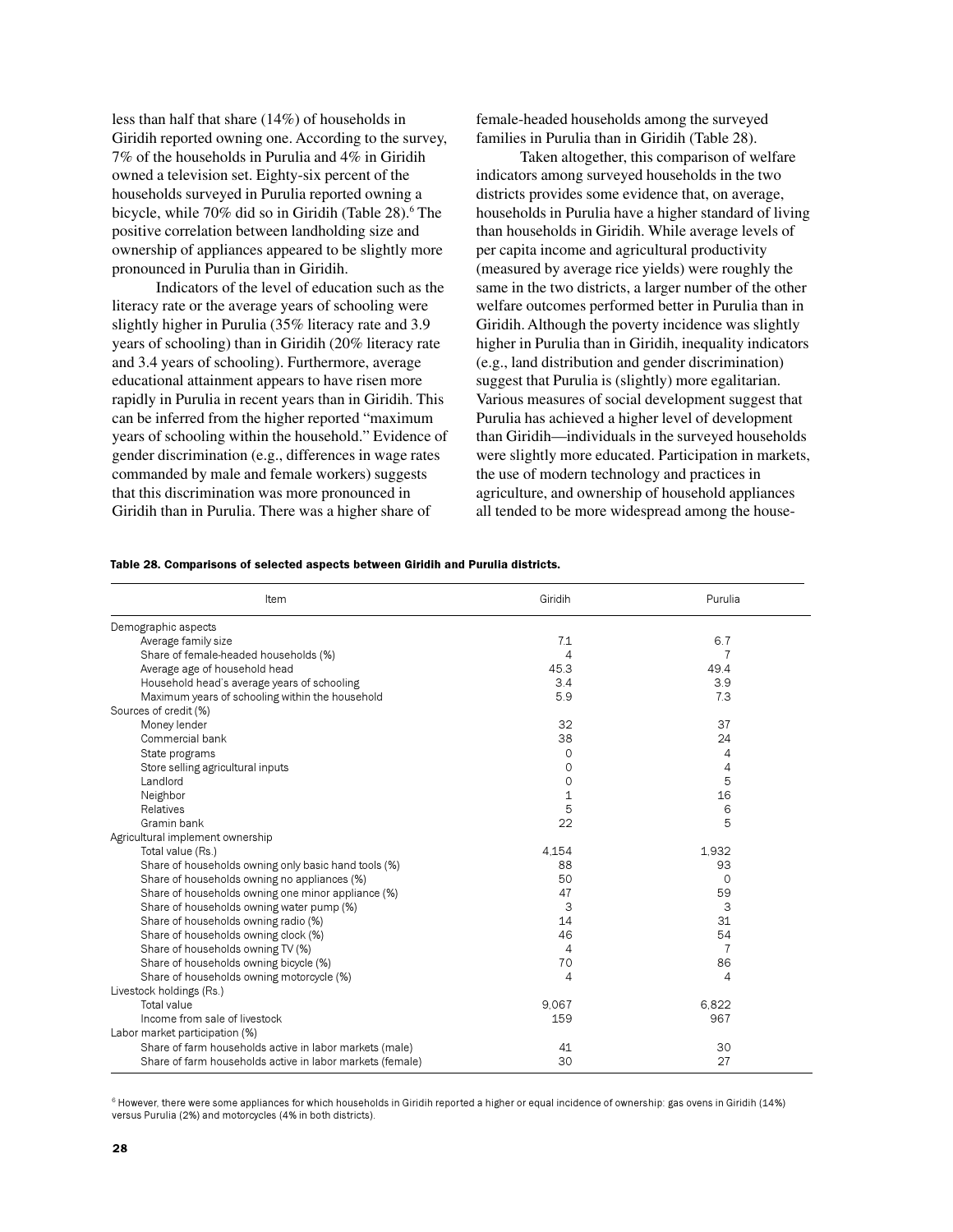less than half that share (14%) of households in Giridih reported owning one. According to the survey, 7% of the households in Purulia and 4% in Giridih owned a television set. Eighty-six percent of the households surveyed in Purulia reported owning a bicycle, while 70% did so in Giridih (Table 28).[6] The positive correlation between landholding size and ownership of appliances appeared to be slightly more pronounced in Purulia than in Giridih.

Indicators of the level of education such as the literacy rate or the average years of schooling were slightly higher in Purulia (35% literacy rate and 3.9 years of schooling) than in Giridih (20% literacy rate and 3.4 years of schooling). Furthermore, average educational attainment appears to have risen more rapidly in Purulia in recent years than in Giridih. This can be inferred from the higher reported "maximum years of schooling within the household." Evidence of gender discrimination (e.g., differences in wage rates commanded by male and female workers) suggests that this discrimination was more pronounced in Giridih than in Purulia. There was a higher share of female-headed households among the surveyed families in Purulia than in Giridih (Table 28).

Taken altogether, this comparison of welfare indicators among surveyed households in the two districts provides some evidence that, on average, households in Purulia have a higher standard of living than households in Giridih. While average levels of per capita income and agricultural productivity (measured by average rice yields) were roughly the same in the two districts, a larger number of the other welfare outcomes performed better in Purulia than in Giridih. Although the poverty incidence was slightly higher in Purulia than in Giridih, inequality indicators (e.g., land distribution and gender discrimination) suggest that Purulia is (slightly) more egalitarian. Various measures of social development suggest that Purulia has achieved a higher level of development than Giridih—individuals in the surveyed households were slightly more educated. Participation in markets, the use of modern technology and practices in agriculture, and ownership of household appliances all tended to be more widespread among the house-

**Table 28. Comparisons of selected aspects between Giridih and Purulia districts.**

| Item | Giridih | Purulia |
|---|---|---|
| Demographic aspects | | |
| Average family size | 7.1 | 6.7 |
| Share of female-headed households (%) | 4 | 7 |
| Average age of household head | 45.3 | 49.4 |
| Household head's average years of schooling | 3.4 | 3.9 |
| Maximum years of schooling within the household | 5.9 | 7.3 |
| Sources of credit (%) | | |
| Money lender | 32 | 37 |
| Commercial bank | 38 | 24 |
| State programs | 0 | 4 |
| Store selling agricultural inputs | 0 | 4 |
| Landlord | 0 | 5 |
| Neighbor | 1 | 16 |
| Relatives | 5 | 6 |
| Gramin bank | 22 | 5 |
| Agricultural implement ownership | | |
| Total value (Rs.) | 4,154 | 1,932 |
| Share of households owning only basic hand tools (%) | 88 | 93 |
| Share of households owning no appliances (%) | 50 | 0 |
| Share of households owning one minor appliance (%) | 47 | 59 |
| Share of households owning water pump (%) | 3 | 3 |
| Share of households owning radio (%) | 14 | 31 |
| Share of households owning clock (%) | 46 | 54 |
| Share of households owning TV (%) | 4 | 7 |
| Share of households owning bicycle (%) | 70 | 86 |
| Share of households owning motorcycle (%) | 4 | 4 |
| Livestock holdings (Rs.) | | |
| Total value | 9,067 | 6,822 |
| Income from sale of livestock | 159 | 967 |
| Labor market participation (%) | | |
| Share of farm households active in labor markets (male) | 41 | 30 |
| Share of farm households active in labor markets (female) | 30 | 27 |

[6] However, there were some appliances for which households in Giridih reported a higher or equal incidence of ownership: gas ovens in Giridih (14%) versus Purulia (2%) and motorcycles (4% in both districts).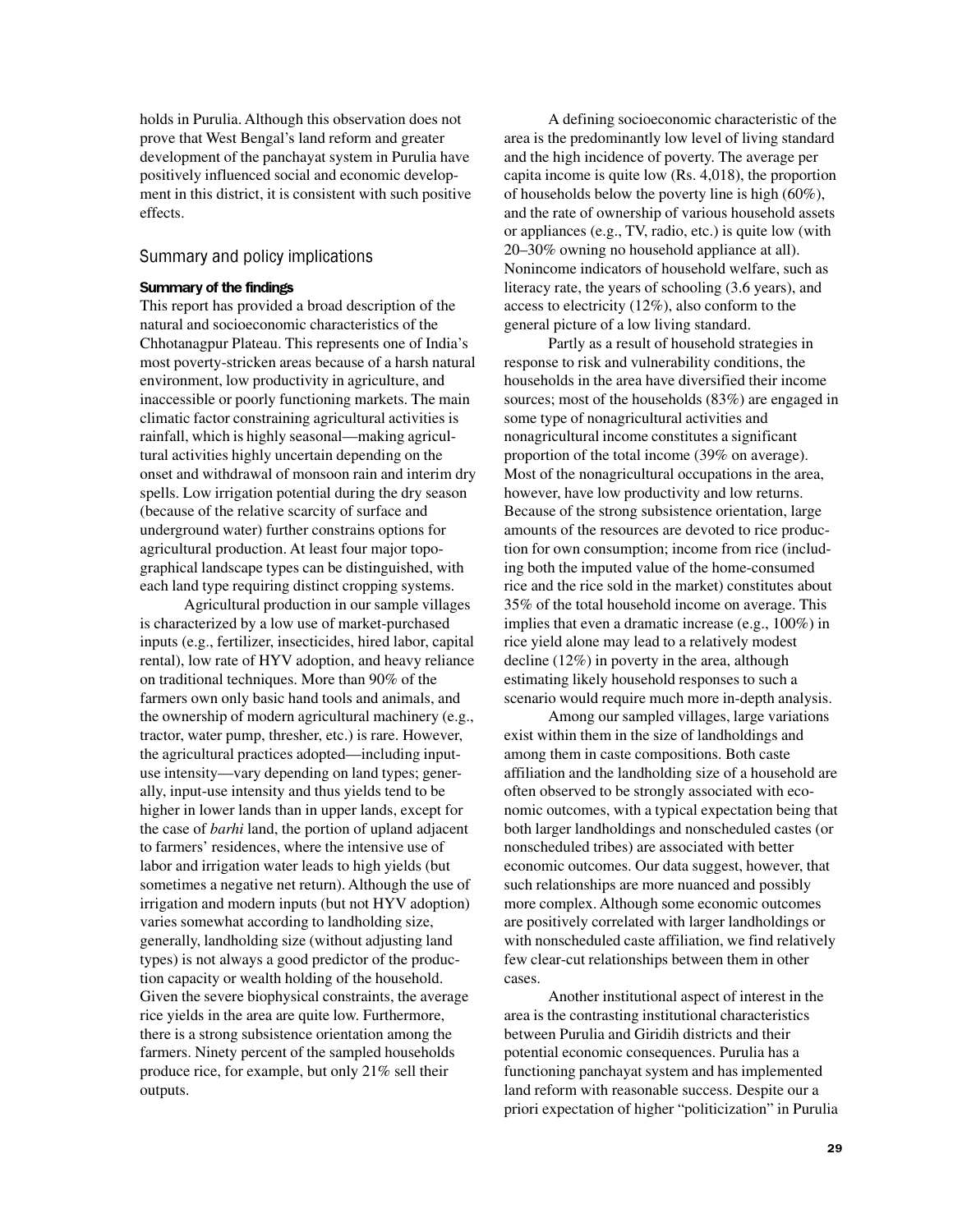holds in Purulia. Although this observation does not prove that West Bengal's land reform and greater development of the panchayat system in Purulia have positively influenced social and economic development in this district, it is consistent with such positive effects.

## Summary and policy implications

### Summary of the findings

This report has provided a broad description of the natural and socioeconomic characteristics of the Chhotanagpur Plateau. This represents one of India's most poverty-stricken areas because of a harsh natural environment, low productivity in agriculture, and inaccessible or poorly functioning markets. The main climatic factor constraining agricultural activities is rainfall, which is highly seasonal—making agricultural activities highly uncertain depending on the onset and withdrawal of monsoon rain and interim dry spells. Low irrigation potential during the dry season (because of the relative scarcity of surface and underground water) further constrains options for agricultural production. At least four major topographical landscape types can be distinguished, with each land type requiring distinct cropping systems.

Agricultural production in our sample villages is characterized by a low use of market-purchased inputs (e.g., fertilizer, insecticides, hired labor, capital rental), low rate of HYV adoption, and heavy reliance on traditional techniques. More than 90% of the farmers own only basic hand tools and animals, and the ownership of modern agricultural machinery (e.g., tractor, water pump, thresher, etc.) is rare. However, the agricultural practices adopted—including input-use intensity—vary depending on land types; generally, input-use intensity and thus yields tend to be higher in lower lands than in upper lands, except for the case of *barhi* land, the portion of upland adjacent to farmers' residences, where the intensive use of labor and irrigation water leads to high yields (but sometimes a negative net return). Although the use of irrigation and modern inputs (but not HYV adoption) varies somewhat according to landholding size, generally, landholding size (without adjusting land types) is not always a good predictor of the production capacity or wealth holding of the household. Given the severe biophysical constraints, the average rice yields in the area are quite low. Furthermore, there is a strong subsistence orientation among the farmers. Ninety percent of the sampled households produce rice, for example, but only 21% sell their outputs.

A defining socioeconomic characteristic of the area is the predominantly low level of living standard and the high incidence of poverty. The average per capita income is quite low (Rs. 4,018), the proportion of households below the poverty line is high (60%), and the rate of ownership of various household assets or appliances (e.g., TV, radio, etc.) is quite low (with 20–30% owning no household appliance at all). Nonincome indicators of household welfare, such as literacy rate, the years of schooling (3.6 years), and access to electricity (12%), also conform to the general picture of a low living standard.

Partly as a result of household strategies in response to risk and vulnerability conditions, the households in the area have diversified their income sources; most of the households (83%) are engaged in some type of nonagricultural activities and nonagricultural income constitutes a significant proportion of the total income (39% on average). Most of the nonagricultural occupations in the area, however, have low productivity and low returns. Because of the strong subsistence orientation, large amounts of the resources are devoted to rice production for own consumption; income from rice (including both the imputed value of the home-consumed rice and the rice sold in the market) constitutes about 35% of the total household income on average. This implies that even a dramatic increase (e.g., 100%) in rice yield alone may lead to a relatively modest decline (12%) in poverty in the area, although estimating likely household responses to such a scenario would require much more in-depth analysis.

Among our sampled villages, large variations exist within them in the size of landholdings and among them in caste compositions. Both caste affiliation and the landholding size of a household are often observed to be strongly associated with economic outcomes, with a typical expectation being that both larger landholdings and nonscheduled castes (or nonscheduled tribes) are associated with better economic outcomes. Our data suggest, however, that such relationships are more nuanced and possibly more complex. Although some economic outcomes are positively correlated with larger landholdings or with nonscheduled caste affiliation, we find relatively few clear-cut relationships between them in other cases.

Another institutional aspect of interest in the area is the contrasting institutional characteristics between Purulia and Giridih districts and their potential economic consequences. Purulia has a functioning panchayat system and has implemented land reform with reasonable success. Despite our a priori expectation of higher "politicization" in Purulia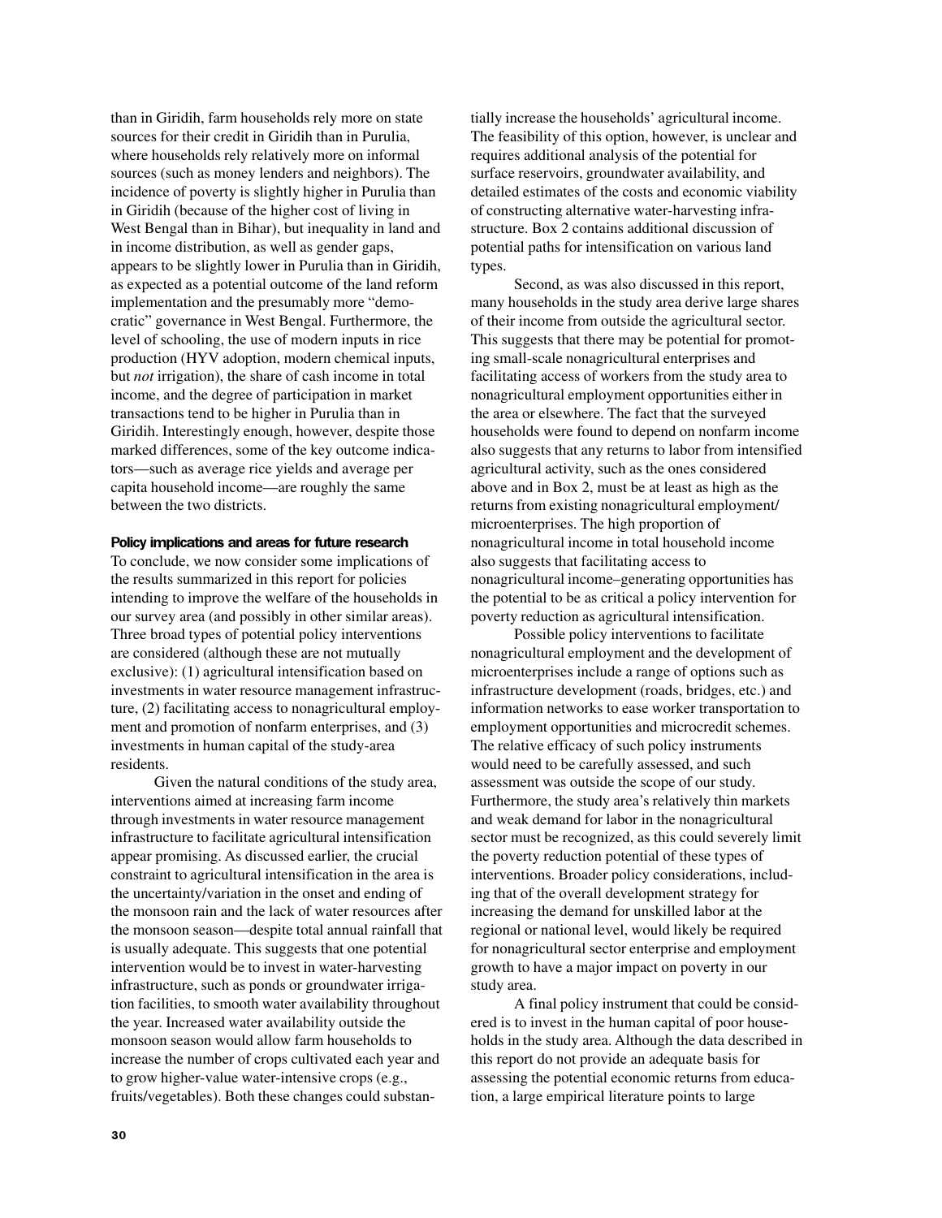than in Giridih, farm households rely more on state sources for their credit in Giridih than in Purulia, where households rely relatively more on informal sources (such as money lenders and neighbors). The incidence of poverty is slightly higher in Purulia than in Giridih (because of the higher cost of living in West Bengal than in Bihar), but inequality in land and in income distribution, as well as gender gaps, appears to be slightly lower in Purulia than in Giridih, as expected as a potential outcome of the land reform implementation and the presumably more "democratic" governance in West Bengal. Furthermore, the level of schooling, the use of modern inputs in rice production (HYV adoption, modern chemical inputs, but *not* irrigation), the share of cash income in total income, and the degree of participation in market transactions tend to be higher in Purulia than in Giridih. Interestingly enough, however, despite those marked differences, some of the key outcome indicators—such as average rice yields and average per capita household income—are roughly the same between the two districts.

**Policy implications and areas for future research**

To conclude, we now consider some implications of the results summarized in this report for policies intending to improve the welfare of the households in our survey area (and possibly in other similar areas). Three broad types of potential policy interventions are considered (although these are not mutually exclusive): (1) agricultural intensification based on investments in water resource management infrastructure, (2) facilitating access to nonagricultural employment and promotion of nonfarm enterprises, and (3) investments in human capital of the study-area residents.

Given the natural conditions of the study area, interventions aimed at increasing farm income through investments in water resource management infrastructure to facilitate agricultural intensification appear promising. As discussed earlier, the crucial constraint to agricultural intensification in the area is the uncertainty/variation in the onset and ending of the monsoon rain and the lack of water resources after the monsoon season—despite total annual rainfall that is usually adequate. This suggests that one potential intervention would be to invest in water-harvesting infrastructure, such as ponds or groundwater irrigation facilities, to smooth water availability throughout the year. Increased water availability outside the monsoon season would allow farm households to increase the number of crops cultivated each year and to grow higher-value water-intensive crops (e.g., fruits/vegetables). Both these changes could substantially increase the households' agricultural income. The feasibility of this option, however, is unclear and requires additional analysis of the potential for surface reservoirs, groundwater availability, and detailed estimates of the costs and economic viability of constructing alternative water-harvesting infrastructure. Box 2 contains additional discussion of potential paths for intensification on various land types.

Second, as was also discussed in this report, many households in the study area derive large shares of their income from outside the agricultural sector. This suggests that there may be potential for promoting small-scale nonagricultural enterprises and facilitating access of workers from the study area to nonagricultural employment opportunities either in the area or elsewhere. The fact that the surveyed households were found to depend on nonfarm income also suggests that any returns to labor from intensified agricultural activity, such as the ones considered above and in Box 2, must be at least as high as the returns from existing nonagricultural employment/microenterprises. The high proportion of nonagricultural income in total household income also suggests that facilitating access to nonagricultural income–generating opportunities has the potential to be as critical a policy intervention for poverty reduction as agricultural intensification.

Possible policy interventions to facilitate nonagricultural employment and the development of microenterprises include a range of options such as infrastructure development (roads, bridges, etc.) and information networks to ease worker transportation to employment opportunities and microcredit schemes. The relative efficacy of such policy instruments would need to be carefully assessed, and such assessment was outside the scope of our study. Furthermore, the study area's relatively thin markets and weak demand for labor in the nonagricultural sector must be recognized, as this could severely limit the poverty reduction potential of these types of interventions. Broader policy considerations, including that of the overall development strategy for increasing the demand for unskilled labor at the regional or national level, would likely be required for nonagricultural sector enterprise and employment growth to have a major impact on poverty in our study area.

A final policy instrument that could be considered is to invest in the human capital of poor households in the study area. Although the data described in this report do not provide an adequate basis for assessing the potential economic returns from education, a large empirical literature points to large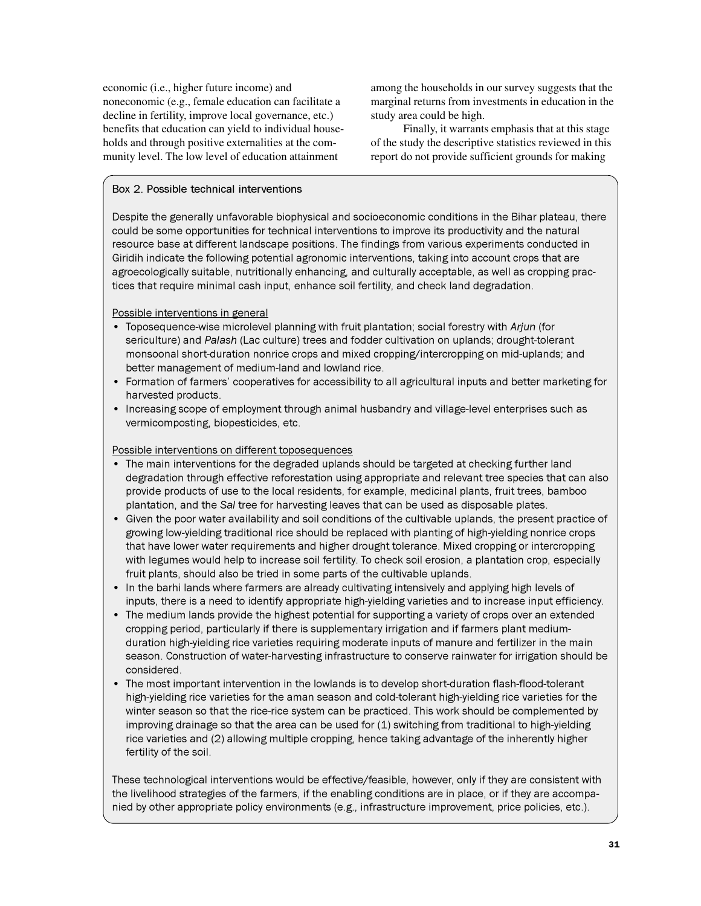economic (i.e., higher future income) and noneconomic (e.g., female education can facilitate a decline in fertility, improve local governance, etc.) benefits that education can yield to individual households and through positive externalities at the community level. The low level of education attainment among the households in our survey suggests that the marginal returns from investments in education in the study area could be high.

Finally, it warrants emphasis that at this stage of the study the descriptive statistics reviewed in this report do not provide sufficient grounds for making

### Box 2. Possible technical interventions

Despite the generally unfavorable biophysical and socioeconomic conditions in the Bihar plateau, there could be some opportunities for technical interventions to improve its productivity and the natural resource base at different landscape positions. The findings from various experiments conducted in Giridih indicate the following potential agronomic interventions, taking into account crops that are agroecologically suitable, nutritionally enhancing, and culturally acceptable, as well as cropping practices that require minimal cash input, enhance soil fertility, and check land degradation.

Possible interventions in general

- Toposequence-wise microlevel planning with fruit plantation; social forestry with *Arjun* (for sericulture) and *Palash* (Lac culture) trees and fodder cultivation on uplands; drought-tolerant monsoonal short-duration nonrice crops and mixed cropping/intercropping on mid-uplands; and better management of medium-land and lowland rice.
- Formation of farmers' cooperatives for accessibility to all agricultural inputs and better marketing for harvested products.
- Increasing scope of employment through animal husbandry and village-level enterprises such as vermicomposting, biopesticides, etc.

Possible interventions on different toposequences

- The main interventions for the degraded uplands should be targeted at checking further land degradation through effective reforestation using appropriate and relevant tree species that can also provide products of use to the local residents, for example, medicinal plants, fruit trees, bamboo plantation, and the *Sal* tree for harvesting leaves that can be used as disposable plates.
- Given the poor water availability and soil conditions of the cultivable uplands, the present practice of growing low-yielding traditional rice should be replaced with planting of high-yielding nonrice crops that have lower water requirements and higher drought tolerance. Mixed cropping or intercropping with legumes would help to increase soil fertility. To check soil erosion, a plantation crop, especially fruit plants, should also be tried in some parts of the cultivable uplands.
- In the barhi lands where farmers are already cultivating intensively and applying high levels of inputs, there is a need to identify appropriate high-yielding varieties and to increase input efficiency.
- The medium lands provide the highest potential for supporting a variety of crops over an extended cropping period, particularly if there is supplementary irrigation and if farmers plant medium-duration high-yielding rice varieties requiring moderate inputs of manure and fertilizer in the main season. Construction of water-harvesting infrastructure to conserve rainwater for irrigation should be considered.
- The most important intervention in the lowlands is to develop short-duration flash-flood-tolerant high-yielding rice varieties for the aman season and cold-tolerant high-yielding rice varieties for the winter season so that the rice-rice system can be practiced. This work should be complemented by improving drainage so that the area can be used for (1) switching from traditional to high-yielding rice varieties and (2) allowing multiple cropping, hence taking advantage of the inherently higher fertility of the soil.

These technological interventions would be effective/feasible, however, only if they are consistent with the livelihood strategies of the farmers, if the enabling conditions are in place, or if they are accompanied by other appropriate policy environments (e.g., infrastructure improvement, price policies, etc.).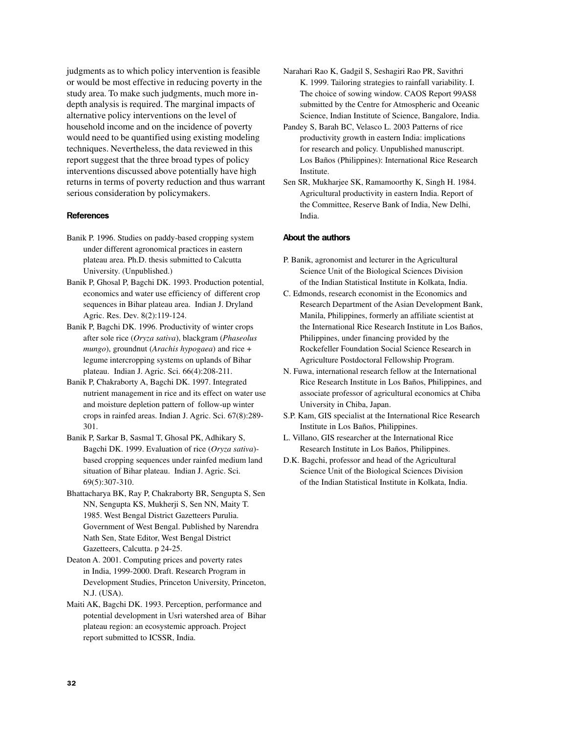judgments as to which policy intervention is feasible or would be most effective in reducing poverty in the study area. To make such judgments, much more in-depth analysis is required. The marginal impacts of alternative policy interventions on the level of household income and on the incidence of poverty would need to be quantified using existing modeling techniques. Nevertheless, the data reviewed in this report suggest that the three broad types of policy interventions discussed above potentially have high returns in terms of poverty reduction and thus warrant serious consideration by policymakers.

### References

Banik P. 1996. Studies on paddy-based cropping system under different agronomical practices in eastern plateau area. Ph.D. thesis submitted to Calcutta University. (Unpublished.)

Banik P, Ghosal P, Bagchi DK. 1993. Production potential, economics and water use efficiency of different crop sequences in Bihar plateau area. Indian J. Dryland Agric. Res. Dev. 8(2):119-124.

Banik P, Bagchi DK. 1996. Productivity of winter crops after sole rice (*Oryza sativa*), blackgram (*Phaseolus mungo*), groundnut (*Arachis hypogaea*) and rice + legume intercropping systems on uplands of Bihar plateau. Indian J. Agric. Sci. 66(4):208-211.

Banik P, Chakraborty A, Bagchi DK. 1997. Integrated nutrient management in rice and its effect on water use and moisture depletion pattern of follow-up winter crops in rainfed areas. Indian J. Agric. Sci. 67(8):289-301.

Banik P, Sarkar B, Sasmal T, Ghosal PK, Adhikary S, Bagchi DK. 1999. Evaluation of rice (*Oryza sativa*)-based cropping sequences under rainfed medium land situation of Bihar plateau. Indian J. Agric. Sci. 69(5):307-310.

Bhattacharya BK, Ray P, Chakraborty BR, Sengupta S, Sen NN, Sengupta KS, Mukherji S, Sen NN, Maity T. 1985. West Bengal District Gazetteers Purulia. Government of West Bengal. Published by Narendra Nath Sen, State Editor, West Bengal District Gazetteers, Calcutta. p 24-25.

Deaton A. 2001. Computing prices and poverty rates in India, 1999-2000. Draft. Research Program in Development Studies, Princeton University, Princeton, N.J. (USA).

Maiti AK, Bagchi DK. 1993. Perception, performance and potential development in Usri watershed area of Bihar plateau region: an ecosystemic approach. Project report submitted to ICSSR, India.

Narahari Rao K, Gadgil S, Seshagiri Rao PR, Savithri K. 1999. Tailoring strategies to rainfall variability. I. The choice of sowing window. CAOS Report 99AS8 submitted by the Centre for Atmospheric and Oceanic Science, Indian Institute of Science, Bangalore, India.

Pandey S, Barah BC, Velasco L. 2003 Patterns of rice productivity growth in eastern India: implications for research and policy. Unpublished manuscript. Los Baños (Philippines): International Rice Research Institute.

Sen SR, Mukharjee SK, Ramamoorthy K, Singh H. 1984. Agricultural productivity in eastern India. Report of the Committee, Reserve Bank of India, New Delhi, India.

### About the authors

P. Banik, agronomist and lecturer in the Agricultural Science Unit of the Biological Sciences Division of the Indian Statistical Institute in Kolkata, India.

C. Edmonds, research economist in the Economics and Research Department of the Asian Development Bank, Manila, Philippines, formerly an affiliate scientist at the International Rice Research Institute in Los Baños, Philippines, under financing provided by the Rockefeller Foundation Social Science Research in Agriculture Postdoctoral Fellowship Program.

N. Fuwa, international research fellow at the International Rice Research Institute in Los Baños, Philippines, and associate professor of agricultural economics at Chiba University in Chiba, Japan.

S.P. Kam, GIS specialist at the International Rice Research Institute in Los Baños, Philippines.

L. Villano, GIS researcher at the International Rice Research Institute in Los Baños, Philippines.

D.K. Bagchi, professor and head of the Agricultural Science Unit of the Biological Sciences Division of the Indian Statistical Institute in Kolkata, India.